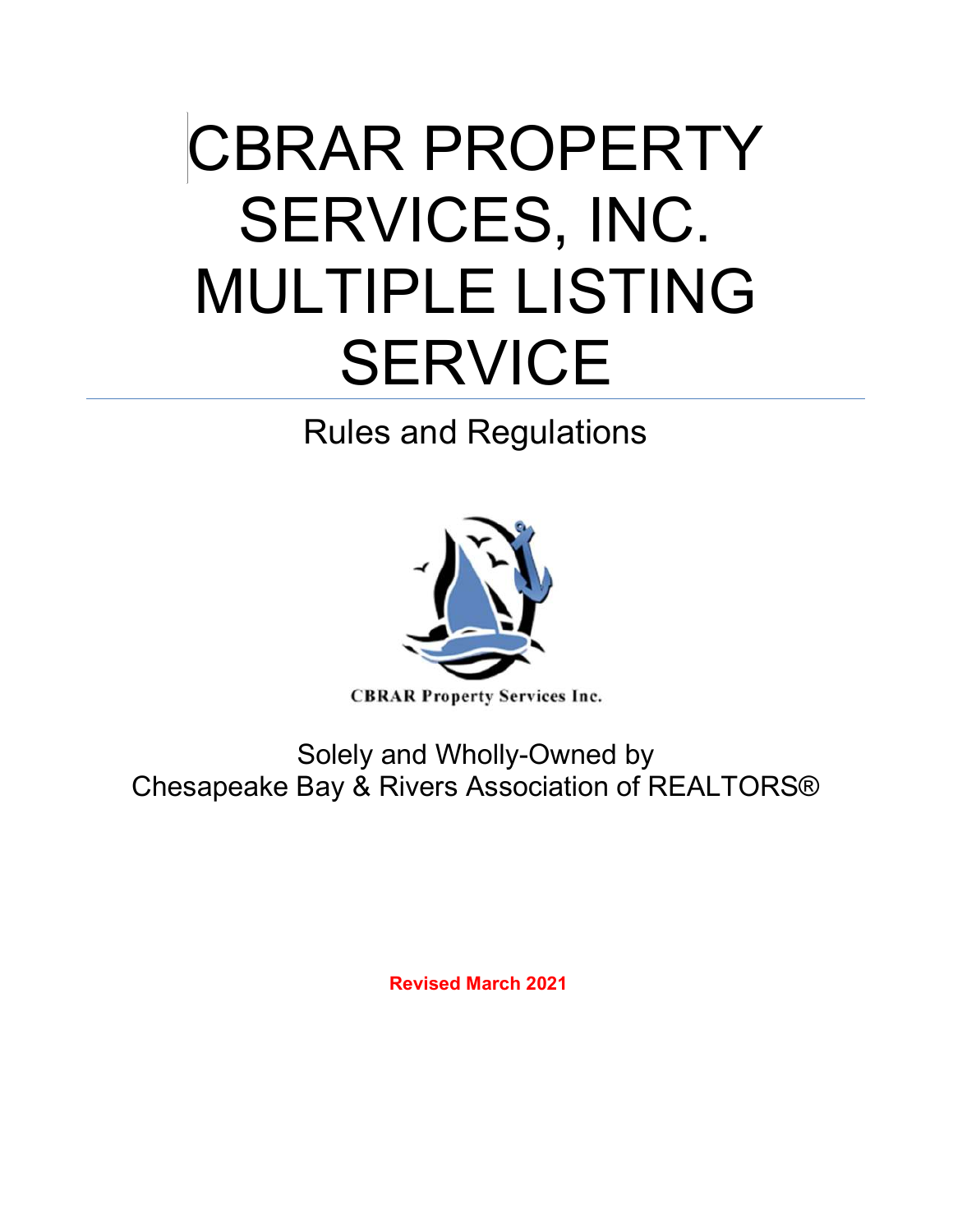# CBRAR PROPERTY SERVICES, INC. MULTIPLE LISTING SERVICE

## Rules and Regulations

CBRAR Property Services Inc.

Solely and Wholly-Owned by
Chesapeake Bay & Rivers Association of REALTORS®

**Revised March 2021**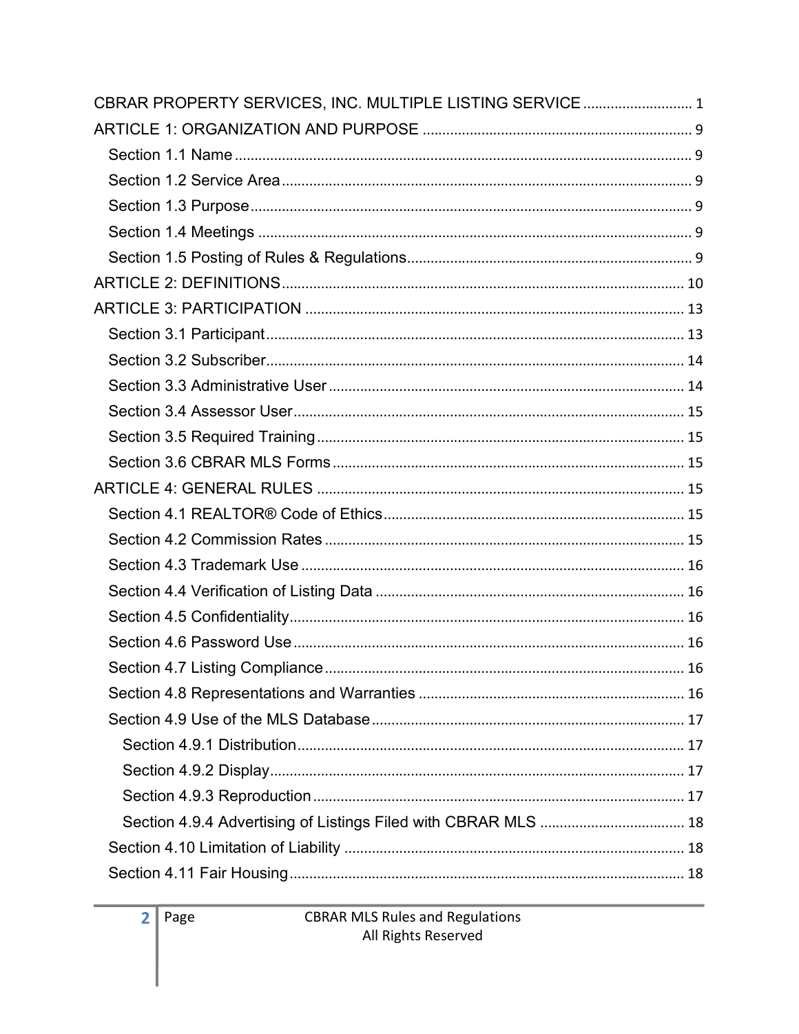CBRAR PROPERTY SERVICES, INC. MULTIPLE LISTING SERVICE ........................... 1

ARTICLE 1: ORGANIZATION AND PURPOSE .................................................................... 9

- Section 1.1 Name ................................................................................................................ 9
- Section 1.2 Service Area ..................................................................................................... 9
- Section 1.3 Purpose ............................................................................................................ 9
- Section 1.4 Meetings .......................................................................................................... 9
- Section 1.5 Posting of Rules & Regulations ........................................................................ 9

ARTICLE 2: DEFINITIONS ...................................................................................................... 10

ARTICLE 3: PARTICIPATION ................................................................................................ 13

- Section 3.1 Participant ........................................................................................................ 13
- Section 3.2 Subscriber ........................................................................................................ 14
- Section 3.3 Administrative User ......................................................................................... 14
- Section 3.4 Assessor User .................................................................................................. 15
- Section 3.5 Required Training ............................................................................................ 15
- Section 3.6 CBRAR MLS Forms ........................................................................................ 15

ARTICLE 4: GENERAL RULES .............................................................................................. 15

- Section 4.1 REALTOR® Code of Ethics ............................................................................. 15
- Section 4.2 Commission Rates ........................................................................................... 15
- Section 4.3 Trademark Use ................................................................................................. 16
- Section 4.4 Verification of Listing Data .............................................................................. 16
- Section 4.5 Confidentiality ................................................................................................... 16
- Section 4.6 Password Use ................................................................................................... 16
- Section 4.7 Listing Compliance ........................................................................................... 16
- Section 4.8 Representations and Warranties ..................................................................... 16
- Section 4.9 Use of the MLS Database ................................................................................ 17
  - Section 4.9.1 Distribution .................................................................................................. 17
  - Section 4.9.2 Display ........................................................................................................ 17
  - Section 4.9.3 Reproduction ............................................................................................... 17
  - Section 4.9.4 Advertising of Listings Filed with CBRAR MLS ........................................... 18
- Section 4.10 Limitation of Liability ....................................................................................... 18
- Section 4.11 Fair Housing .................................................................................................... 18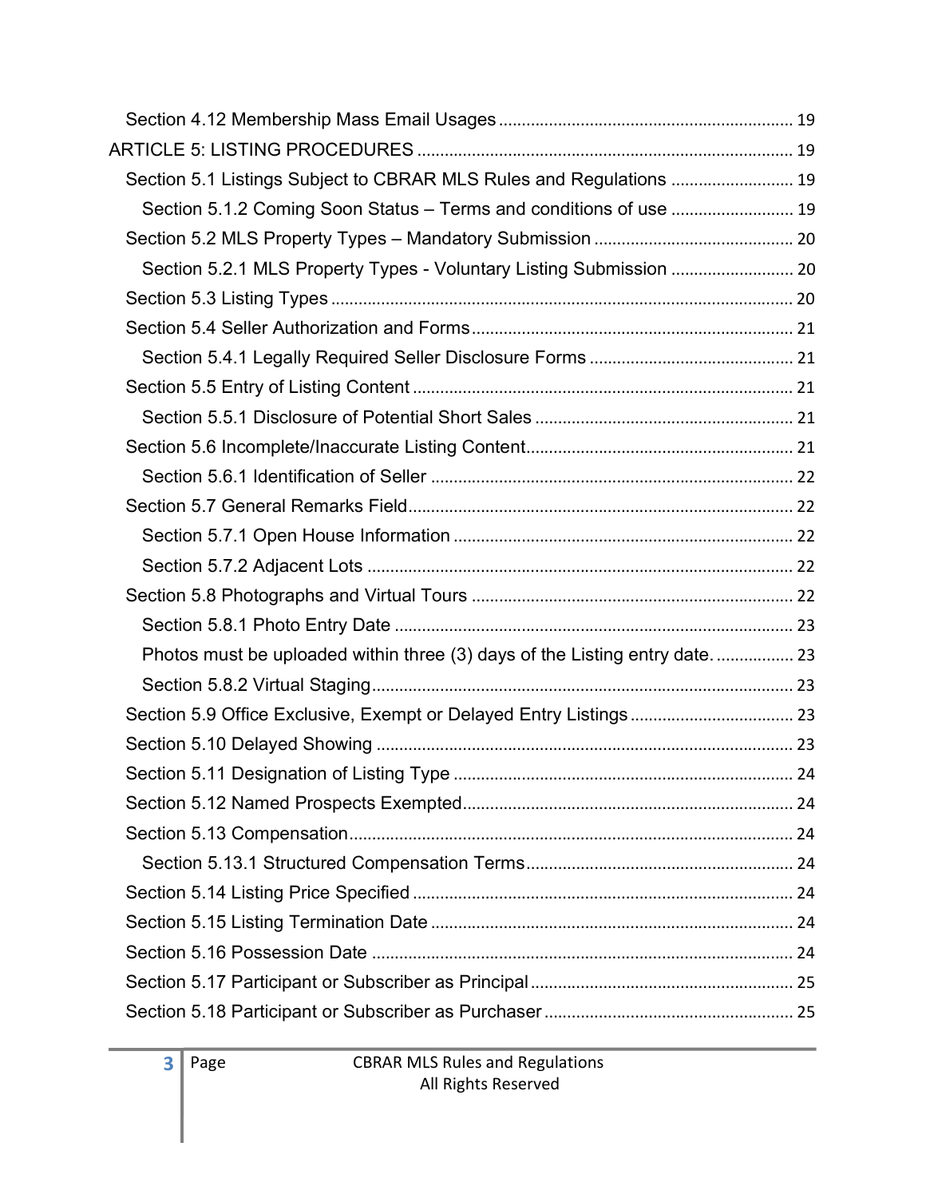Section 4.12 Membership Mass Email Usages ................................................................ 19

ARTICLE 5: LISTING PROCEDURES ................................................................................. 19

Section 5.1 Listings Subject to CBRAR MLS Rules and Regulations ........................... 19

Section 5.1.2 Coming Soon Status – Terms and conditions of use ........................... 19

Section 5.2 MLS Property Types – Mandatory Submission ........................................... 20

Section 5.2.1 MLS Property Types - Voluntary Listing Submission ........................... 20

Section 5.3 Listing Types .................................................................................................... 20

Section 5.4 Seller Authorization and Forms ..................................................................... 21

Section 5.4.1 Legally Required Seller Disclosure Forms ............................................ 21

Section 5.5 Entry of Listing Content .................................................................................. 21

Section 5.5.1 Disclosure of Potential Short Sales ........................................................ 21

Section 5.6 Incomplete/Inaccurate Listing Content.......................................................... 21

Section 5.6.1 Identification of Seller ............................................................................... 22

Section 5.7 General Remarks Field.................................................................................... 22

Section 5.7.1 Open House Information .......................................................................... 22

Section 5.7.2 Adjacent Lots ............................................................................................. 22

Section 5.8 Photographs and Virtual Tours ...................................................................... 22

Section 5.8.1 Photo Entry Date ....................................................................................... 23

Photos must be uploaded within three (3) days of the Listing entry date. ................. 23

Section 5.8.2 Virtual Staging............................................................................................ 23

Section 5.9 Office Exclusive, Exempt or Delayed Entry Listings ................................... 23

Section 5.10 Delayed Showing ........................................................................................... 23

Section 5.11 Designation of Listing Type .......................................................................... 24

Section 5.12 Named Prospects Exempted........................................................................ 24

Section 5.13 Compensation................................................................................................. 24

Section 5.13.1 Structured Compensation Terms.......................................................... 24

Section 5.14 Listing Price Specified .................................................................................. 24

Section 5.15 Listing Termination Date ............................................................................... 24

Section 5.16 Possession Date ............................................................................................ 24

Section 5.17 Participant or Subscriber as Principal ......................................................... 25

Section 5.18 Participant or Subscriber as Purchaser ...................................................... 25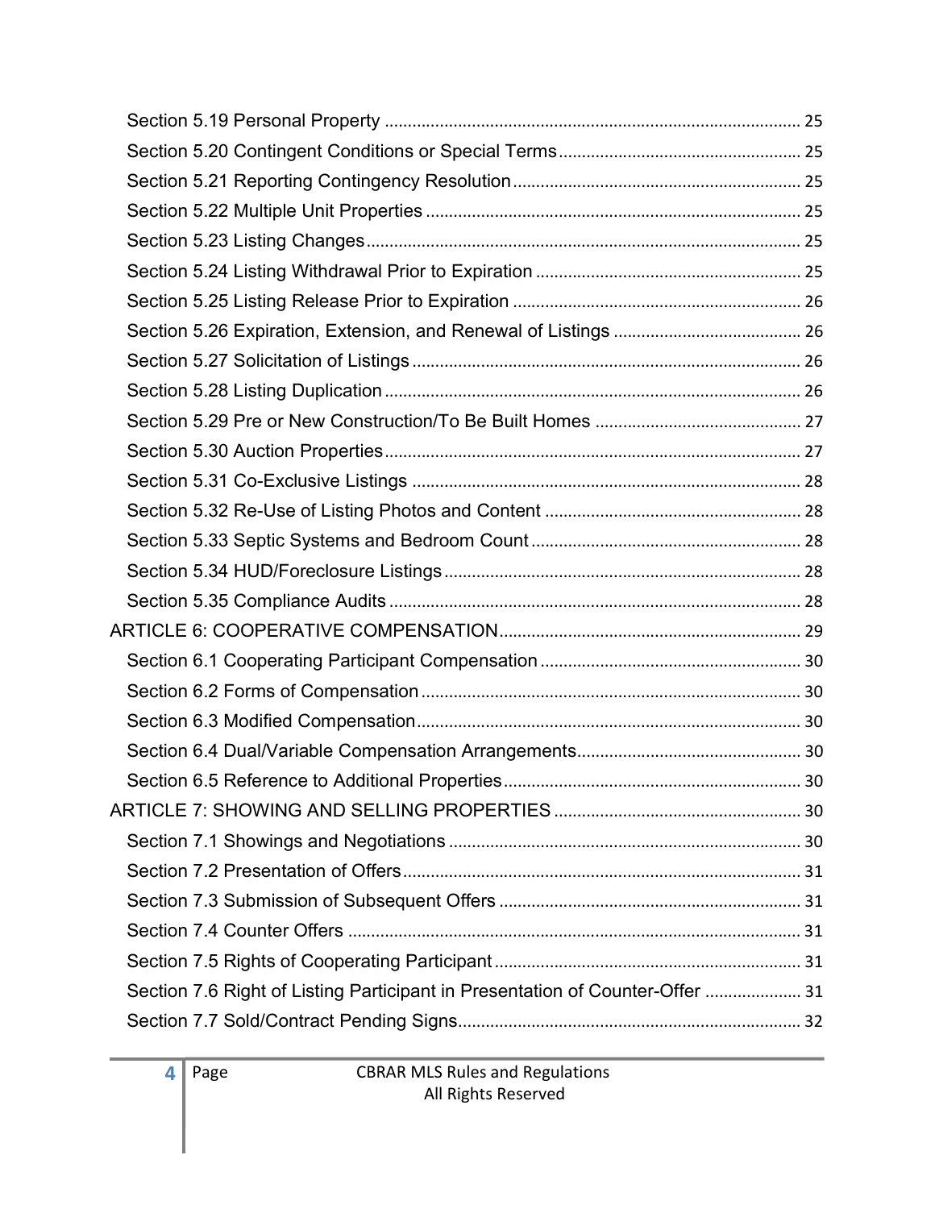Section 5.19 Personal Property .......................................................................................... 25

Section 5.20 Contingent Conditions or Special Terms .................................................... 25

Section 5.21 Reporting Contingency Resolution .............................................................. 25

Section 5.22 Multiple Unit Properties ................................................................................ 25

Section 5.23 Listing Changes .............................................................................................. 25

Section 5.24 Listing Withdrawal Prior to Expiration ......................................................... 25

Section 5.25 Listing Release Prior to Expiration .............................................................. 26

Section 5.26 Expiration, Extension, and Renewal of Listings ........................................ 26

Section 5.27 Solicitation of Listings .................................................................................... 26

Section 5.28 Listing Duplication .......................................................................................... 26

Section 5.29 Pre or New Construction/To Be Built Homes ............................................ 27

Section 5.30 Auction Properties .......................................................................................... 27

Section 5.31 Co-Exclusive Listings .................................................................................... 28

Section 5.32 Re-Use of Listing Photos and Content ....................................................... 28

Section 5.33 Septic Systems and Bedroom Count .......................................................... 28

Section 5.34 HUD/Foreclosure Listings ............................................................................. 28

Section 5.35 Compliance Audits ......................................................................................... 28

ARTICLE 6: COOPERATIVE COMPENSATION ................................................................. 29

Section 6.1 Cooperating Participant Compensation ......................................................... 30

Section 6.2 Forms of Compensation .................................................................................. 30

Section 6.3 Modified Compensation ................................................................................... 30

Section 6.4 Dual/Variable Compensation Arrangements ................................................. 30

Section 6.5 Reference to Additional Properties ................................................................. 30

ARTICLE 7: SHOWING AND SELLING PROPERTIES ..................................................... 30

Section 7.1 Showings and Negotiations ............................................................................. 30

Section 7.2 Presentation of Offers ....................................................................................... 31

Section 7.3 Submission of Subsequent Offers .................................................................. 31

Section 7.4 Counter Offers ................................................................................................... 31

Section 7.5 Rights of Cooperating Participant .................................................................. 31

Section 7.6 Right of Listing Participant in Presentation of Counter-Offer ..................... 31

Section 7.7 Sold/Contract Pending Signs ........................................................................... 32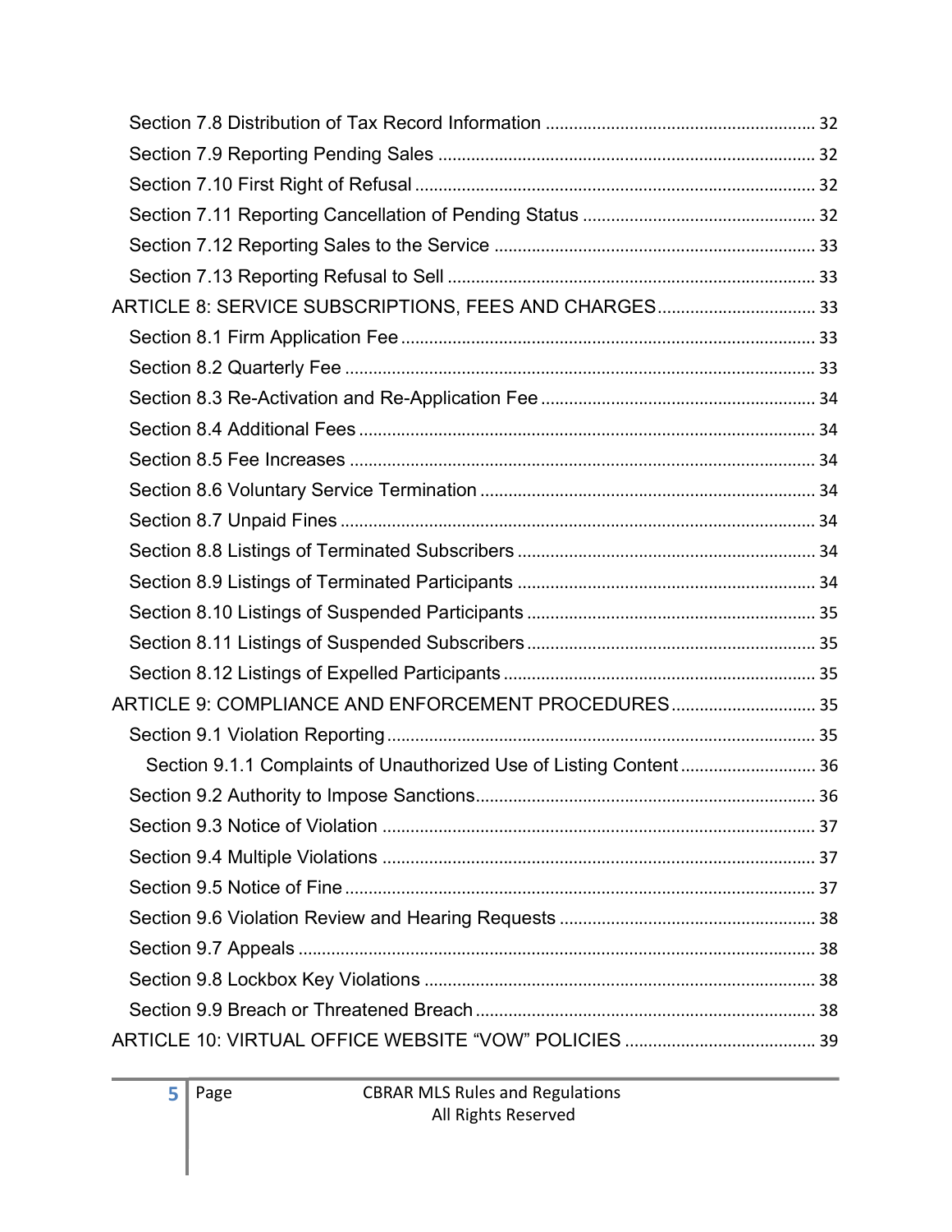Section 7.8 Distribution of Tax Record Information ........................................................ 32

Section 7.9 Reporting Pending Sales ................................................................................ 32

Section 7.10 First Right of Refusal ..................................................................................... 32

Section 7.11 Reporting Cancellation of Pending Status ................................................. 32

Section 7.12 Reporting Sales to the Service .................................................................... 33

Section 7.13 Reporting Refusal to Sell .............................................................................. 33

ARTICLE 8: SERVICE SUBSCRIPTIONS, FEES AND CHARGES ................................. 33

Section 8.1 Firm Application Fee ........................................................................................ 33

Section 8.2 Quarterly Fee .................................................................................................... 33

Section 8.3 Re-Activation and Re-Application Fee ........................................................... 34

Section 8.4 Additional Fees ................................................................................................. 34

Section 8.5 Fee Increases ................................................................................................... 34

Section 8.6 Voluntary Service Termination ........................................................................ 34

Section 8.7 Unpaid Fines ..................................................................................................... 34

Section 8.8 Listings of Terminated Subscribers ............................................................... 34

Section 8.9 Listings of Terminated Participants ............................................................... 34

Section 8.10 Listings of Suspended Participants ............................................................. 35

Section 8.11 Listings of Suspended Subscribers ............................................................. 35

Section 8.12 Listings of Expelled Participants .................................................................. 35

ARTICLE 9: COMPLIANCE AND ENFORCEMENT PROCEDURES ............................... 35

Section 9.1 Violation Reporting ........................................................................................... 35

Section 9.1.1 Complaints of Unauthorized Use of Listing Content ............................. 36

Section 9.2 Authority to Impose Sanctions ......................................................................... 36

Section 9.3 Notice of Violation ............................................................................................ 37

Section 9.4 Multiple Violations ............................................................................................ 37

Section 9.5 Notice of Fine .................................................................................................... 37

Section 9.6 Violation Review and Hearing Requests ....................................................... 38

Section 9.7 Appeals .............................................................................................................. 38

Section 9.8 Lockbox Key Violations ................................................................................... 38

Section 9.9 Breach or Threatened Breach ......................................................................... 38

ARTICLE 10: VIRTUAL OFFICE WEBSITE "VOW" POLICIES ......................................... 39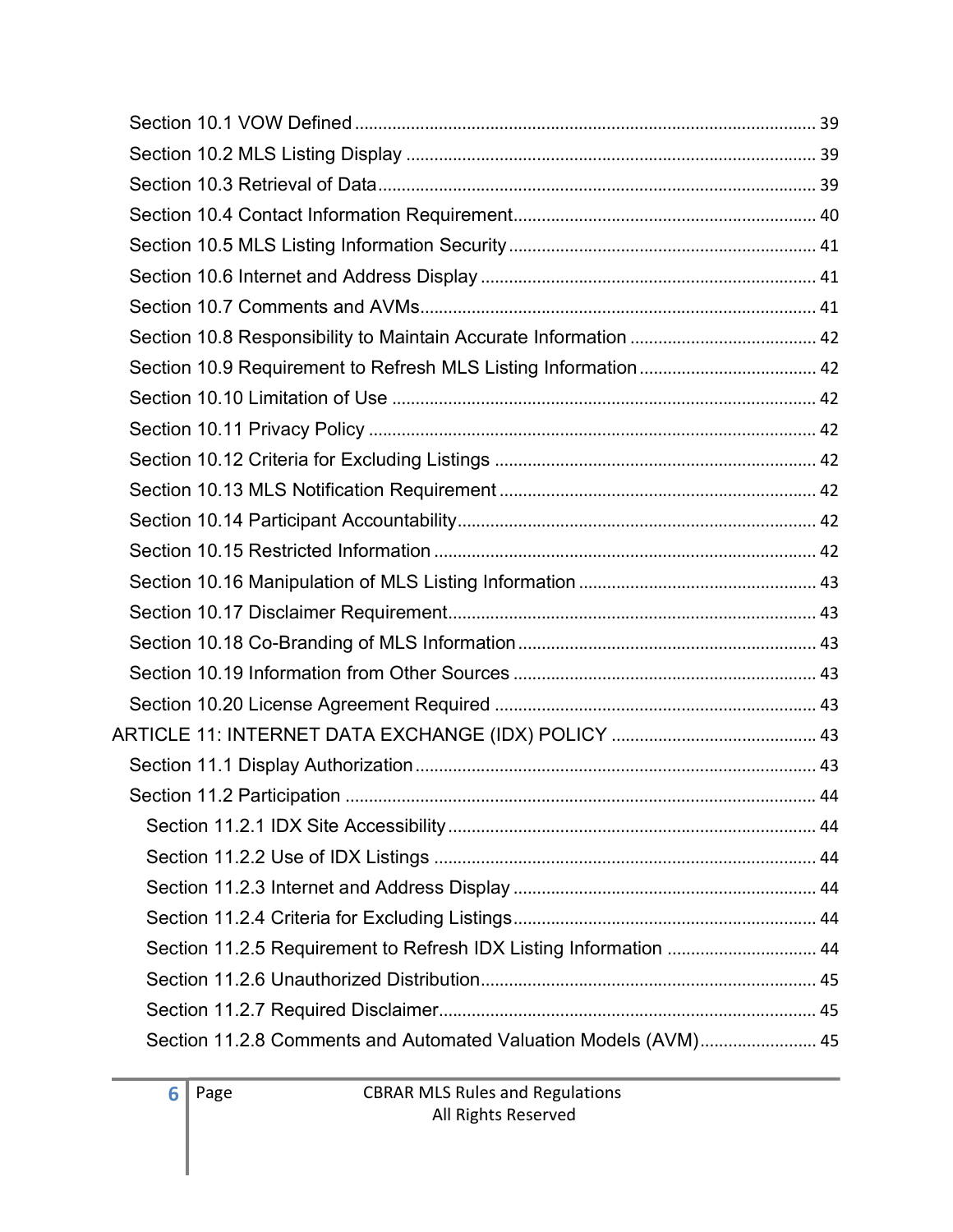Section 10.1 VOW Defined ............................................................................................. 39
Section 10.2 MLS Listing Display .................................................................................. 39
Section 10.3 Retrieval of Data........................................................................................ 39
Section 10.4 Contact Information Requirement.............................................................. 40
Section 10.5 MLS Listing Information Security .............................................................. 41
Section 10.6 Internet and Address Display .................................................................... 41
Section 10.7 Comments and AVMs................................................................................ 41
Section 10.8 Responsibility to Maintain Accurate Information ........................................ 42
Section 10.9 Requirement to Refresh MLS Listing Information ...................................... 42
Section 10.10 Limitation of Use ...................................................................................... 42
Section 10.11 Privacy Policy ........................................................................................... 42
Section 10.12 Criteria for Excluding Listings .................................................................. 42
Section 10.13 MLS Notification Requirement ................................................................. 42
Section 10.14 Participant Accountability......................................................................... 42
Section 10.15 Restricted Information ............................................................................. 42
Section 10.16 Manipulation of MLS Listing Information .................................................. 43
Section 10.17 Disclaimer Requirement........................................................................... 43
Section 10.18 Co-Branding of MLS Information ............................................................. 43
Section 10.19 Information from Other Sources .............................................................. 43
Section 10.20 License Agreement Required .................................................................. 43
ARTICLE 11: INTERNET DATA EXCHANGE (IDX) POLICY ............................................ 43
Section 11.1 Display Authorization ................................................................................. 43
Section 11.2 Participation ................................................................................................ 44
Section 11.2.1 IDX Site Accessibility ........................................................................... 44
Section 11.2.2 Use of IDX Listings .............................................................................. 44
Section 11.2.3 Internet and Address Display .............................................................. 44
Section 11.2.4 Criteria for Excluding Listings.............................................................. 44
Section 11.2.5 Requirement to Refresh IDX Listing Information ................................ 44
Section 11.2.6 Unauthorized Distribution..................................................................... 45
Section 11.2.7 Required Disclaimer............................................................................. 45
Section 11.2.8 Comments and Automated Valuation Models (AVM)........................... 45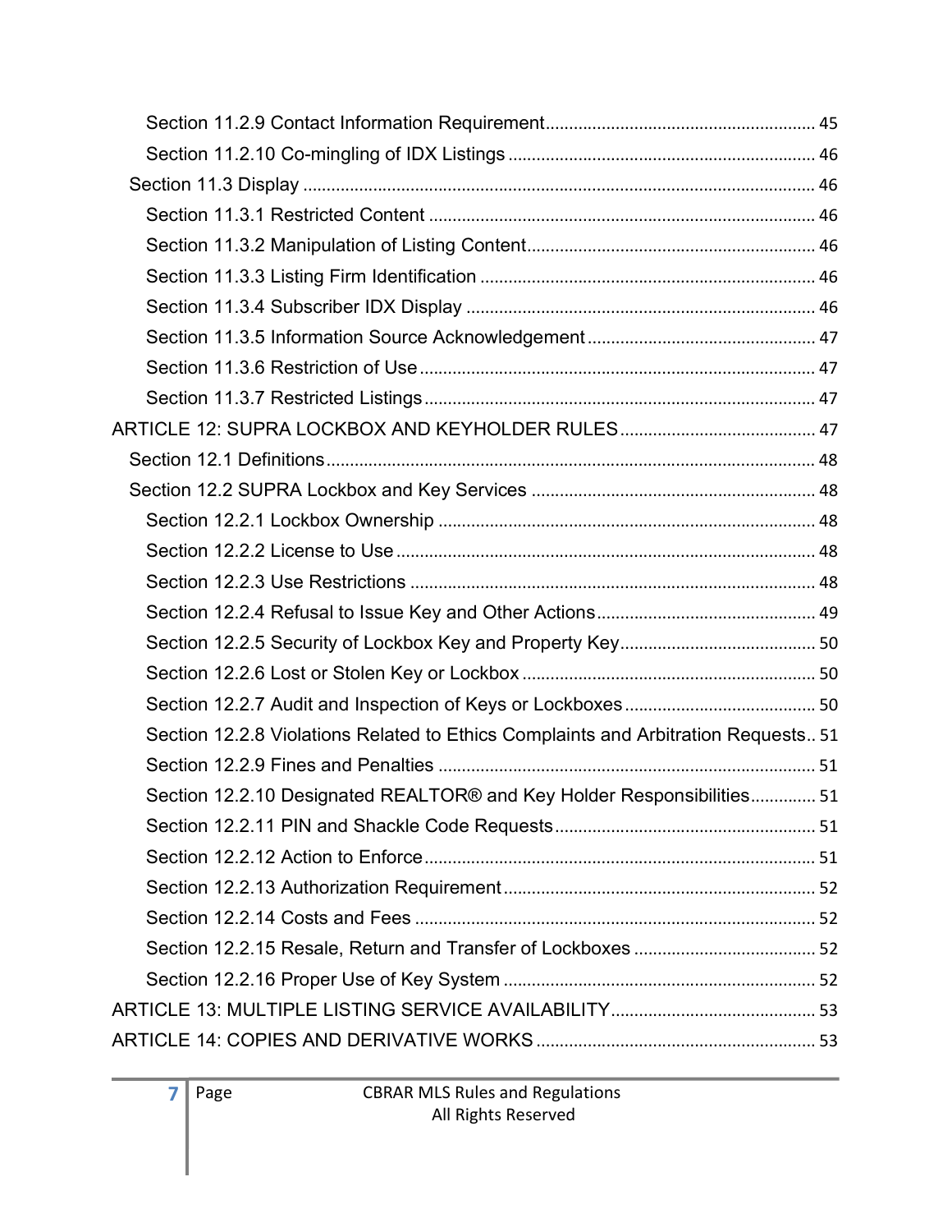Section 11.2.9 Contact Information Requirement ........................................................ 45

Section 11.2.10 Co-mingling of IDX Listings ................................................................ 46

Section 11.3 Display ............................................................................................................ 46

Section 11.3.1 Restricted Content .................................................................................. 46

Section 11.3.2 Manipulation of Listing Content ............................................................. 46

Section 11.3.3 Listing Firm Identification ....................................................................... 46

Section 11.3.4 Subscriber IDX Display .......................................................................... 46

Section 11.3.5 Information Source Acknowledgement ................................................ 47

Section 11.3.6 Restriction of Use .................................................................................... 47

Section 11.3.7 Restricted Listings ................................................................................... 47

ARTICLE 12: SUPRA LOCKBOX AND KEYHOLDER RULES ......................................... 47

Section 12.1 Definitions ....................................................................................................... 48

Section 12.2 SUPRA Lockbox and Key Services ............................................................ 48

Section 12.2.1 Lockbox Ownership ................................................................................ 48

Section 12.2.2 License to Use ......................................................................................... 48

Section 12.2.3 Use Restrictions ...................................................................................... 48

Section 12.2.4 Refusal to Issue Key and Other Actions .............................................. 49

Section 12.2.5 Security of Lockbox Key and Property Key .......................................... 50

Section 12.2.6 Lost or Stolen Key or Lockbox ............................................................... 50

Section 12.2.7 Audit and Inspection of Keys or Lockboxes ........................................ 50

Section 12.2.8 Violations Related to Ethics Complaints and Arbitration Requests .. 51

Section 12.2.9 Fines and Penalties ................................................................................. 51

Section 12.2.10 Designated REALTOR® and Key Holder Responsibilities .............. 51

Section 12.2.11 PIN and Shackle Code Requests ....................................................... 51

Section 12.2.12 Action to Enforce ................................................................................... 51

Section 12.2.13 Authorization Requirement .................................................................. 52

Section 12.2.14 Costs and Fees ..................................................................................... 52

Section 12.2.15 Resale, Return and Transfer of Lockboxes ...................................... 52

Section 12.2.16 Proper Use of Key System .................................................................. 52

ARTICLE 13: MULTIPLE LISTING SERVICE AVAILABILITY ........................................... 53

ARTICLE 14: COPIES AND DERIVATIVE WORKS ........................................................... 53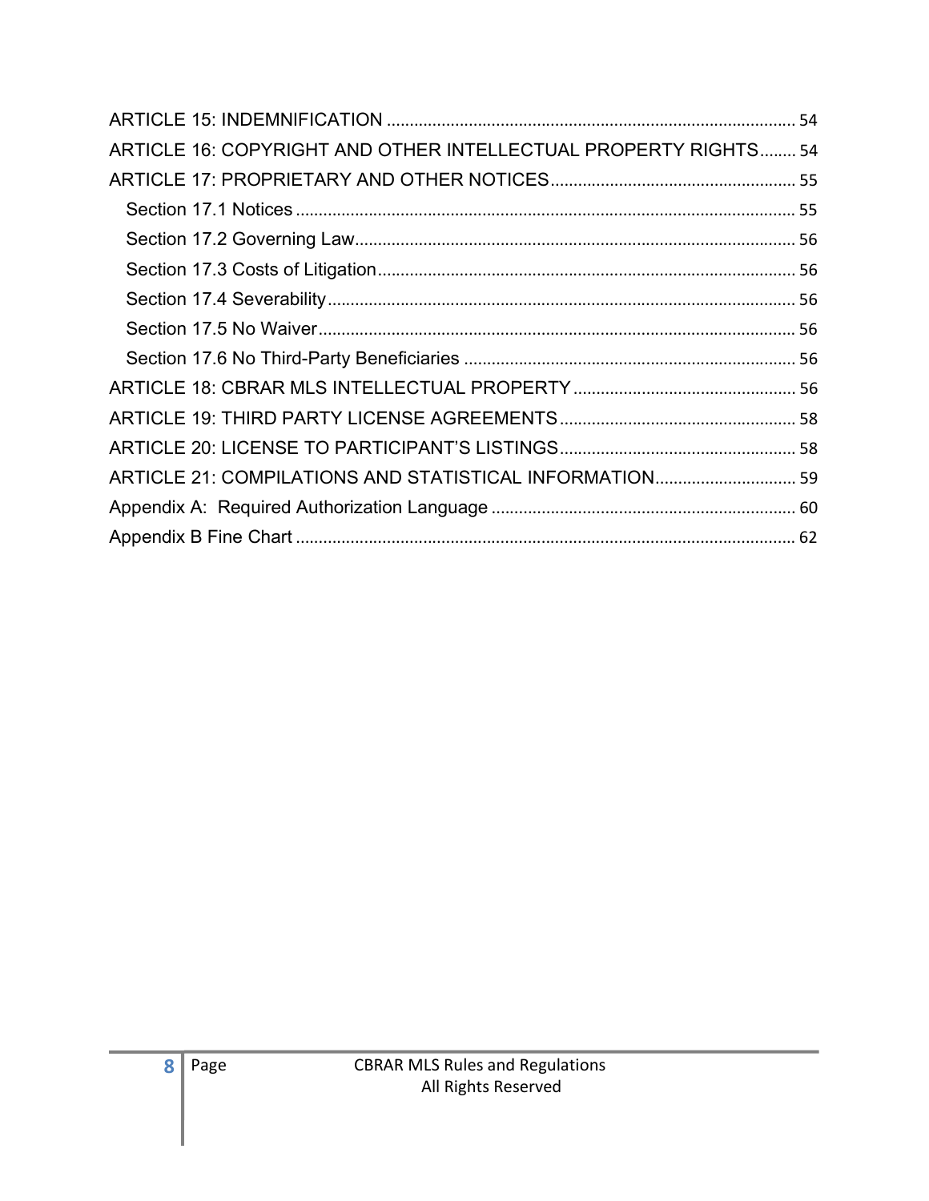ARTICLE 15: INDEMNIFICATION ........................................................................................ 54
ARTICLE 16: COPYRIGHT AND OTHER INTELLECTUAL PROPERTY RIGHTS........ 54
ARTICLE 17: PROPRIETARY AND OTHER NOTICES...................................................... 55
  Section 17.1 Notices ............................................................................................................ 55
  Section 17.2 Governing Law................................................................................................ 56
  Section 17.3 Costs of Litigation........................................................................................... 56
  Section 17.4 Severability...................................................................................................... 56
  Section 17.5 No Waiver........................................................................................................ 56
  Section 17.6 No Third-Party Beneficiaries ......................................................................... 56
ARTICLE 18: CBRAR MLS INTELLECTUAL PROPERTY ................................................ 56
ARTICLE 19: THIRD PARTY LICENSE AGREEMENTS.................................................... 58
ARTICLE 20: LICENSE TO PARTICIPANT'S LISTINGS.................................................... 58
ARTICLE 21: COMPILATIONS AND STATISTICAL INFORMATION............................... 59
Appendix A: Required Authorization Language .................................................................. 60
Appendix B Fine Chart ............................................................................................................ 62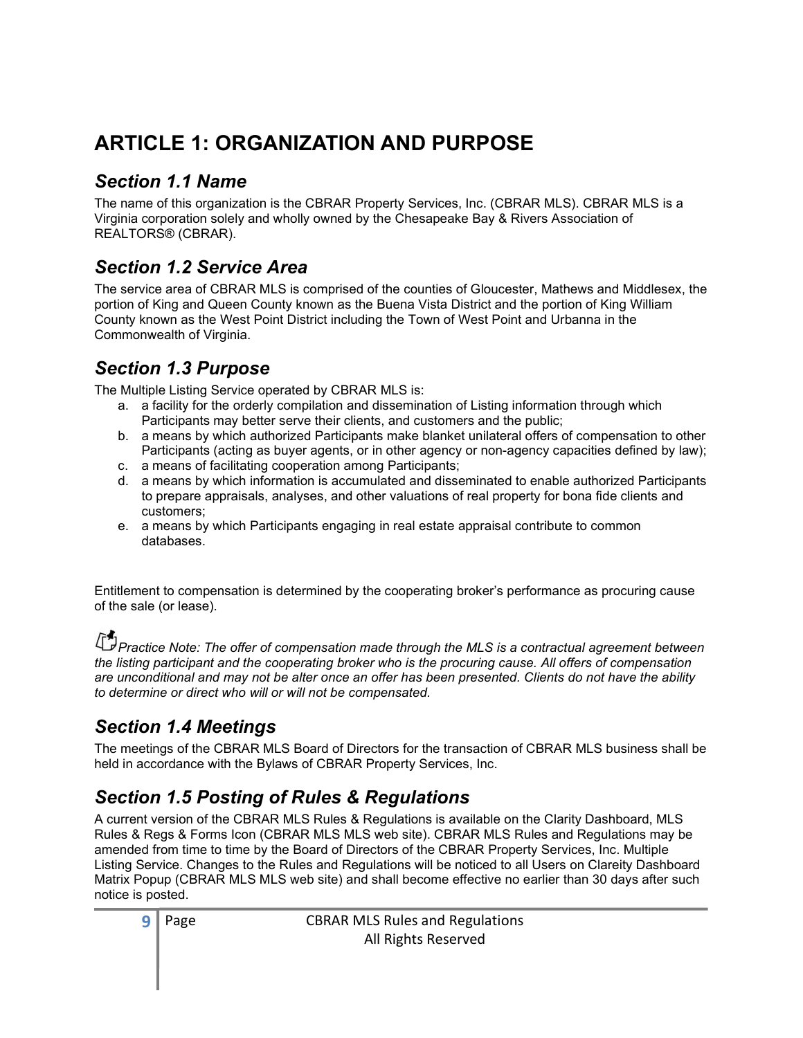# ARTICLE 1: ORGANIZATION AND PURPOSE

## *Section 1.1 Name*

The name of this organization is the CBRAR Property Services, Inc. (CBRAR MLS). CBRAR MLS is a Virginia corporation solely and wholly owned by the Chesapeake Bay & Rivers Association of REALTORS® (CBRAR).

## *Section 1.2 Service Area*

The service area of CBRAR MLS is comprised of the counties of Gloucester, Mathews and Middlesex, the portion of King and Queen County known as the Buena Vista District and the portion of King William County known as the West Point District including the Town of West Point and Urbanna in the Commonwealth of Virginia.

## *Section 1.3 Purpose*

The Multiple Listing Service operated by CBRAR MLS is:

a. a facility for the orderly compilation and dissemination of Listing information through which Participants may better serve their clients, and customers and the public;
b. a means by which authorized Participants make blanket unilateral offers of compensation to other Participants (acting as buyer agents, or in other agency or non-agency capacities defined by law);
c. a means of facilitating cooperation among Participants;
d. a means by which information is accumulated and disseminated to enable authorized Participants to prepare appraisals, analyses, and other valuations of real property for bona fide clients and customers;
e. a means by which Participants engaging in real estate appraisal contribute to common databases.

Entitlement to compensation is determined by the cooperating broker's performance as procuring cause of the sale (or lease).

*Practice Note: The offer of compensation made through the MLS is a contractual agreement between the listing participant and the cooperating broker who is the procuring cause. All offers of compensation are unconditional and may not be alter once an offer has been presented. Clients do not have the ability to determine or direct who will or will not be compensated.*

## *Section 1.4 Meetings*

The meetings of the CBRAR MLS Board of Directors for the transaction of CBRAR MLS business shall be held in accordance with the Bylaws of CBRAR Property Services, Inc.

## *Section 1.5 Posting of Rules & Regulations*

A current version of the CBRAR MLS Rules & Regulations is available on the Clarity Dashboard, MLS Rules & Regs & Forms Icon (CBRAR MLS MLS web site). CBRAR MLS Rules and Regulations may be amended from time to time by the Board of Directors of the CBRAR Property Services, Inc. Multiple Listing Service. Changes to the Rules and Regulations will be noticed to all Users on Clareity Dashboard Matrix Popup (CBRAR MLS MLS web site) and shall become effective no earlier than 30 days after such notice is posted.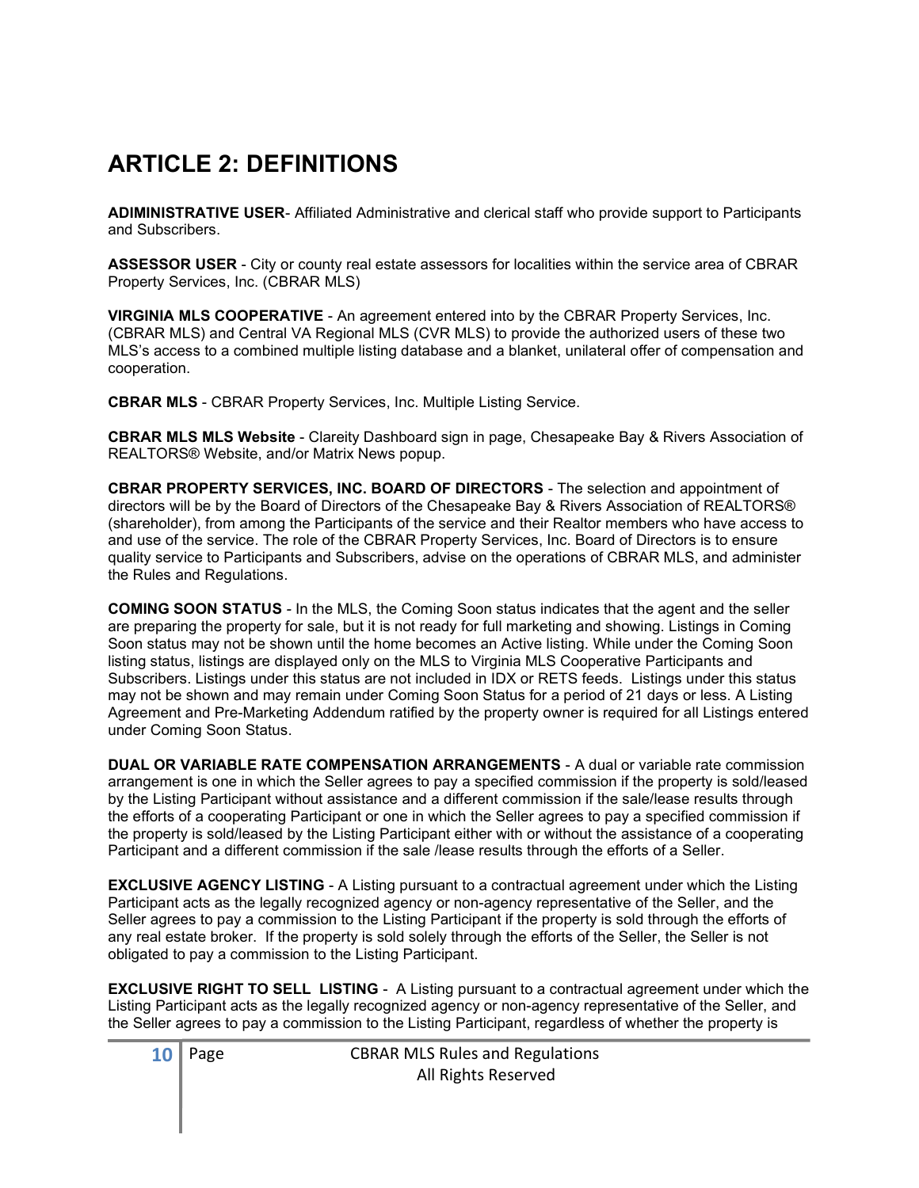# ARTICLE 2: DEFINITIONS

**ADIMINISTRATIVE USER**- Affiliated Administrative and clerical staff who provide support to Participants and Subscribers.

**ASSESSOR USER** - City or county real estate assessors for localities within the service area of CBRAR Property Services, Inc. (CBRAR MLS)

**VIRGINIA MLS COOPERATIVE** - An agreement entered into by the CBRAR Property Services, Inc. (CBRAR MLS) and Central VA Regional MLS (CVR MLS) to provide the authorized users of these two MLS's access to a combined multiple listing database and a blanket, unilateral offer of compensation and cooperation.

**CBRAR MLS** - CBRAR Property Services, Inc. Multiple Listing Service.

**CBRAR MLS MLS Website** - Clareity Dashboard sign in page, Chesapeake Bay & Rivers Association of REALTORS® Website, and/or Matrix News popup.

**CBRAR PROPERTY SERVICES, INC. BOARD OF DIRECTORS** - The selection and appointment of directors will be by the Board of Directors of the Chesapeake Bay & Rivers Association of REALTORS® (shareholder), from among the Participants of the service and their Realtor members who have access to and use of the service. The role of the CBRAR Property Services, Inc. Board of Directors is to ensure quality service to Participants and Subscribers, advise on the operations of CBRAR MLS, and administer the Rules and Regulations.

**COMING SOON STATUS** - In the MLS, the Coming Soon status indicates that the agent and the seller are preparing the property for sale, but it is not ready for full marketing and showing. Listings in Coming Soon status may not be shown until the home becomes an Active listing. While under the Coming Soon listing status, listings are displayed only on the MLS to Virginia MLS Cooperative Participants and Subscribers. Listings under this status are not included in IDX or RETS feeds. Listings under this status may not be shown and may remain under Coming Soon Status for a period of 21 days or less. A Listing Agreement and Pre-Marketing Addendum ratified by the property owner is required for all Listings entered under Coming Soon Status.

**DUAL OR VARIABLE RATE COMPENSATION ARRANGEMENTS** - A dual or variable rate commission arrangement is one in which the Seller agrees to pay a specified commission if the property is sold/leased by the Listing Participant without assistance and a different commission if the sale/lease results through the efforts of a cooperating Participant or one in which the Seller agrees to pay a specified commission if the property is sold/leased by the Listing Participant either with or without the assistance of a cooperating Participant and a different commission if the sale /lease results through the efforts of a Seller.

**EXCLUSIVE AGENCY LISTING** - A Listing pursuant to a contractual agreement under which the Listing Participant acts as the legally recognized agency or non-agency representative of the Seller, and the Seller agrees to pay a commission to the Listing Participant if the property is sold through the efforts of any real estate broker. If the property is sold solely through the efforts of the Seller, the Seller is not obligated to pay a commission to the Listing Participant.

**EXCLUSIVE RIGHT TO SELL LISTING** - A Listing pursuant to a contractual agreement under which the Listing Participant acts as the legally recognized agency or non-agency representative of the Seller, and the Seller agrees to pay a commission to the Listing Participant, regardless of whether the property is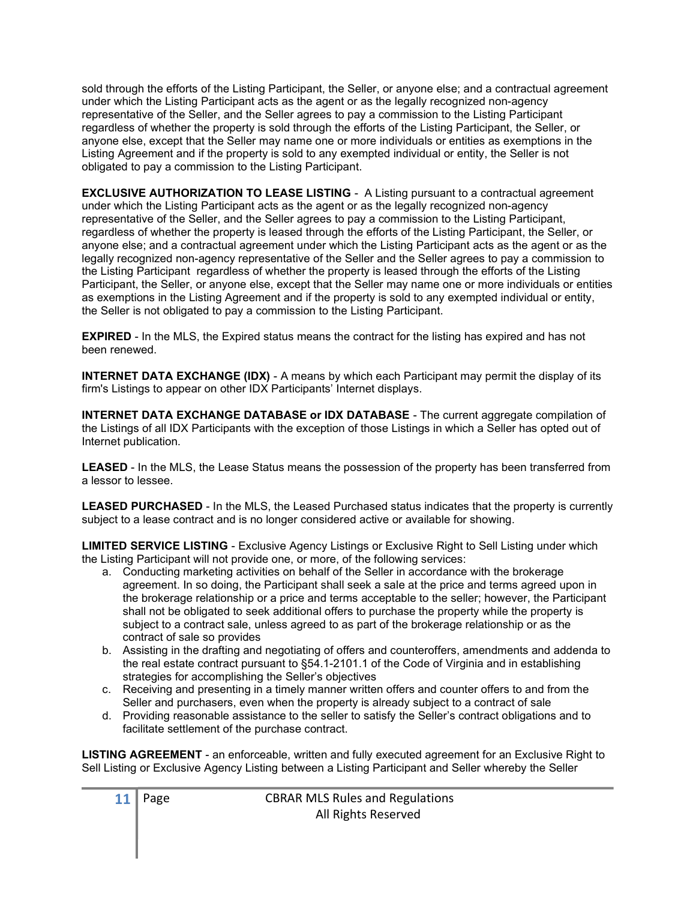sold through the efforts of the Listing Participant, the Seller, or anyone else; and a contractual agreement under which the Listing Participant acts as the agent or as the legally recognized non-agency representative of the Seller, and the Seller agrees to pay a commission to the Listing Participant regardless of whether the property is sold through the efforts of the Listing Participant, the Seller, or anyone else, except that the Seller may name one or more individuals or entities as exemptions in the Listing Agreement and if the property is sold to any exempted individual or entity, the Seller is not obligated to pay a commission to the Listing Participant.

**EXCLUSIVE AUTHORIZATION TO LEASE LISTING** - A Listing pursuant to a contractual agreement under which the Listing Participant acts as the agent or as the legally recognized non-agency representative of the Seller, and the Seller agrees to pay a commission to the Listing Participant, regardless of whether the property is leased through the efforts of the Listing Participant, the Seller, or anyone else; and a contractual agreement under which the Listing Participant acts as the agent or as the legally recognized non-agency representative of the Seller and the Seller agrees to pay a commission to the Listing Participant regardless of whether the property is leased through the efforts of the Listing Participant, the Seller, or anyone else, except that the Seller may name one or more individuals or entities as exemptions in the Listing Agreement and if the property is sold to any exempted individual or entity, the Seller is not obligated to pay a commission to the Listing Participant.

**EXPIRED** - In the MLS, the Expired status means the contract for the listing has expired and has not been renewed.

**INTERNET DATA EXCHANGE (IDX)** - A means by which each Participant may permit the display of its firm's Listings to appear on other IDX Participants' Internet displays.

**INTERNET DATA EXCHANGE DATABASE or IDX DATABASE** - The current aggregate compilation of the Listings of all IDX Participants with the exception of those Listings in which a Seller has opted out of Internet publication.

**LEASED** - In the MLS, the Lease Status means the possession of the property has been transferred from a lessor to lessee.

**LEASED PURCHASED** - In the MLS, the Leased Purchased status indicates that the property is currently subject to a lease contract and is no longer considered active or available for showing.

**LIMITED SERVICE LISTING** - Exclusive Agency Listings or Exclusive Right to Sell Listing under which the Listing Participant will not provide one, or more, of the following services:

a. Conducting marketing activities on behalf of the Seller in accordance with the brokerage agreement. In so doing, the Participant shall seek a sale at the price and terms agreed upon in the brokerage relationship or a price and terms acceptable to the seller; however, the Participant shall not be obligated to seek additional offers to purchase the property while the property is subject to a contract sale, unless agreed to as part of the brokerage relationship or as the contract of sale so provides
b. Assisting in the drafting and negotiating of offers and counteroffers, amendments and addenda to the real estate contract pursuant to §54.1-2101.1 of the Code of Virginia and in establishing strategies for accomplishing the Seller's objectives
c. Receiving and presenting in a timely manner written offers and counter offers to and from the Seller and purchasers, even when the property is already subject to a contract of sale
d. Providing reasonable assistance to the seller to satisfy the Seller's contract obligations and to facilitate settlement of the purchase contract.

**LISTING AGREEMENT** - an enforceable, written and fully executed agreement for an Exclusive Right to Sell Listing or Exclusive Agency Listing between a Listing Participant and Seller whereby the Seller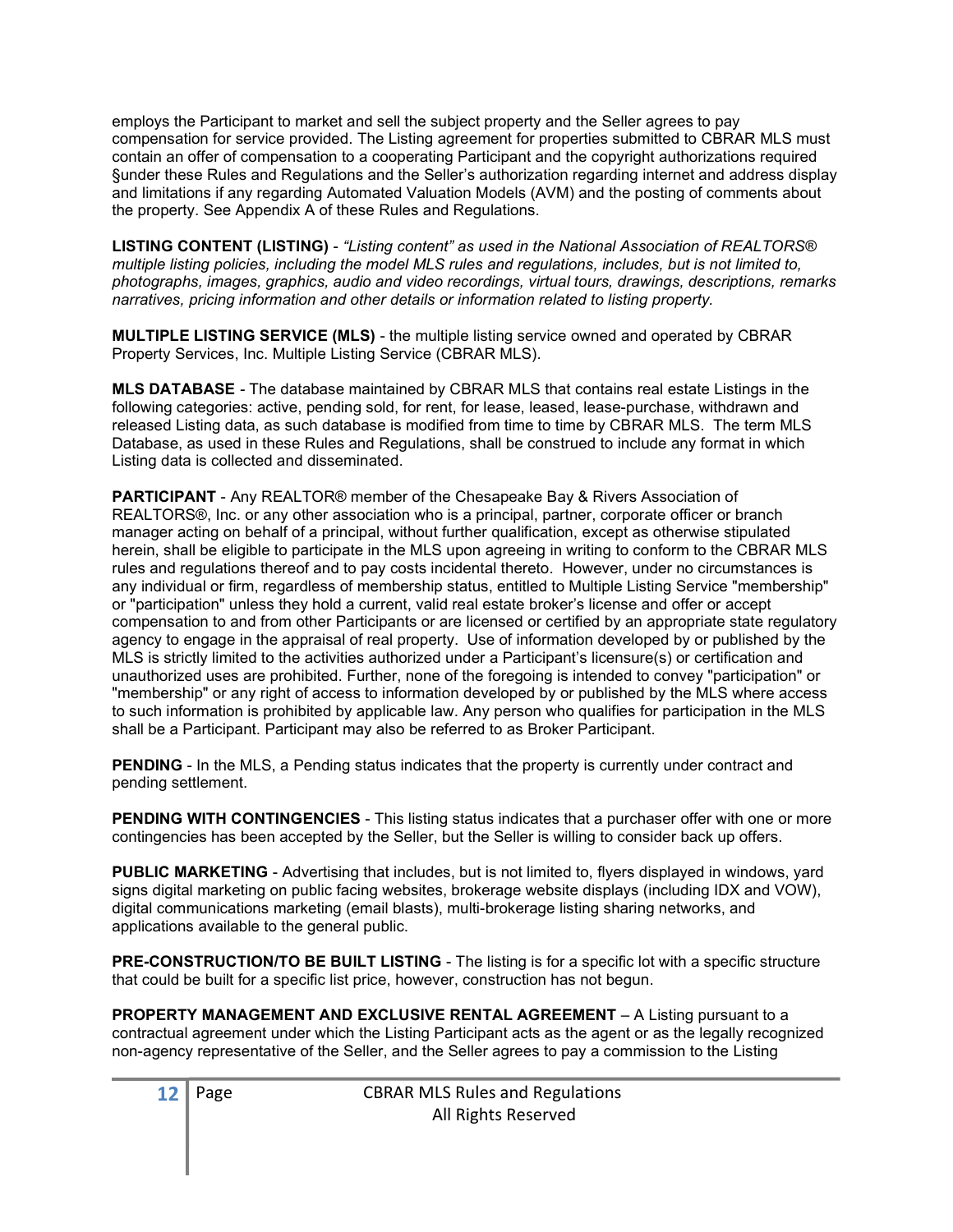employs the Participant to market and sell the subject property and the Seller agrees to pay compensation for service provided. The Listing agreement for properties submitted to CBRAR MLS must contain an offer of compensation to a cooperating Participant and the copyright authorizations required §under these Rules and Regulations and the Seller's authorization regarding internet and address display and limitations if any regarding Automated Valuation Models (AVM) and the posting of comments about the property. See Appendix A of these Rules and Regulations.

**LISTING CONTENT (LISTING)** - *"Listing content" as used in the National Association of REALTORS® multiple listing policies, including the model MLS rules and regulations, includes, but is not limited to, photographs, images, graphics, audio and video recordings, virtual tours, drawings, descriptions, remarks narratives, pricing information and other details or information related to listing property.*

**MULTIPLE LISTING SERVICE (MLS)** - the multiple listing service owned and operated by CBRAR Property Services, Inc. Multiple Listing Service (CBRAR MLS).

**MLS DATABASE** - The database maintained by CBRAR MLS that contains real estate Listings in the following categories: active, pending sold, for rent, for lease, leased, lease-purchase, withdrawn and released Listing data, as such database is modified from time to time by CBRAR MLS. The term MLS Database, as used in these Rules and Regulations, shall be construed to include any format in which Listing data is collected and disseminated.

**PARTICIPANT** - Any REALTOR® member of the Chesapeake Bay & Rivers Association of REALTORS®, Inc. or any other association who is a principal, partner, corporate officer or branch manager acting on behalf of a principal, without further qualification, except as otherwise stipulated herein, shall be eligible to participate in the MLS upon agreeing in writing to conform to the CBRAR MLS rules and regulations thereof and to pay costs incidental thereto. However, under no circumstances is any individual or firm, regardless of membership status, entitled to Multiple Listing Service "membership" or "participation" unless they hold a current, valid real estate broker's license and offer or accept compensation to and from other Participants or are licensed or certified by an appropriate state regulatory agency to engage in the appraisal of real property. Use of information developed by or published by the MLS is strictly limited to the activities authorized under a Participant's licensure(s) or certification and unauthorized uses are prohibited. Further, none of the foregoing is intended to convey "participation" or "membership" or any right of access to information developed by or published by the MLS where access to such information is prohibited by applicable law. Any person who qualifies for participation in the MLS shall be a Participant. Participant may also be referred to as Broker Participant.

**PENDING** - In the MLS, a Pending status indicates that the property is currently under contract and pending settlement.

**PENDING WITH CONTINGENCIES** - This listing status indicates that a purchaser offer with one or more contingencies has been accepted by the Seller, but the Seller is willing to consider back up offers.

**PUBLIC MARKETING** - Advertising that includes, but is not limited to, flyers displayed in windows, yard signs digital marketing on public facing websites, brokerage website displays (including IDX and VOW), digital communications marketing (email blasts), multi-brokerage listing sharing networks, and applications available to the general public.

**PRE-CONSTRUCTION/TO BE BUILT LISTING** - The listing is for a specific lot with a specific structure that could be built for a specific list price, however, construction has not begun.

**PROPERTY MANAGEMENT AND EXCLUSIVE RENTAL AGREEMENT** – A Listing pursuant to a contractual agreement under which the Listing Participant acts as the agent or as the legally recognized non-agency representative of the Seller, and the Seller agrees to pay a commission to the Listing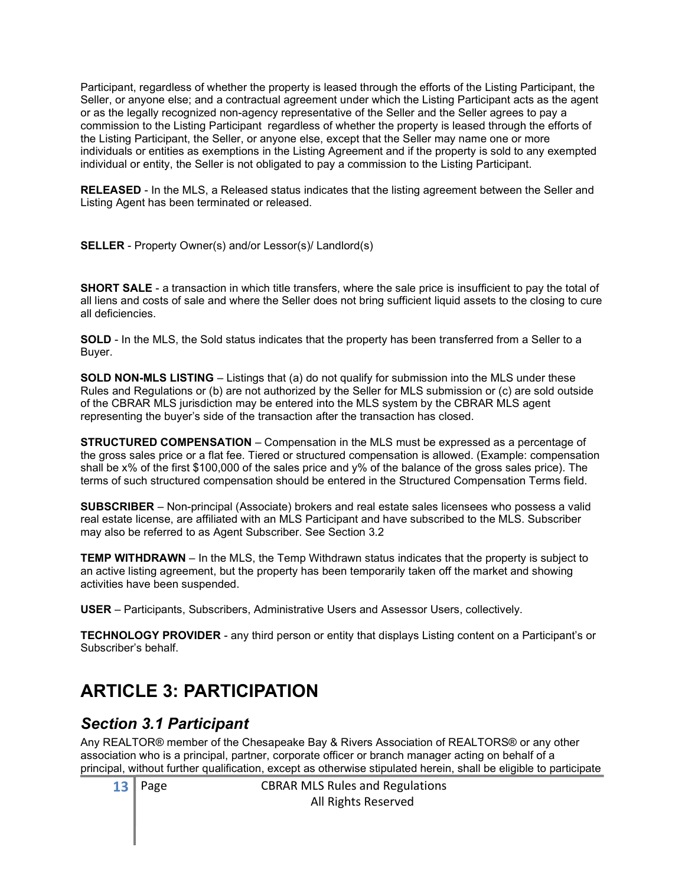Participant, regardless of whether the property is leased through the efforts of the Listing Participant, the Seller, or anyone else; and a contractual agreement under which the Listing Participant acts as the agent or as the legally recognized non-agency representative of the Seller and the Seller agrees to pay a commission to the Listing Participant regardless of whether the property is leased through the efforts of the Listing Participant, the Seller, or anyone else, except that the Seller may name one or more individuals or entities as exemptions in the Listing Agreement and if the property is sold to any exempted individual or entity, the Seller is not obligated to pay a commission to the Listing Participant.

**RELEASED** - In the MLS, a Released status indicates that the listing agreement between the Seller and Listing Agent has been terminated or released.

**SELLER** - Property Owner(s) and/or Lessor(s)/ Landlord(s)

**SHORT SALE** - a transaction in which title transfers, where the sale price is insufficient to pay the total of all liens and costs of sale and where the Seller does not bring sufficient liquid assets to the closing to cure all deficiencies.

**SOLD** - In the MLS, the Sold status indicates that the property has been transferred from a Seller to a Buyer.

**SOLD NON-MLS LISTING** – Listings that (a) do not qualify for submission into the MLS under these Rules and Regulations or (b) are not authorized by the Seller for MLS submission or (c) are sold outside of the CBRAR MLS jurisdiction may be entered into the MLS system by the CBRAR MLS agent representing the buyer's side of the transaction after the transaction has closed.

**STRUCTURED COMPENSATION** – Compensation in the MLS must be expressed as a percentage of the gross sales price or a flat fee. Tiered or structured compensation is allowed. (Example: compensation shall be x% of the first $100,000 of the sales price and y% of the balance of the gross sales price). The terms of such structured compensation should be entered in the Structured Compensation Terms field.

**SUBSCRIBER** – Non-principal (Associate) brokers and real estate sales licensees who possess a valid real estate license, are affiliated with an MLS Participant and have subscribed to the MLS. Subscriber may also be referred to as Agent Subscriber. See Section 3.2

**TEMP WITHDRAWN** – In the MLS, the Temp Withdrawn status indicates that the property is subject to an active listing agreement, but the property has been temporarily taken off the market and showing activities have been suspended.

**USER** – Participants, Subscribers, Administrative Users and Assessor Users, collectively.

**TECHNOLOGY PROVIDER** - any third person or entity that displays Listing content on a Participant's or Subscriber's behalf.

# ARTICLE 3: PARTICIPATION

## *Section 3.1 Participant*

Any REALTOR® member of the Chesapeake Bay & Rivers Association of REALTORS® or any other association who is a principal, partner, corporate officer or branch manager acting on behalf of a principal, without further qualification, except as otherwise stipulated herein, shall be eligible to participate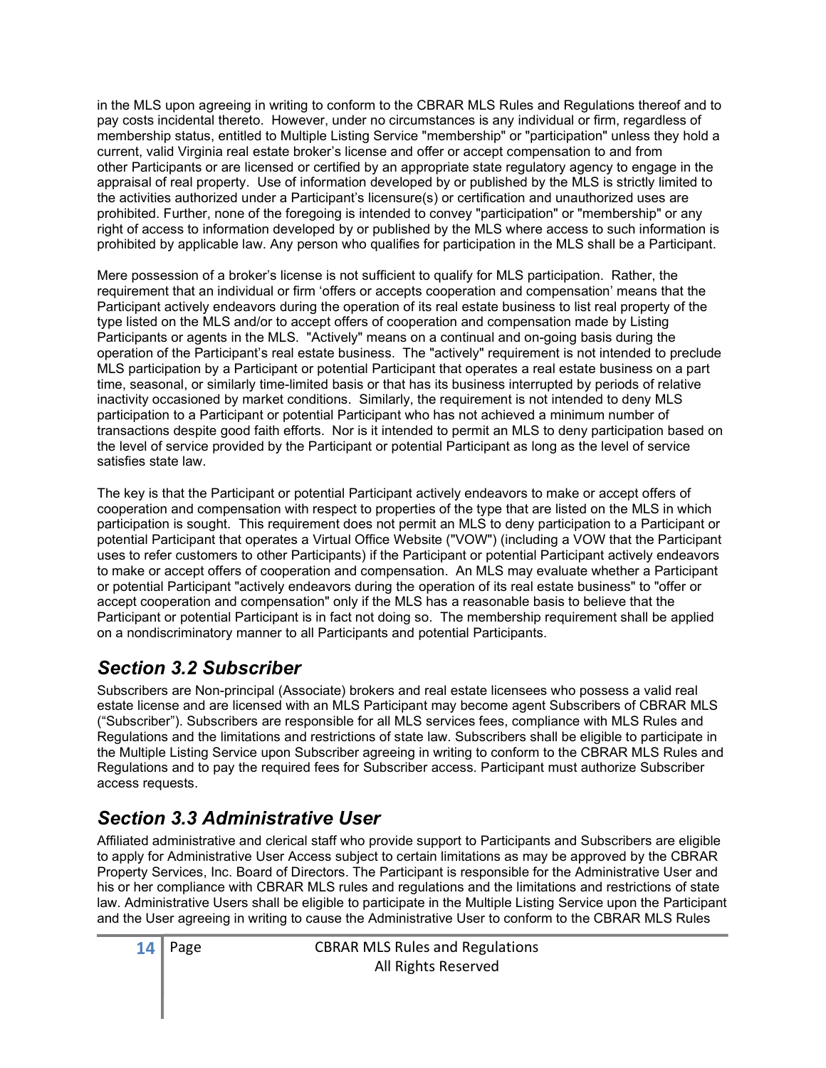in the MLS upon agreeing in writing to conform to the CBRAR MLS Rules and Regulations thereof and to pay costs incidental thereto. However, under no circumstances is any individual or firm, regardless of membership status, entitled to Multiple Listing Service "membership" or "participation" unless they hold a current, valid Virginia real estate broker's license and offer or accept compensation to and from other Participants or are licensed or certified by an appropriate state regulatory agency to engage in the appraisal of real property. Use of information developed by or published by the MLS is strictly limited to the activities authorized under a Participant's licensure(s) or certification and unauthorized uses are prohibited. Further, none of the foregoing is intended to convey "participation" or "membership" or any right of access to information developed by or published by the MLS where access to such information is prohibited by applicable law. Any person who qualifies for participation in the MLS shall be a Participant.

Mere possession of a broker's license is not sufficient to qualify for MLS participation. Rather, the requirement that an individual or firm 'offers or accepts cooperation and compensation' means that the Participant actively endeavors during the operation of its real estate business to list real property of the type listed on the MLS and/or to accept offers of cooperation and compensation made by Listing Participants or agents in the MLS. "Actively" means on a continual and on-going basis during the operation of the Participant's real estate business. The "actively" requirement is not intended to preclude MLS participation by a Participant or potential Participant that operates a real estate business on a part time, seasonal, or similarly time-limited basis or that has its business interrupted by periods of relative inactivity occasioned by market conditions. Similarly, the requirement is not intended to deny MLS participation to a Participant or potential Participant who has not achieved a minimum number of transactions despite good faith efforts. Nor is it intended to permit an MLS to deny participation based on the level of service provided by the Participant or potential Participant as long as the level of service satisfies state law.

The key is that the Participant or potential Participant actively endeavors to make or accept offers of cooperation and compensation with respect to properties of the type that are listed on the MLS in which participation is sought. This requirement does not permit an MLS to deny participation to a Participant or potential Participant that operates a Virtual Office Website ("VOW") (including a VOW that the Participant uses to refer customers to other Participants) if the Participant or potential Participant actively endeavors to make or accept offers of cooperation and compensation. An MLS may evaluate whether a Participant or potential Participant "actively endeavors during the operation of its real estate business" to "offer or accept cooperation and compensation" only if the MLS has a reasonable basis to believe that the Participant or potential Participant is in fact not doing so. The membership requirement shall be applied on a nondiscriminatory manner to all Participants and potential Participants.

## *Section 3.2 Subscriber*

Subscribers are Non-principal (Associate) brokers and real estate licensees who possess a valid real estate license and are licensed with an MLS Participant may become agent Subscribers of CBRAR MLS ("Subscriber"). Subscribers are responsible for all MLS services fees, compliance with MLS Rules and Regulations and the limitations and restrictions of state law. Subscribers shall be eligible to participate in the Multiple Listing Service upon Subscriber agreeing in writing to conform to the CBRAR MLS Rules and Regulations and to pay the required fees for Subscriber access. Participant must authorize Subscriber access requests.

## *Section 3.3 Administrative User*

Affiliated administrative and clerical staff who provide support to Participants and Subscribers are eligible to apply for Administrative User Access subject to certain limitations as may be approved by the CBRAR Property Services, Inc. Board of Directors. The Participant is responsible for the Administrative User and his or her compliance with CBRAR MLS rules and regulations and the limitations and restrictions of state law. Administrative Users shall be eligible to participate in the Multiple Listing Service upon the Participant and the User agreeing in writing to cause the Administrative User to conform to the CBRAR MLS Rules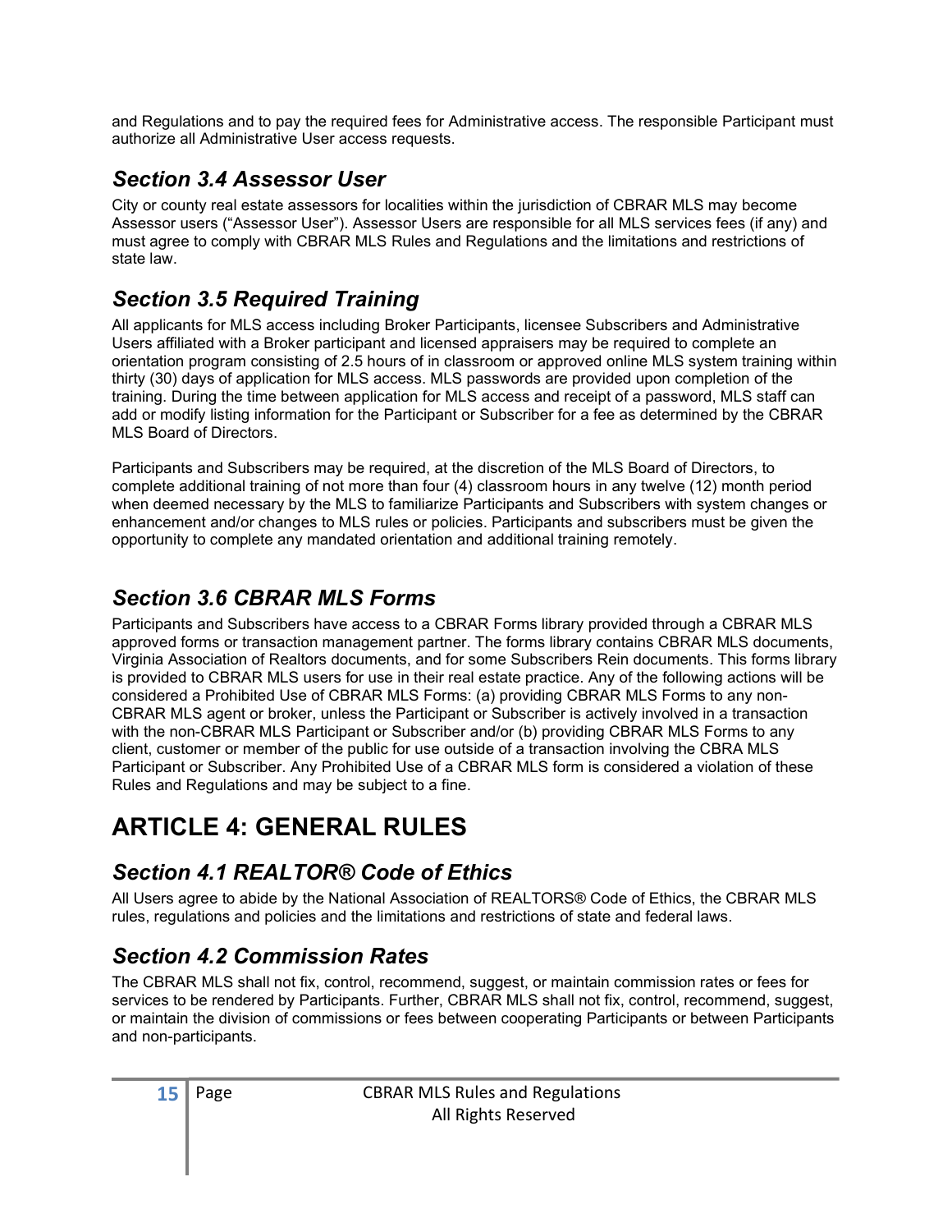and Regulations and to pay the required fees for Administrative access. The responsible Participant must authorize all Administrative User access requests.

## *Section 3.4 Assessor User*

City or county real estate assessors for localities within the jurisdiction of CBRAR MLS may become Assessor users ("Assessor User"). Assessor Users are responsible for all MLS services fees (if any) and must agree to comply with CBRAR MLS Rules and Regulations and the limitations and restrictions of state law.

## *Section 3.5 Required Training*

All applicants for MLS access including Broker Participants, licensee Subscribers and Administrative Users affiliated with a Broker participant and licensed appraisers may be required to complete an orientation program consisting of 2.5 hours of in classroom or approved online MLS system training within thirty (30) days of application for MLS access. MLS passwords are provided upon completion of the training. During the time between application for MLS access and receipt of a password, MLS staff can add or modify listing information for the Participant or Subscriber for a fee as determined by the CBRAR MLS Board of Directors.

Participants and Subscribers may be required, at the discretion of the MLS Board of Directors, to complete additional training of not more than four (4) classroom hours in any twelve (12) month period when deemed necessary by the MLS to familiarize Participants and Subscribers with system changes or enhancement and/or changes to MLS rules or policies. Participants and subscribers must be given the opportunity to complete any mandated orientation and additional training remotely.

## *Section 3.6 CBRAR MLS Forms*

Participants and Subscribers have access to a CBRAR Forms library provided through a CBRAR MLS approved forms or transaction management partner. The forms library contains CBRAR MLS documents, Virginia Association of Realtors documents, and for some Subscribers Rein documents. This forms library is provided to CBRAR MLS users for use in their real estate practice. Any of the following actions will be considered a Prohibited Use of CBRAR MLS Forms: (a) providing CBRAR MLS Forms to any non-CBRAR MLS agent or broker, unless the Participant or Subscriber is actively involved in a transaction with the non-CBRAR MLS Participant or Subscriber and/or (b) providing CBRAR MLS Forms to any client, customer or member of the public for use outside of a transaction involving the CBRA MLS Participant or Subscriber. Any Prohibited Use of a CBRAR MLS form is considered a violation of these Rules and Regulations and may be subject to a fine.

# ARTICLE 4: GENERAL RULES

## *Section 4.1 REALTOR® Code of Ethics*

All Users agree to abide by the National Association of REALTORS® Code of Ethics, the CBRAR MLS rules, regulations and policies and the limitations and restrictions of state and federal laws.

## *Section 4.2 Commission Rates*

The CBRAR MLS shall not fix, control, recommend, suggest, or maintain commission rates or fees for services to be rendered by Participants. Further, CBRAR MLS shall not fix, control, recommend, suggest, or maintain the division of commissions or fees between cooperating Participants or between Participants and non-participants.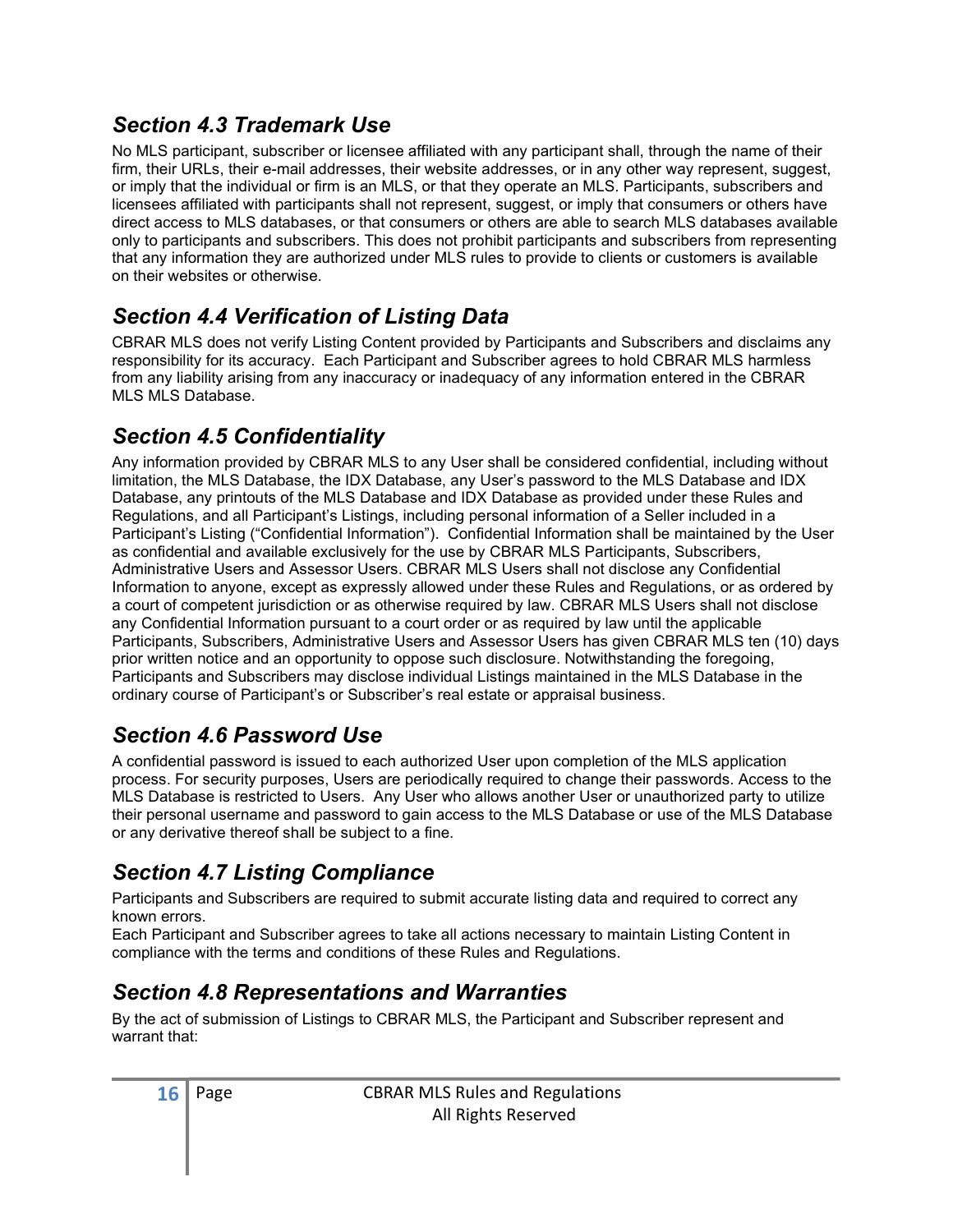## *Section 4.3 Trademark Use*

No MLS participant, subscriber or licensee affiliated with any participant shall, through the name of their firm, their URLs, their e-mail addresses, their website addresses, or in any other way represent, suggest, or imply that the individual or firm is an MLS, or that they operate an MLS. Participants, subscribers and licensees affiliated with participants shall not represent, suggest, or imply that consumers or others have direct access to MLS databases, or that consumers or others are able to search MLS databases available only to participants and subscribers. This does not prohibit participants and subscribers from representing that any information they are authorized under MLS rules to provide to clients or customers is available on their websites or otherwise.

## *Section 4.4 Verification of Listing Data*

CBRAR MLS does not verify Listing Content provided by Participants and Subscribers and disclaims any responsibility for its accuracy. Each Participant and Subscriber agrees to hold CBRAR MLS harmless from any liability arising from any inaccuracy or inadequacy of any information entered in the CBRAR MLS MLS Database.

## *Section 4.5 Confidentiality*

Any information provided by CBRAR MLS to any User shall be considered confidential, including without limitation, the MLS Database, the IDX Database, any User's password to the MLS Database and IDX Database, any printouts of the MLS Database and IDX Database as provided under these Rules and Regulations, and all Participant's Listings, including personal information of a Seller included in a Participant's Listing ("Confidential Information"). Confidential Information shall be maintained by the User as confidential and available exclusively for the use by CBRAR MLS Participants, Subscribers, Administrative Users and Assessor Users. CBRAR MLS Users shall not disclose any Confidential Information to anyone, except as expressly allowed under these Rules and Regulations, or as ordered by a court of competent jurisdiction or as otherwise required by law. CBRAR MLS Users shall not disclose any Confidential Information pursuant to a court order or as required by law until the applicable Participants, Subscribers, Administrative Users and Assessor Users has given CBRAR MLS ten (10) days prior written notice and an opportunity to oppose such disclosure. Notwithstanding the foregoing, Participants and Subscribers may disclose individual Listings maintained in the MLS Database in the ordinary course of Participant's or Subscriber's real estate or appraisal business.

## *Section 4.6 Password Use*

A confidential password is issued to each authorized User upon completion of the MLS application process. For security purposes, Users are periodically required to change their passwords. Access to the MLS Database is restricted to Users. Any User who allows another User or unauthorized party to utilize their personal username and password to gain access to the MLS Database or use of the MLS Database or any derivative thereof shall be subject to a fine.

## *Section 4.7 Listing Compliance*

Participants and Subscribers are required to submit accurate listing data and required to correct any known errors.

Each Participant and Subscriber agrees to take all actions necessary to maintain Listing Content in compliance with the terms and conditions of these Rules and Regulations.

## *Section 4.8 Representations and Warranties*

By the act of submission of Listings to CBRAR MLS, the Participant and Subscriber represent and warrant that: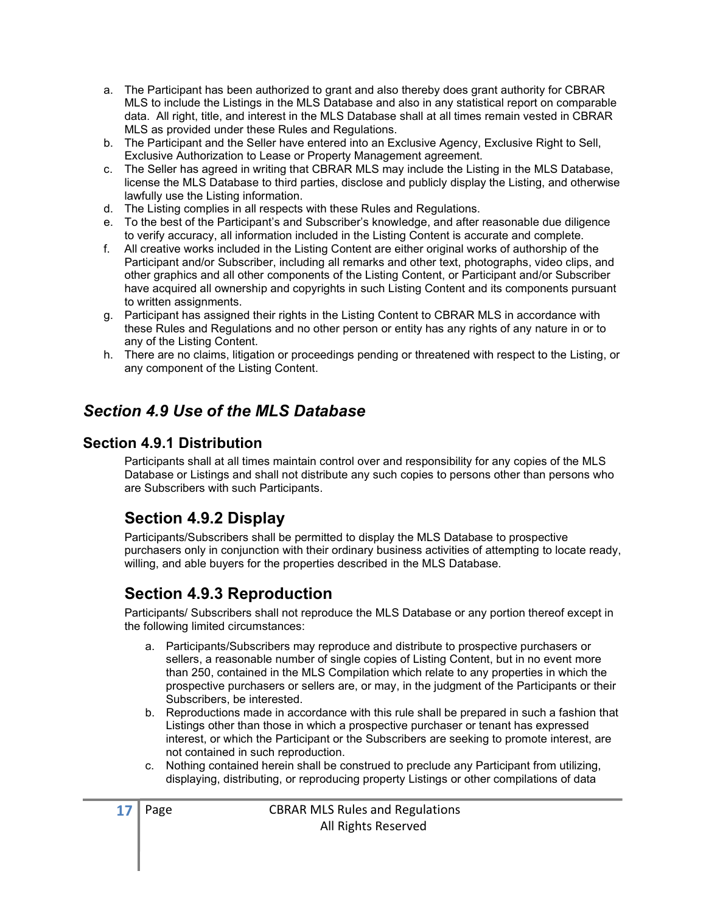a. The Participant has been authorized to grant and also thereby does grant authority for CBRAR MLS to include the Listings in the MLS Database and also in any statistical report on comparable data. All right, title, and interest in the MLS Database shall at all times remain vested in CBRAR MLS as provided under these Rules and Regulations.
b. The Participant and the Seller have entered into an Exclusive Agency, Exclusive Right to Sell, Exclusive Authorization to Lease or Property Management agreement.
c. The Seller has agreed in writing that CBRAR MLS may include the Listing in the MLS Database, license the MLS Database to third parties, disclose and publicly display the Listing, and otherwise lawfully use the Listing information.
d. The Listing complies in all respects with these Rules and Regulations.
e. To the best of the Participant's and Subscriber's knowledge, and after reasonable due diligence to verify accuracy, all information included in the Listing Content is accurate and complete.
f. All creative works included in the Listing Content are either original works of authorship of the Participant and/or Subscriber, including all remarks and other text, photographs, video clips, and other graphics and all other components of the Listing Content, or Participant and/or Subscriber have acquired all ownership and copyrights in such Listing Content and its components pursuant to written assignments.
g. Participant has assigned their rights in the Listing Content to CBRAR MLS in accordance with these Rules and Regulations and no other person or entity has any rights of any nature in or to any of the Listing Content.
h. There are no claims, litigation or proceedings pending or threatened with respect to the Listing, or any component of the Listing Content.

## *Section 4.9 Use of the MLS Database*

### Section 4.9.1 Distribution

Participants shall at all times maintain control over and responsibility for any copies of the MLS Database or Listings and shall not distribute any such copies to persons other than persons who are Subscribers with such Participants.

### Section 4.9.2 Display

Participants/Subscribers shall be permitted to display the MLS Database to prospective purchasers only in conjunction with their ordinary business activities of attempting to locate ready, willing, and able buyers for the properties described in the MLS Database.

### Section 4.9.3 Reproduction

Participants/ Subscribers shall not reproduce the MLS Database or any portion thereof except in the following limited circumstances:

a. Participants/Subscribers may reproduce and distribute to prospective purchasers or sellers, a reasonable number of single copies of Listing Content, but in no event more than 250, contained in the MLS Compilation which relate to any properties in which the prospective purchasers or sellers are, or may, in the judgment of the Participants or their Subscribers, be interested.
b. Reproductions made in accordance with this rule shall be prepared in such a fashion that Listings other than those in which a prospective purchaser or tenant has expressed interest, or which the Participant or the Subscribers are seeking to promote interest, are not contained in such reproduction.
c. Nothing contained herein shall be construed to preclude any Participant from utilizing, displaying, distributing, or reproducing property Listings or other compilations of data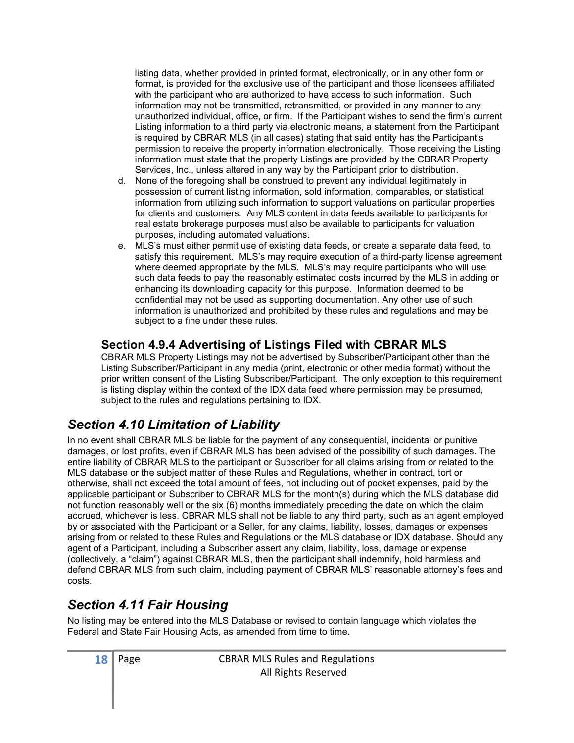listing data, whether provided in printed format, electronically, or in any other form or format, is provided for the exclusive use of the participant and those licensees affiliated with the participant who are authorized to have access to such information. Such information may not be transmitted, retransmitted, or provided in any manner to any unauthorized individual, office, or firm. If the Participant wishes to send the firm's current Listing information to a third party via electronic means, a statement from the Participant is required by CBRAR MLS (in all cases) stating that said entity has the Participant's permission to receive the property information electronically. Those receiving the Listing information must state that the property Listings are provided by the CBRAR Property Services, Inc., unless altered in any way by the Participant prior to distribution.

d. None of the foregoing shall be construed to prevent any individual legitimately in possession of current listing information, sold information, comparables, or statistical information from utilizing such information to support valuations on particular properties for clients and customers. Any MLS content in data feeds available to participants for real estate brokerage purposes must also be available to participants for valuation purposes, including automated valuations.

e. MLS's must either permit use of existing data feeds, or create a separate data feed, to satisfy this requirement. MLS's may require execution of a third-party license agreement where deemed appropriate by the MLS. MLS's may require participants who will use such data feeds to pay the reasonably estimated costs incurred by the MLS in adding or enhancing its downloading capacity for this purpose. Information deemed to be confidential may not be used as supporting documentation. Any other use of such information is unauthorized and prohibited by these rules and regulations and may be subject to a fine under these rules.

### Section 4.9.4 Advertising of Listings Filed with CBRAR MLS

CBRAR MLS Property Listings may not be advertised by Subscriber/Participant other than the Listing Subscriber/Participant in any media (print, electronic or other media format) without the prior written consent of the Listing Subscriber/Participant. The only exception to this requirement is listing display within the context of the IDX data feed where permission may be presumed, subject to the rules and regulations pertaining to IDX.

## *Section 4.10 Limitation of Liability*

In no event shall CBRAR MLS be liable for the payment of any consequential, incidental or punitive damages, or lost profits, even if CBRAR MLS has been advised of the possibility of such damages. The entire liability of CBRAR MLS to the participant or Subscriber for all claims arising from or related to the MLS database or the subject matter of these Rules and Regulations, whether in contract, tort or otherwise, shall not exceed the total amount of fees, not including out of pocket expenses, paid by the applicable participant or Subscriber to CBRAR MLS for the month(s) during which the MLS database did not function reasonably well or the six (6) months immediately preceding the date on which the claim accrued, whichever is less. CBRAR MLS shall not be liable to any third party, such as an agent employed by or associated with the Participant or a Seller, for any claims, liability, losses, damages or expenses arising from or related to these Rules and Regulations or the MLS database or IDX database. Should any agent of a Participant, including a Subscriber assert any claim, liability, loss, damage or expense (collectively, a "claim") against CBRAR MLS, then the participant shall indemnify, hold harmless and defend CBRAR MLS from such claim, including payment of CBRAR MLS' reasonable attorney's fees and costs.

## *Section 4.11 Fair Housing*

No listing may be entered into the MLS Database or revised to contain language which violates the Federal and State Fair Housing Acts, as amended from time to time.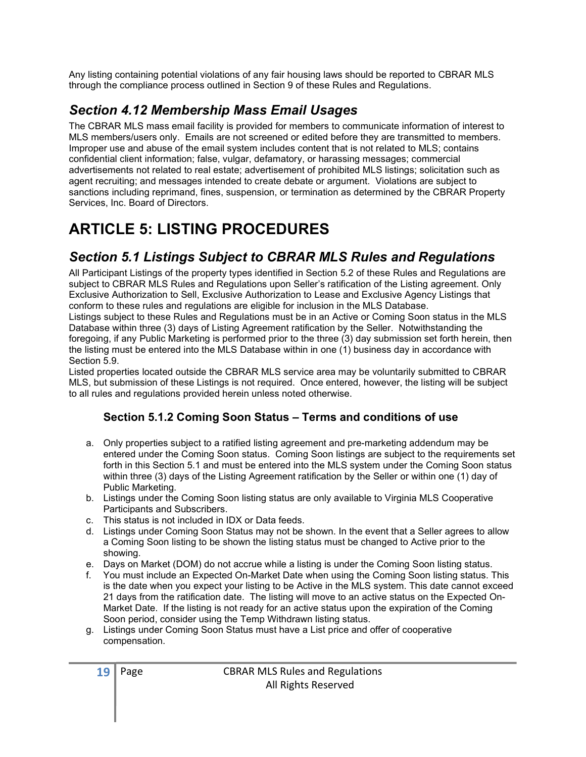Any listing containing potential violations of any fair housing laws should be reported to CBRAR MLS through the compliance process outlined in Section 9 of these Rules and Regulations.

## *Section 4.12 Membership Mass Email Usages*

The CBRAR MLS mass email facility is provided for members to communicate information of interest to MLS members/users only. Emails are not screened or edited before they are transmitted to members. Improper use and abuse of the email system includes content that is not related to MLS; contains confidential client information; false, vulgar, defamatory, or harassing messages; commercial advertisements not related to real estate; advertisement of prohibited MLS listings; solicitation such as agent recruiting; and messages intended to create debate or argument. Violations are subject to sanctions including reprimand, fines, suspension, or termination as determined by the CBRAR Property Services, Inc. Board of Directors.

# ARTICLE 5: LISTING PROCEDURES

## *Section 5.1 Listings Subject to CBRAR MLS Rules and Regulations*

All Participant Listings of the property types identified in Section 5.2 of these Rules and Regulations are subject to CBRAR MLS Rules and Regulations upon Seller's ratification of the Listing agreement. Only Exclusive Authorization to Sell, Exclusive Authorization to Lease and Exclusive Agency Listings that conform to these rules and regulations are eligible for inclusion in the MLS Database.

Listings subject to these Rules and Regulations must be in an Active or Coming Soon status in the MLS Database within three (3) days of Listing Agreement ratification by the Seller. Notwithstanding the foregoing, if any Public Marketing is performed prior to the three (3) day submission set forth herein, then the listing must be entered into the MLS Database within in one (1) business day in accordance with Section 5.9.

Listed properties located outside the CBRAR MLS service area may be voluntarily submitted to CBRAR MLS, but submission of these Listings is not required. Once entered, however, the listing will be subject to all rules and regulations provided herein unless noted otherwise.

### Section 5.1.2 Coming Soon Status – Terms and conditions of use

a. Only properties subject to a ratified listing agreement and pre-marketing addendum may be entered under the Coming Soon status. Coming Soon listings are subject to the requirements set forth in this Section 5.1 and must be entered into the MLS system under the Coming Soon status within three (3) days of the Listing Agreement ratification by the Seller or within one (1) day of Public Marketing.
b. Listings under the Coming Soon listing status are only available to Virginia MLS Cooperative Participants and Subscribers.
c. This status is not included in IDX or Data feeds.
d. Listings under Coming Soon Status may not be shown. In the event that a Seller agrees to allow a Coming Soon listing to be shown the listing status must be changed to Active prior to the showing.
e. Days on Market (DOM) do not accrue while a listing is under the Coming Soon listing status.
f. You must include an Expected On-Market Date when using the Coming Soon listing status. This is the date when you expect your listing to be Active in the MLS system. This date cannot exceed 21 days from the ratification date. The listing will move to an active status on the Expected On-Market Date. If the listing is not ready for an active status upon the expiration of the Coming Soon period, consider using the Temp Withdrawn listing status.
g. Listings under Coming Soon Status must have a List price and offer of cooperative compensation.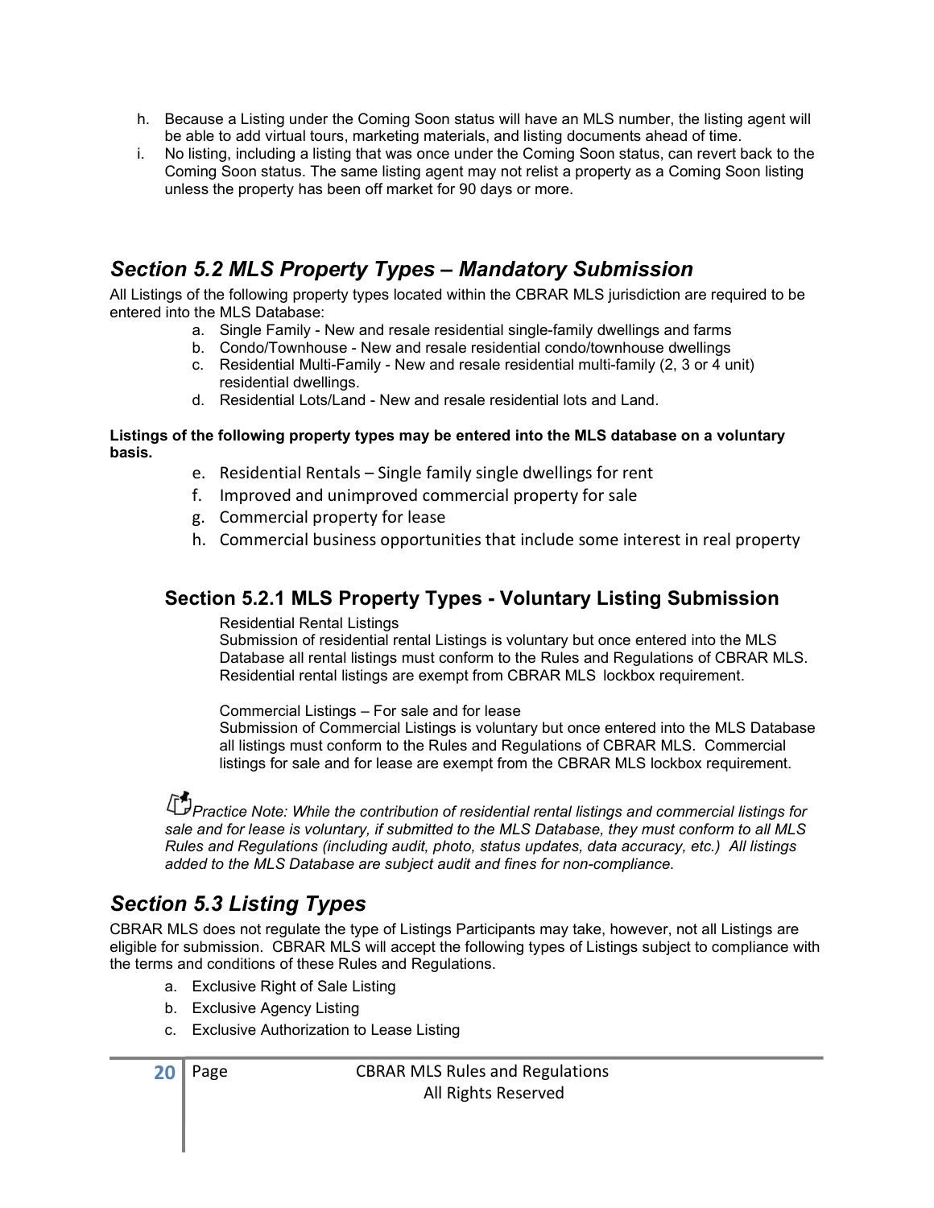h. Because a Listing under the Coming Soon status will have an MLS number, the listing agent will be able to add virtual tours, marketing materials, and listing documents ahead of time.
i. No listing, including a listing that was once under the Coming Soon status, can revert back to the Coming Soon status. The same listing agent may not relist a property as a Coming Soon listing unless the property has been off market for 90 days or more.

## *Section 5.2 MLS Property Types – Mandatory Submission*

All Listings of the following property types located within the CBRAR MLS jurisdiction are required to be entered into the MLS Database:

a. Single Family - New and resale residential single-family dwellings and farms
b. Condo/Townhouse - New and resale residential condo/townhouse dwellings
c. Residential Multi-Family - New and resale residential multi-family (2, 3 or 4 unit) residential dwellings.
d. Residential Lots/Land - New and resale residential lots and Land.

**Listings of the following property types may be entered into the MLS database on a voluntary basis.**

e. Residential Rentals – Single family single dwellings for rent
f. Improved and unimproved commercial property for sale
g. Commercial property for lease
h. Commercial business opportunities that include some interest in real property

### Section 5.2.1 MLS Property Types - Voluntary Listing Submission

Residential Rental Listings
Submission of residential rental Listings is voluntary but once entered into the MLS Database all rental listings must conform to the Rules and Regulations of CBRAR MLS. Residential rental listings are exempt from CBRAR MLS lockbox requirement.

Commercial Listings – For sale and for lease
Submission of Commercial Listings is voluntary but once entered into the MLS Database all listings must conform to the Rules and Regulations of CBRAR MLS. Commercial listings for sale and for lease are exempt from the CBRAR MLS lockbox requirement.

*Practice Note: While the contribution of residential rental listings and commercial listings for sale and for lease is voluntary, if submitted to the MLS Database, they must conform to all MLS Rules and Regulations (including audit, photo, status updates, data accuracy, etc.) All listings added to the MLS Database are subject audit and fines for non-compliance.*

## *Section 5.3 Listing Types*

CBRAR MLS does not regulate the type of Listings Participants may take, however, not all Listings are eligible for submission. CBRAR MLS will accept the following types of Listings subject to compliance with the terms and conditions of these Rules and Regulations.

a. Exclusive Right of Sale Listing
b. Exclusive Agency Listing
c. Exclusive Authorization to Lease Listing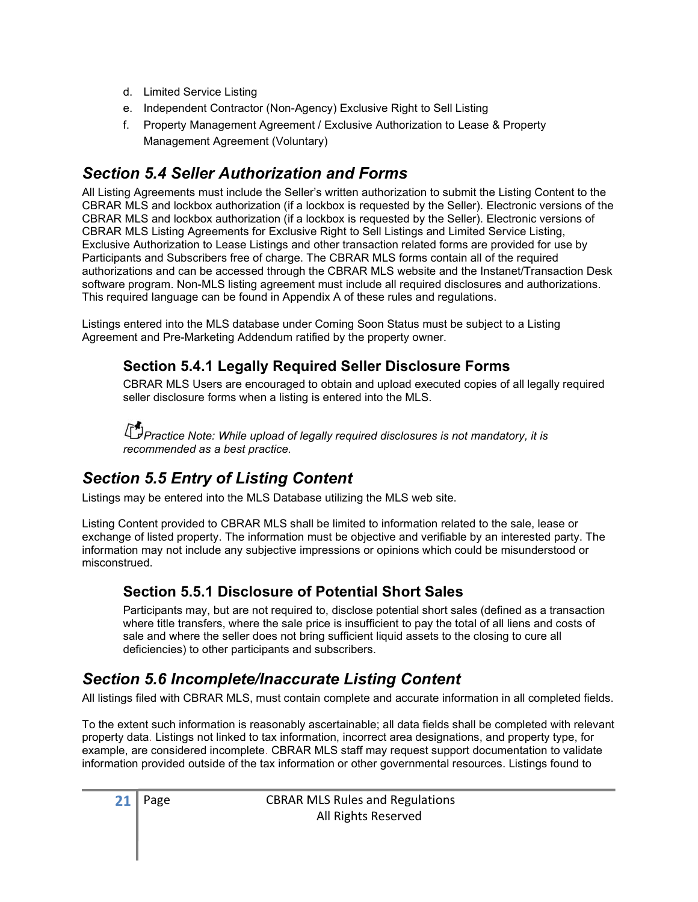d. Limited Service Listing
e. Independent Contractor (Non-Agency) Exclusive Right to Sell Listing
f. Property Management Agreement / Exclusive Authorization to Lease & Property Management Agreement (Voluntary)

## *Section 5.4 Seller Authorization and Forms*

All Listing Agreements must include the Seller's written authorization to submit the Listing Content to the CBRAR MLS and lockbox authorization (if a lockbox is requested by the Seller). Electronic versions of the CBRAR MLS and lockbox authorization (if a lockbox is requested by the Seller). Electronic versions of CBRAR MLS Listing Agreements for Exclusive Right to Sell Listings and Limited Service Listing, Exclusive Authorization to Lease Listings and other transaction related forms are provided for use by Participants and Subscribers free of charge. The CBRAR MLS forms contain all of the required authorizations and can be accessed through the CBRAR MLS website and the Instanet/Transaction Desk software program. Non-MLS listing agreement must include all required disclosures and authorizations. This required language can be found in Appendix A of these rules and regulations.

Listings entered into the MLS database under Coming Soon Status must be subject to a Listing Agreement and Pre-Marketing Addendum ratified by the property owner.

### Section 5.4.1 Legally Required Seller Disclosure Forms

CBRAR MLS Users are encouraged to obtain and upload executed copies of all legally required seller disclosure forms when a listing is entered into the MLS.

*Practice Note: While upload of legally required disclosures is not mandatory, it is recommended as a best practice.*

## *Section 5.5 Entry of Listing Content*

Listings may be entered into the MLS Database utilizing the MLS web site.

Listing Content provided to CBRAR MLS shall be limited to information related to the sale, lease or exchange of listed property. The information must be objective and verifiable by an interested party. The information may not include any subjective impressions or opinions which could be misunderstood or misconstrued.

### Section 5.5.1 Disclosure of Potential Short Sales

Participants may, but are not required to, disclose potential short sales (defined as a transaction where title transfers, where the sale price is insufficient to pay the total of all liens and costs of sale and where the seller does not bring sufficient liquid assets to the closing to cure all deficiencies) to other participants and subscribers.

## *Section 5.6 Incomplete/Inaccurate Listing Content*

All listings filed with CBRAR MLS, must contain complete and accurate information in all completed fields.

To the extent such information is reasonably ascertainable; all data fields shall be completed with relevant property data. Listings not linked to tax information, incorrect area designations, and property type, for example, are considered incomplete. CBRAR MLS staff may request support documentation to validate information provided outside of the tax information or other governmental resources. Listings found to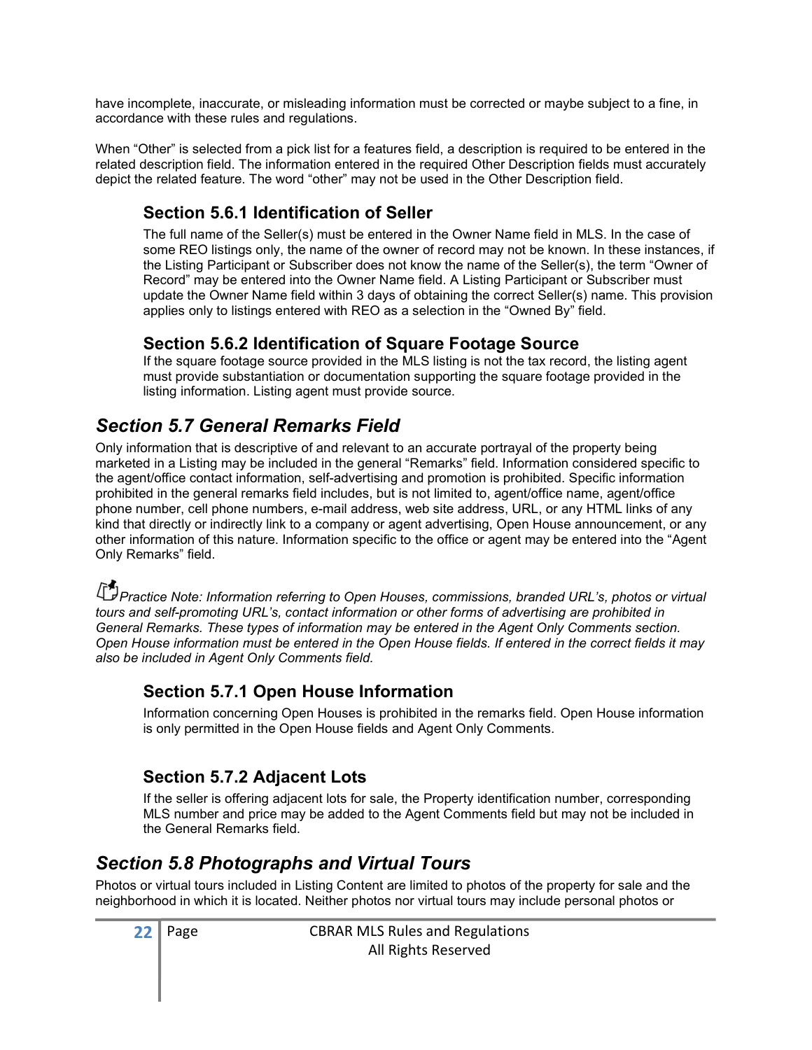have incomplete, inaccurate, or misleading information must be corrected or maybe subject to a fine, in accordance with these rules and regulations.

When "Other" is selected from a pick list for a features field, a description is required to be entered in the related description field. The information entered in the required Other Description fields must accurately depict the related feature. The word "other" may not be used in the Other Description field.

### Section 5.6.1 Identification of Seller

The full name of the Seller(s) must be entered in the Owner Name field in MLS. In the case of some REO listings only, the name of the owner of record may not be known. In these instances, if the Listing Participant or Subscriber does not know the name of the Seller(s), the term "Owner of Record" may be entered into the Owner Name field. A Listing Participant or Subscriber must update the Owner Name field within 3 days of obtaining the correct Seller(s) name. This provision applies only to listings entered with REO as a selection in the "Owned By" field.

### Section 5.6.2 Identification of Square Footage Source

If the square footage source provided in the MLS listing is not the tax record, the listing agent must provide substantiation or documentation supporting the square footage provided in the listing information. Listing agent must provide source.

## *Section 5.7 General Remarks Field*

Only information that is descriptive of and relevant to an accurate portrayal of the property being marketed in a Listing may be included in the general "Remarks" field. Information considered specific to the agent/office contact information, self-advertising and promotion is prohibited. Specific information prohibited in the general remarks field includes, but is not limited to, agent/office name, agent/office phone number, cell phone numbers, e-mail address, web site address, URL, or any HTML links of any kind that directly or indirectly link to a company or agent advertising, Open House announcement, or any other information of this nature. Information specific to the office or agent may be entered into the "Agent Only Remarks" field.

*Practice Note: Information referring to Open Houses, commissions, branded URL's, photos or virtual tours and self-promoting URL's, contact information or other forms of advertising are prohibited in General Remarks. These types of information may be entered in the Agent Only Comments section. Open House information must be entered in the Open House fields. If entered in the correct fields it may also be included in Agent Only Comments field.*

### Section 5.7.1 Open House Information

Information concerning Open Houses is prohibited in the remarks field. Open House information is only permitted in the Open House fields and Agent Only Comments.

### Section 5.7.2 Adjacent Lots

If the seller is offering adjacent lots for sale, the Property identification number, corresponding MLS number and price may be added to the Agent Comments field but may not be included in the General Remarks field.

## *Section 5.8 Photographs and Virtual Tours*

Photos or virtual tours included in Listing Content are limited to photos of the property for sale and the neighborhood in which it is located. Neither photos nor virtual tours may include personal photos or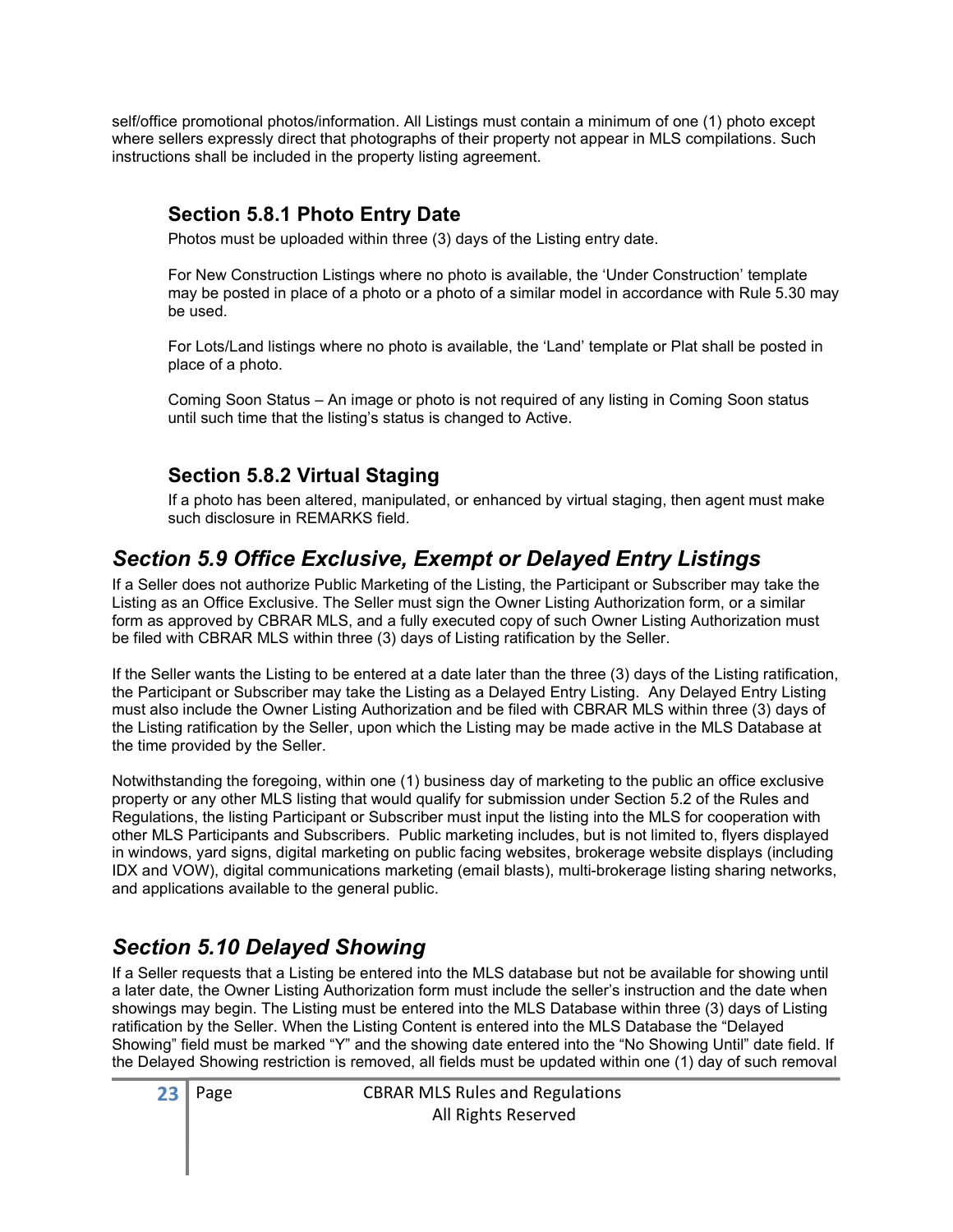self/office promotional photos/information. All Listings must contain a minimum of one (1) photo except where sellers expressly direct that photographs of their property not appear in MLS compilations. Such instructions shall be included in the property listing agreement.

### Section 5.8.1 Photo Entry Date

Photos must be uploaded within three (3) days of the Listing entry date.

For New Construction Listings where no photo is available, the 'Under Construction' template may be posted in place of a photo or a photo of a similar model in accordance with Rule 5.30 may be used.

For Lots/Land listings where no photo is available, the 'Land' template or Plat shall be posted in place of a photo.

Coming Soon Status – An image or photo is not required of any listing in Coming Soon status until such time that the listing's status is changed to Active.

### Section 5.8.2 Virtual Staging

If a photo has been altered, manipulated, or enhanced by virtual staging, then agent must make such disclosure in REMARKS field.

## *Section 5.9 Office Exclusive, Exempt or Delayed Entry Listings*

If a Seller does not authorize Public Marketing of the Listing, the Participant or Subscriber may take the Listing as an Office Exclusive. The Seller must sign the Owner Listing Authorization form, or a similar form as approved by CBRAR MLS, and a fully executed copy of such Owner Listing Authorization must be filed with CBRAR MLS within three (3) days of Listing ratification by the Seller.

If the Seller wants the Listing to be entered at a date later than the three (3) days of the Listing ratification, the Participant or Subscriber may take the Listing as a Delayed Entry Listing. Any Delayed Entry Listing must also include the Owner Listing Authorization and be filed with CBRAR MLS within three (3) days of the Listing ratification by the Seller, upon which the Listing may be made active in the MLS Database at the time provided by the Seller.

Notwithstanding the foregoing, within one (1) business day of marketing to the public an office exclusive property or any other MLS listing that would qualify for submission under Section 5.2 of the Rules and Regulations, the listing Participant or Subscriber must input the listing into the MLS for cooperation with other MLS Participants and Subscribers. Public marketing includes, but is not limited to, flyers displayed in windows, yard signs, digital marketing on public facing websites, brokerage website displays (including IDX and VOW), digital communications marketing (email blasts), multi-brokerage listing sharing networks, and applications available to the general public.

## *Section 5.10 Delayed Showing*

If a Seller requests that a Listing be entered into the MLS database but not be available for showing until a later date, the Owner Listing Authorization form must include the seller's instruction and the date when showings may begin. The Listing must be entered into the MLS Database within three (3) days of Listing ratification by the Seller. When the Listing Content is entered into the MLS Database the "Delayed Showing" field must be marked "Y" and the showing date entered into the "No Showing Until" date field. If the Delayed Showing restriction is removed, all fields must be updated within one (1) day of such removal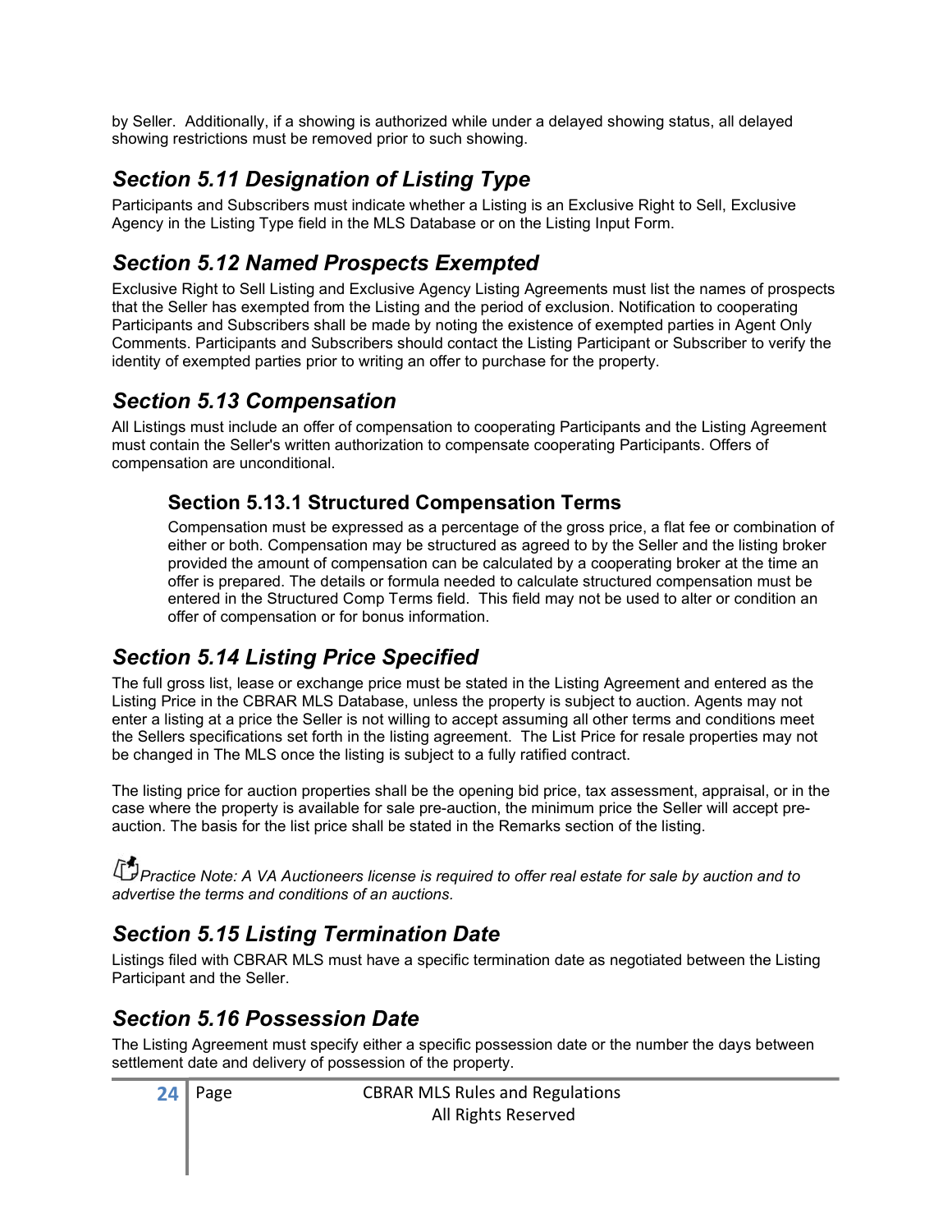by Seller. Additionally, if a showing is authorized while under a delayed showing status, all delayed showing restrictions must be removed prior to such showing.

## *Section 5.11 Designation of Listing Type*

Participants and Subscribers must indicate whether a Listing is an Exclusive Right to Sell, Exclusive Agency in the Listing Type field in the MLS Database or on the Listing Input Form.

## *Section 5.12 Named Prospects Exempted*

Exclusive Right to Sell Listing and Exclusive Agency Listing Agreements must list the names of prospects that the Seller has exempted from the Listing and the period of exclusion. Notification to cooperating Participants and Subscribers shall be made by noting the existence of exempted parties in Agent Only Comments. Participants and Subscribers should contact the Listing Participant or Subscriber to verify the identity of exempted parties prior to writing an offer to purchase for the property.

## *Section 5.13 Compensation*

All Listings must include an offer of compensation to cooperating Participants and the Listing Agreement must contain the Seller's written authorization to compensate cooperating Participants. Offers of compensation are unconditional.

### Section 5.13.1 Structured Compensation Terms

Compensation must be expressed as a percentage of the gross price, a flat fee or combination of either or both. Compensation may be structured as agreed to by the Seller and the listing broker provided the amount of compensation can be calculated by a cooperating broker at the time an offer is prepared. The details or formula needed to calculate structured compensation must be entered in the Structured Comp Terms field. This field may not be used to alter or condition an offer of compensation or for bonus information.

## *Section 5.14 Listing Price Specified*

The full gross list, lease or exchange price must be stated in the Listing Agreement and entered as the Listing Price in the CBRAR MLS Database, unless the property is subject to auction. Agents may not enter a listing at a price the Seller is not willing to accept assuming all other terms and conditions meet the Sellers specifications set forth in the listing agreement. The List Price for resale properties may not be changed in The MLS once the listing is subject to a fully ratified contract.

The listing price for auction properties shall be the opening bid price, tax assessment, appraisal, or in the case where the property is available for sale pre-auction, the minimum price the Seller will accept pre-auction. The basis for the list price shall be stated in the Remarks section of the listing.

*Practice Note: A VA Auctioneers license is required to offer real estate for sale by auction and to advertise the terms and conditions of an auctions.*

## *Section 5.15 Listing Termination Date*

Listings filed with CBRAR MLS must have a specific termination date as negotiated between the Listing Participant and the Seller.

## *Section 5.16 Possession Date*

The Listing Agreement must specify either a specific possession date or the number the days between settlement date and delivery of possession of the property.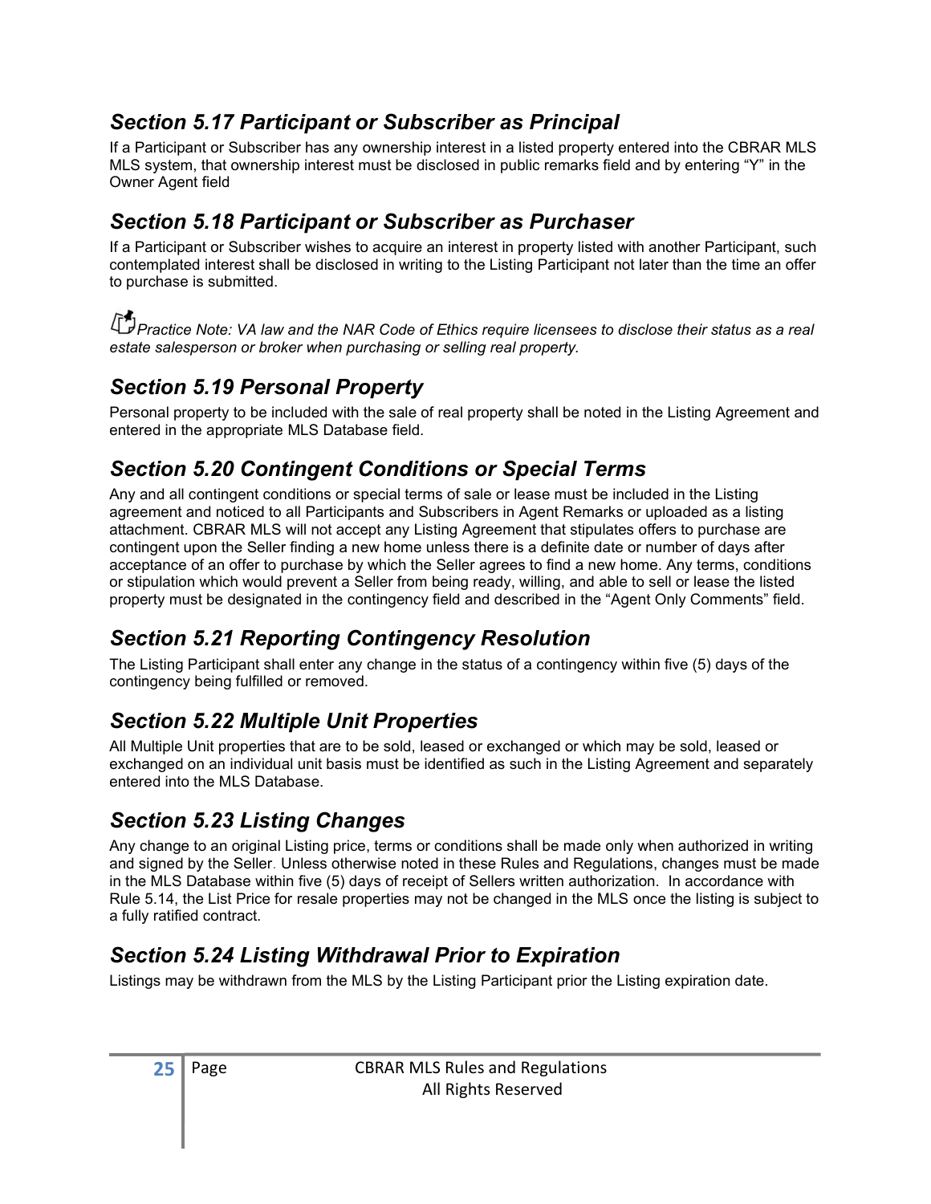## *Section 5.17 Participant or Subscriber as Principal*

If a Participant or Subscriber has any ownership interest in a listed property entered into the CBRAR MLS MLS system, that ownership interest must be disclosed in public remarks field and by entering "Y" in the Owner Agent field

## *Section 5.18 Participant or Subscriber as Purchaser*

If a Participant or Subscriber wishes to acquire an interest in property listed with another Participant, such contemplated interest shall be disclosed in writing to the Listing Participant not later than the time an offer to purchase is submitted.

*Practice Note: VA law and the NAR Code of Ethics require licensees to disclose their status as a real estate salesperson or broker when purchasing or selling real property.*

## *Section 5.19 Personal Property*

Personal property to be included with the sale of real property shall be noted in the Listing Agreement and entered in the appropriate MLS Database field.

## *Section 5.20 Contingent Conditions or Special Terms*

Any and all contingent conditions or special terms of sale or lease must be included in the Listing agreement and noticed to all Participants and Subscribers in Agent Remarks or uploaded as a listing attachment. CBRAR MLS will not accept any Listing Agreement that stipulates offers to purchase are contingent upon the Seller finding a new home unless there is a definite date or number of days after acceptance of an offer to purchase by which the Seller agrees to find a new home. Any terms, conditions or stipulation which would prevent a Seller from being ready, willing, and able to sell or lease the listed property must be designated in the contingency field and described in the "Agent Only Comments" field.

## *Section 5.21 Reporting Contingency Resolution*

The Listing Participant shall enter any change in the status of a contingency within five (5) days of the contingency being fulfilled or removed.

## *Section 5.22 Multiple Unit Properties*

All Multiple Unit properties that are to be sold, leased or exchanged or which may be sold, leased or exchanged on an individual unit basis must be identified as such in the Listing Agreement and separately entered into the MLS Database.

## *Section 5.23 Listing Changes*

Any change to an original Listing price, terms or conditions shall be made only when authorized in writing and signed by the Seller. Unless otherwise noted in these Rules and Regulations, changes must be made in the MLS Database within five (5) days of receipt of Sellers written authorization. In accordance with Rule 5.14, the List Price for resale properties may not be changed in the MLS once the listing is subject to a fully ratified contract.

## *Section 5.24 Listing Withdrawal Prior to Expiration*

Listings may be withdrawn from the MLS by the Listing Participant prior the Listing expiration date.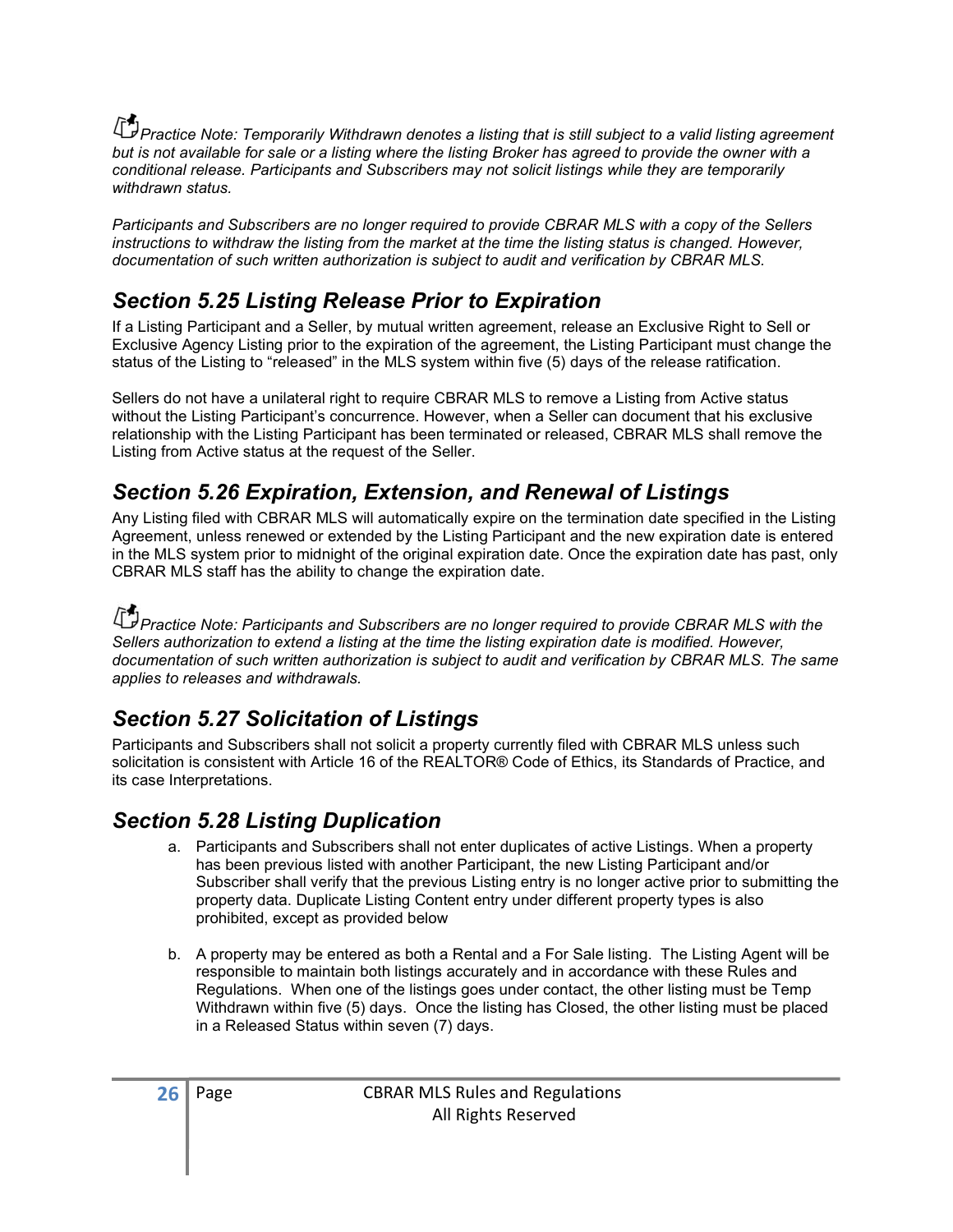*Practice Note: Temporarily Withdrawn denotes a listing that is still subject to a valid listing agreement but is not available for sale or a listing where the listing Broker has agreed to provide the owner with a conditional release. Participants and Subscribers may not solicit listings while they are temporarily withdrawn status.*

*Participants and Subscribers are no longer required to provide CBRAR MLS with a copy of the Sellers instructions to withdraw the listing from the market at the time the listing status is changed. However, documentation of such written authorization is subject to audit and verification by CBRAR MLS.*

## *Section 5.25 Listing Release Prior to Expiration*

If a Listing Participant and a Seller, by mutual written agreement, release an Exclusive Right to Sell or Exclusive Agency Listing prior to the expiration of the agreement, the Listing Participant must change the status of the Listing to "released" in the MLS system within five (5) days of the release ratification.

Sellers do not have a unilateral right to require CBRAR MLS to remove a Listing from Active status without the Listing Participant's concurrence. However, when a Seller can document that his exclusive relationship with the Listing Participant has been terminated or released, CBRAR MLS shall remove the Listing from Active status at the request of the Seller.

## *Section 5.26 Expiration, Extension, and Renewal of Listings*

Any Listing filed with CBRAR MLS will automatically expire on the termination date specified in the Listing Agreement, unless renewed or extended by the Listing Participant and the new expiration date is entered in the MLS system prior to midnight of the original expiration date. Once the expiration date has past, only CBRAR MLS staff has the ability to change the expiration date.

*Practice Note: Participants and Subscribers are no longer required to provide CBRAR MLS with the Sellers authorization to extend a listing at the time the listing expiration date is modified. However, documentation of such written authorization is subject to audit and verification by CBRAR MLS. The same applies to releases and withdrawals.*

## *Section 5.27 Solicitation of Listings*

Participants and Subscribers shall not solicit a property currently filed with CBRAR MLS unless such solicitation is consistent with Article 16 of the REALTOR® Code of Ethics, its Standards of Practice, and its case Interpretations.

## *Section 5.28 Listing Duplication*

a. Participants and Subscribers shall not enter duplicates of active Listings. When a property has been previous listed with another Participant, the new Listing Participant and/or Subscriber shall verify that the previous Listing entry is no longer active prior to submitting the property data. Duplicate Listing Content entry under different property types is also prohibited, except as provided below

b. A property may be entered as both a Rental and a For Sale listing. The Listing Agent will be responsible to maintain both listings accurately and in accordance with these Rules and Regulations. When one of the listings goes under contact, the other listing must be Temp Withdrawn within five (5) days. Once the listing has Closed, the other listing must be placed in a Released Status within seven (7) days.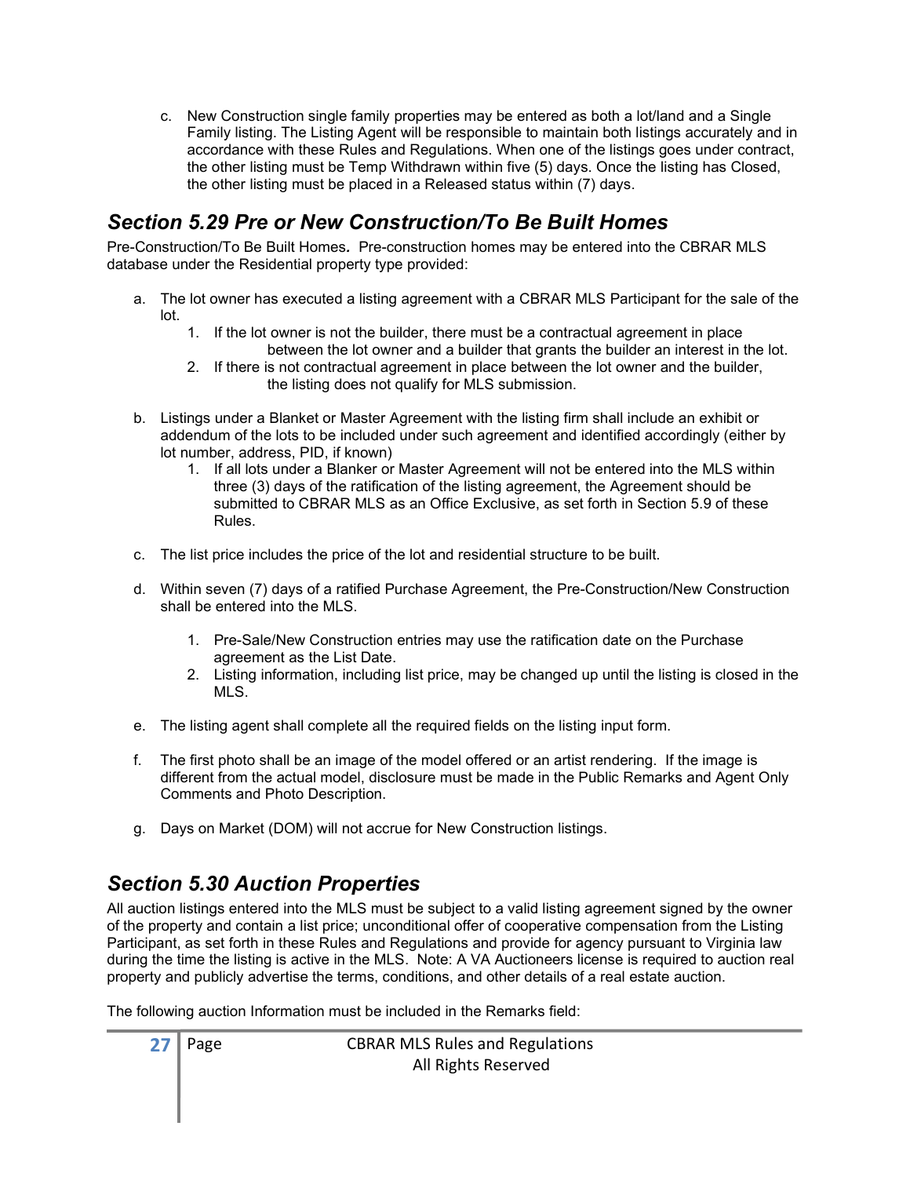c. New Construction single family properties may be entered as both a lot/land and a Single Family listing. The Listing Agent will be responsible to maintain both listings accurately and in accordance with these Rules and Regulations. When one of the listings goes under contract, the other listing must be Temp Withdrawn within five (5) days. Once the listing has Closed, the other listing must be placed in a Released status within (7) days.

## *Section 5.29 Pre or New Construction/To Be Built Homes*

Pre-Construction/To Be Built Homes*.* Pre-construction homes may be entered into the CBRAR MLS database under the Residential property type provided:

a. The lot owner has executed a listing agreement with a CBRAR MLS Participant for the sale of the lot.
   1. If the lot owner is not the builder, there must be a contractual agreement in place between the lot owner and a builder that grants the builder an interest in the lot.
   2. If there is not contractual agreement in place between the lot owner and the builder, the listing does not qualify for MLS submission.

b. Listings under a Blanket or Master Agreement with the listing firm shall include an exhibit or addendum of the lots to be included under such agreement and identified accordingly (either by lot number, address, PID, if known)
   1. If all lots under a Blanker or Master Agreement will not be entered into the MLS within three (3) days of the ratification of the listing agreement, the Agreement should be submitted to CBRAR MLS as an Office Exclusive, as set forth in Section 5.9 of these Rules.

c. The list price includes the price of the lot and residential structure to be built.

d. Within seven (7) days of a ratified Purchase Agreement, the Pre-Construction/New Construction shall be entered into the MLS.
   1. Pre-Sale/New Construction entries may use the ratification date on the Purchase agreement as the List Date.
   2. Listing information, including list price, may be changed up until the listing is closed in the MLS.

e. The listing agent shall complete all the required fields on the listing input form.

f. The first photo shall be an image of the model offered or an artist rendering. If the image is different from the actual model, disclosure must be made in the Public Remarks and Agent Only Comments and Photo Description.

g. Days on Market (DOM) will not accrue for New Construction listings.

## *Section 5.30 Auction Properties*

All auction listings entered into the MLS must be subject to a valid listing agreement signed by the owner of the property and contain a list price; unconditional offer of cooperative compensation from the Listing Participant, as set forth in these Rules and Regulations and provide for agency pursuant to Virginia law during the time the listing is active in the MLS. Note: A VA Auctioneers license is required to auction real property and publicly advertise the terms, conditions, and other details of a real estate auction.

The following auction Information must be included in the Remarks field: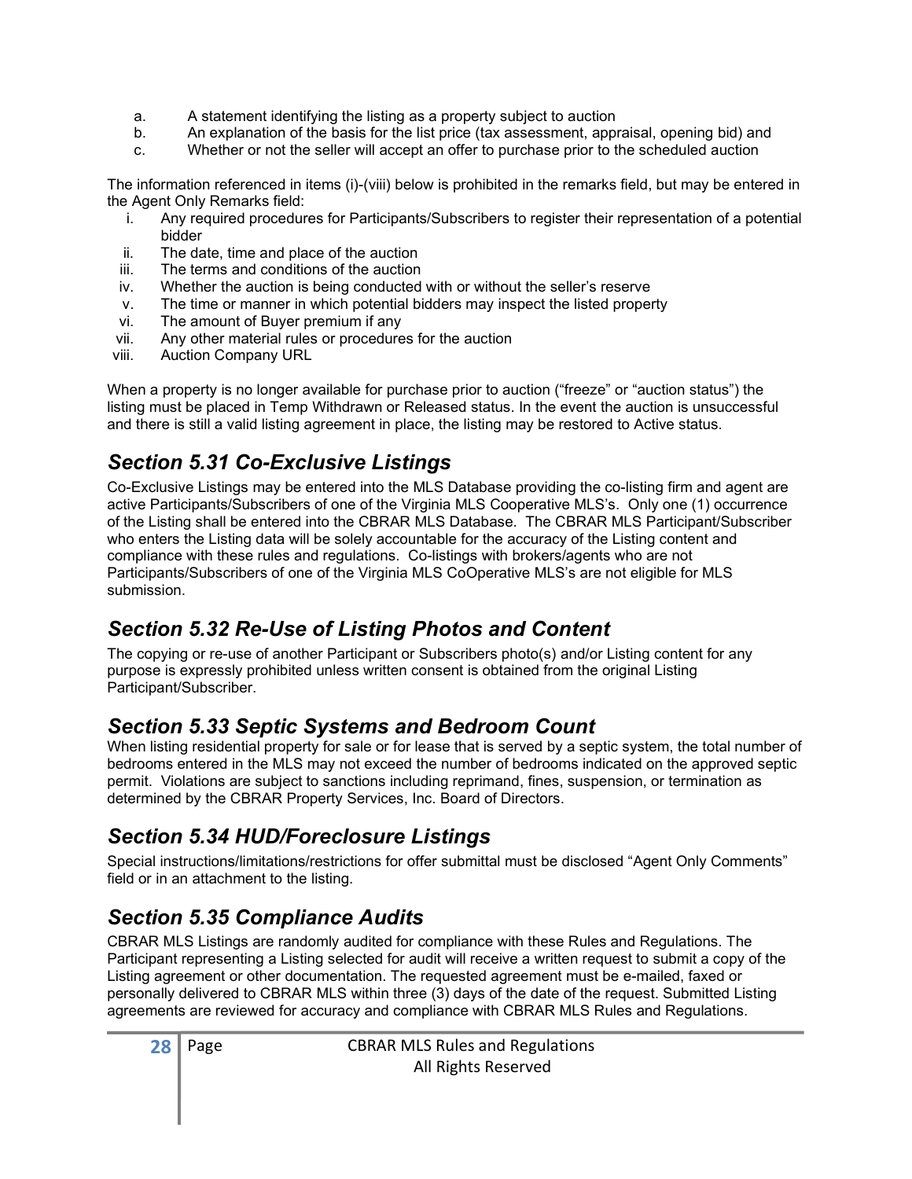a. A statement identifying the listing as a property subject to auction
b. An explanation of the basis for the list price (tax assessment, appraisal, opening bid) and
c. Whether or not the seller will accept an offer to purchase prior to the scheduled auction

The information referenced in items (i)-(viii) below is prohibited in the remarks field, but may be entered in the Agent Only Remarks field:

i. Any required procedures for Participants/Subscribers to register their representation of a potential bidder
ii. The date, time and place of the auction
iii. The terms and conditions of the auction
iv. Whether the auction is being conducted with or without the seller's reserve
v. The time or manner in which potential bidders may inspect the listed property
vi. The amount of Buyer premium if any
vii. Any other material rules or procedures for the auction
viii. Auction Company URL

When a property is no longer available for purchase prior to auction ("freeze" or "auction status") the listing must be placed in Temp Withdrawn or Released status. In the event the auction is unsuccessful and there is still a valid listing agreement in place, the listing may be restored to Active status.

## *Section 5.31 Co-Exclusive Listings*

Co-Exclusive Listings may be entered into the MLS Database providing the co-listing firm and agent are active Participants/Subscribers of one of the Virginia MLS Cooperative MLS's. Only one (1) occurrence of the Listing shall be entered into the CBRAR MLS Database. The CBRAR MLS Participant/Subscriber who enters the Listing data will be solely accountable for the accuracy of the Listing content and compliance with these rules and regulations. Co-listings with brokers/agents who are not Participants/Subscribers of one of the Virginia MLS CoOperative MLS's are not eligible for MLS submission.

## *Section 5.32 Re-Use of Listing Photos and Content*

The copying or re-use of another Participant or Subscribers photo(s) and/or Listing content for any purpose is expressly prohibited unless written consent is obtained from the original Listing Participant/Subscriber.

## *Section 5.33 Septic Systems and Bedroom Count*

When listing residential property for sale or for lease that is served by a septic system, the total number of bedrooms entered in the MLS may not exceed the number of bedrooms indicated on the approved septic permit. Violations are subject to sanctions including reprimand, fines, suspension, or termination as determined by the CBRAR Property Services, Inc. Board of Directors.

## *Section 5.34 HUD/Foreclosure Listings*

Special instructions/limitations/restrictions for offer submittal must be disclosed "Agent Only Comments" field or in an attachment to the listing.

## *Section 5.35 Compliance Audits*

CBRAR MLS Listings are randomly audited for compliance with these Rules and Regulations. The Participant representing a Listing selected for audit will receive a written request to submit a copy of the Listing agreement or other documentation. The requested agreement must be e-mailed, faxed or personally delivered to CBRAR MLS within three (3) days of the date of the request. Submitted Listing agreements are reviewed for accuracy and compliance with CBRAR MLS Rules and Regulations.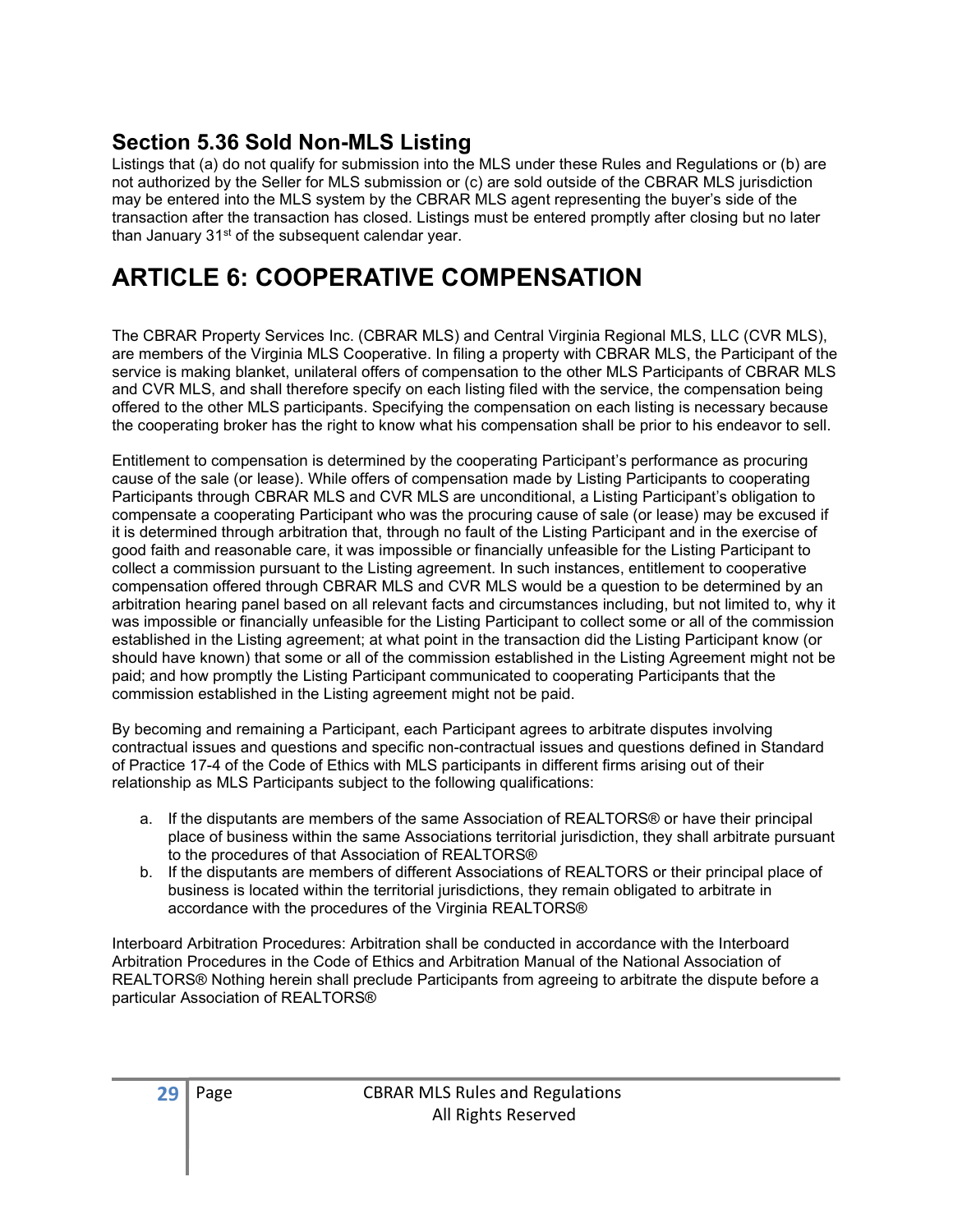## Section 5.36 Sold Non-MLS Listing

Listings that (a) do not qualify for submission into the MLS under these Rules and Regulations or (b) are not authorized by the Seller for MLS submission or (c) are sold outside of the CBRAR MLS jurisdiction may be entered into the MLS system by the CBRAR MLS agent representing the buyer's side of the transaction after the transaction has closed. Listings must be entered promptly after closing but no later than January 31st of the subsequent calendar year.

# ARTICLE 6: COOPERATIVE COMPENSATION

The CBRAR Property Services Inc. (CBRAR MLS) and Central Virginia Regional MLS, LLC (CVR MLS), are members of the Virginia MLS Cooperative. In filing a property with CBRAR MLS, the Participant of the service is making blanket, unilateral offers of compensation to the other MLS Participants of CBRAR MLS and CVR MLS, and shall therefore specify on each listing filed with the service, the compensation being offered to the other MLS participants. Specifying the compensation on each listing is necessary because the cooperating broker has the right to know what his compensation shall be prior to his endeavor to sell.

Entitlement to compensation is determined by the cooperating Participant's performance as procuring cause of the sale (or lease). While offers of compensation made by Listing Participants to cooperating Participants through CBRAR MLS and CVR MLS are unconditional, a Listing Participant's obligation to compensate a cooperating Participant who was the procuring cause of sale (or lease) may be excused if it is determined through arbitration that, through no fault of the Listing Participant and in the exercise of good faith and reasonable care, it was impossible or financially unfeasible for the Listing Participant to collect a commission pursuant to the Listing agreement. In such instances, entitlement to cooperative compensation offered through CBRAR MLS and CVR MLS would be a question to be determined by an arbitration hearing panel based on all relevant facts and circumstances including, but not limited to, why it was impossible or financially unfeasible for the Listing Participant to collect some or all of the commission established in the Listing agreement; at what point in the transaction did the Listing Participant know (or should have known) that some or all of the commission established in the Listing Agreement might not be paid; and how promptly the Listing Participant communicated to cooperating Participants that the commission established in the Listing agreement might not be paid.

By becoming and remaining a Participant, each Participant agrees to arbitrate disputes involving contractual issues and questions and specific non-contractual issues and questions defined in Standard of Practice 17-4 of the Code of Ethics with MLS participants in different firms arising out of their relationship as MLS Participants subject to the following qualifications:

a. If the disputants are members of the same Association of REALTORS® or have their principal place of business within the same Associations territorial jurisdiction, they shall arbitrate pursuant to the procedures of that Association of REALTORS®
b. If the disputants are members of different Associations of REALTORS or their principal place of business is located within the territorial jurisdictions, they remain obligated to arbitrate in accordance with the procedures of the Virginia REALTORS®

Interboard Arbitration Procedures: Arbitration shall be conducted in accordance with the Interboard Arbitration Procedures in the Code of Ethics and Arbitration Manual of the National Association of REALTORS® Nothing herein shall preclude Participants from agreeing to arbitrate the dispute before a particular Association of REALTORS®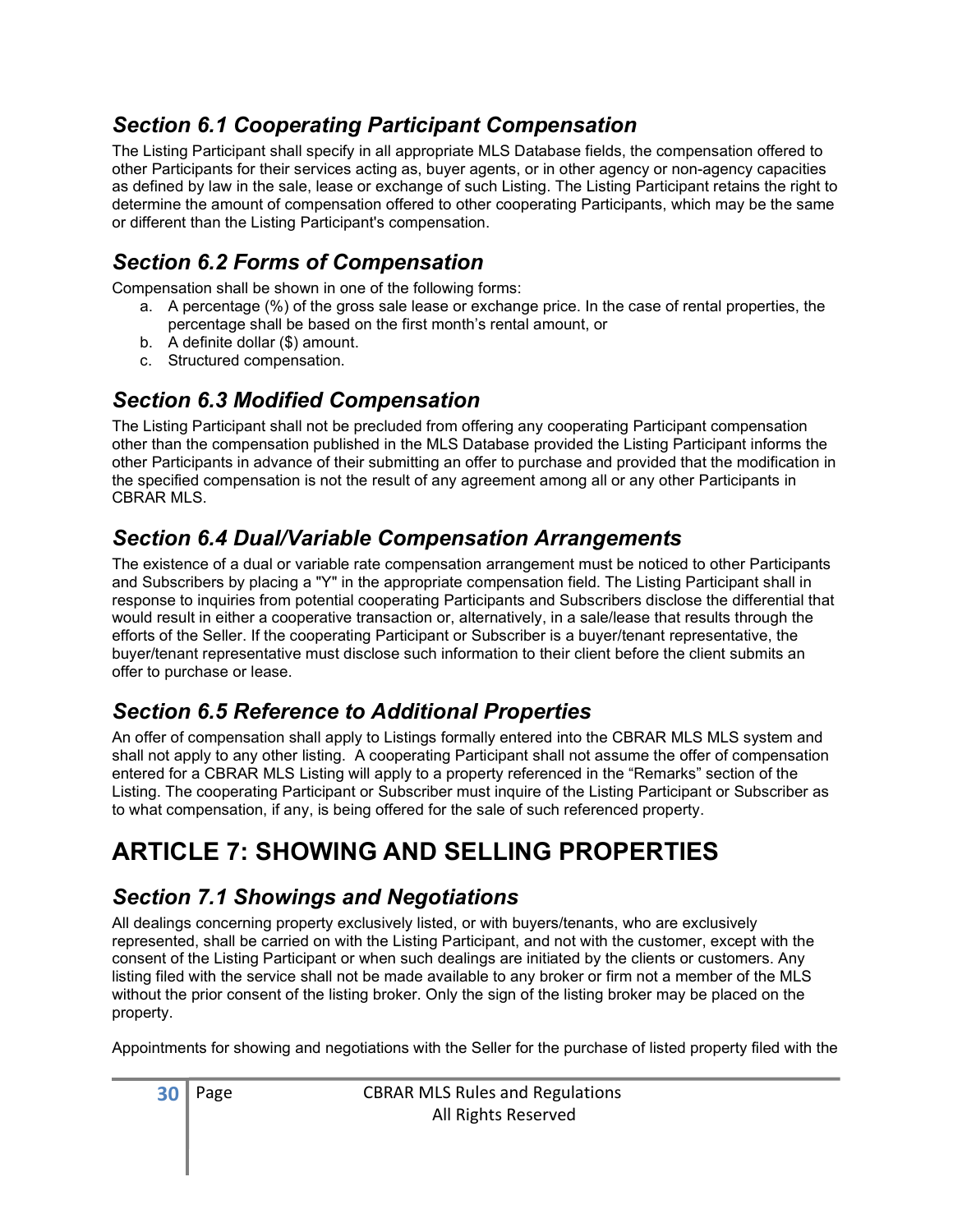### *Section 6.1 Cooperating Participant Compensation*

The Listing Participant shall specify in all appropriate MLS Database fields, the compensation offered to other Participants for their services acting as, buyer agents, or in other agency or non-agency capacities as defined by law in the sale, lease or exchange of such Listing. The Listing Participant retains the right to determine the amount of compensation offered to other cooperating Participants, which may be the same or different than the Listing Participant's compensation.

### *Section 6.2 Forms of Compensation*

Compensation shall be shown in one of the following forms:

a. A percentage (%) of the gross sale lease or exchange price. In the case of rental properties, the percentage shall be based on the first month's rental amount, or
b. A definite dollar ($) amount.
c. Structured compensation.

### *Section 6.3 Modified Compensation*

The Listing Participant shall not be precluded from offering any cooperating Participant compensation other than the compensation published in the MLS Database provided the Listing Participant informs the other Participants in advance of their submitting an offer to purchase and provided that the modification in the specified compensation is not the result of any agreement among all or any other Participants in CBRAR MLS.

### *Section 6.4 Dual/Variable Compensation Arrangements*

The existence of a dual or variable rate compensation arrangement must be noticed to other Participants and Subscribers by placing a "Y" in the appropriate compensation field. The Listing Participant shall in response to inquiries from potential cooperating Participants and Subscribers disclose the differential that would result in either a cooperative transaction or, alternatively, in a sale/lease that results through the efforts of the Seller. If the cooperating Participant or Subscriber is a buyer/tenant representative, the buyer/tenant representative must disclose such information to their client before the client submits an offer to purchase or lease.

### *Section 6.5 Reference to Additional Properties*

An offer of compensation shall apply to Listings formally entered into the CBRAR MLS MLS system and shall not apply to any other listing. A cooperating Participant shall not assume the offer of compensation entered for a CBRAR MLS Listing will apply to a property referenced in the "Remarks" section of the Listing. The cooperating Participant or Subscriber must inquire of the Listing Participant or Subscriber as to what compensation, if any, is being offered for the sale of such referenced property.

## ARTICLE 7: SHOWING AND SELLING PROPERTIES

### *Section 7.1 Showings and Negotiations*

All dealings concerning property exclusively listed, or with buyers/tenants, who are exclusively represented, shall be carried on with the Listing Participant, and not with the customer, except with the consent of the Listing Participant or when such dealings are initiated by the clients or customers. Any listing filed with the service shall not be made available to any broker or firm not a member of the MLS without the prior consent of the listing broker. Only the sign of the listing broker may be placed on the property.

Appointments for showing and negotiations with the Seller for the purchase of listed property filed with the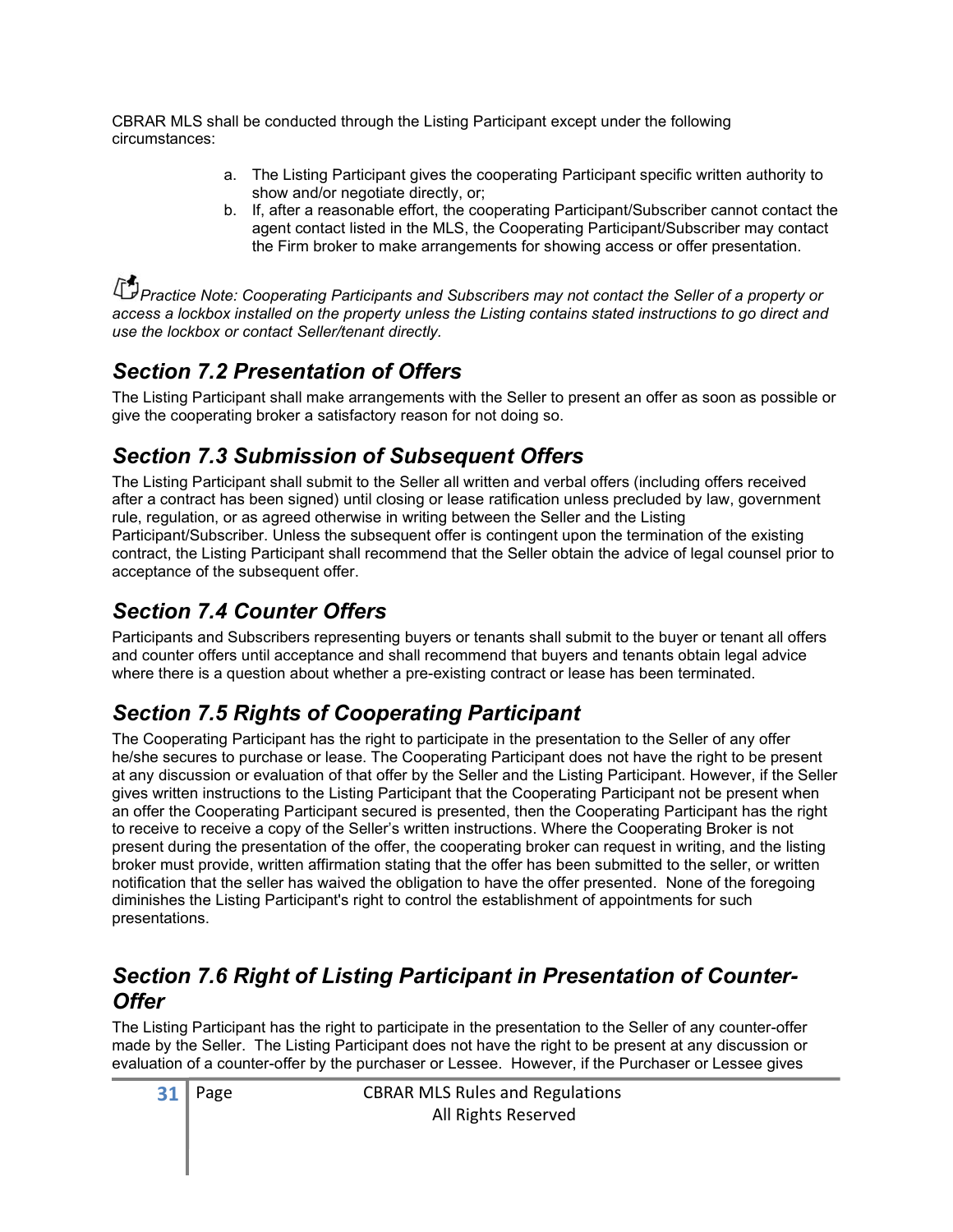CBRAR MLS shall be conducted through the Listing Participant except under the following circumstances:

a. The Listing Participant gives the cooperating Participant specific written authority to show and/or negotiate directly, or;
b. If, after a reasonable effort, the cooperating Participant/Subscriber cannot contact the agent contact listed in the MLS, the Cooperating Participant/Subscriber may contact the Firm broker to make arrangements for showing access or offer presentation.

*Practice Note: Cooperating Participants and Subscribers may not contact the Seller of a property or access a lockbox installed on the property unless the Listing contains stated instructions to go direct and use the lockbox or contact Seller/tenant directly.*

## *Section 7.2 Presentation of Offers*

The Listing Participant shall make arrangements with the Seller to present an offer as soon as possible or give the cooperating broker a satisfactory reason for not doing so.

## *Section 7.3 Submission of Subsequent Offers*

The Listing Participant shall submit to the Seller all written and verbal offers (including offers received after a contract has been signed) until closing or lease ratification unless precluded by law, government rule, regulation, or as agreed otherwise in writing between the Seller and the Listing Participant/Subscriber. Unless the subsequent offer is contingent upon the termination of the existing contract, the Listing Participant shall recommend that the Seller obtain the advice of legal counsel prior to acceptance of the subsequent offer.

## *Section 7.4 Counter Offers*

Participants and Subscribers representing buyers or tenants shall submit to the buyer or tenant all offers and counter offers until acceptance and shall recommend that buyers and tenants obtain legal advice where there is a question about whether a pre-existing contract or lease has been terminated.

## *Section 7.5 Rights of Cooperating Participant*

The Cooperating Participant has the right to participate in the presentation to the Seller of any offer he/she secures to purchase or lease. The Cooperating Participant does not have the right to be present at any discussion or evaluation of that offer by the Seller and the Listing Participant. However, if the Seller gives written instructions to the Listing Participant that the Cooperating Participant not be present when an offer the Cooperating Participant secured is presented, then the Cooperating Participant has the right to receive to receive a copy of the Seller's written instructions. Where the Cooperating Broker is not present during the presentation of the offer, the cooperating broker can request in writing, and the listing broker must provide, written affirmation stating that the offer has been submitted to the seller, or written notification that the seller has waived the obligation to have the offer presented. None of the foregoing diminishes the Listing Participant's right to control the establishment of appointments for such presentations.

## *Section 7.6 Right of Listing Participant in Presentation of Counter-Offer*

The Listing Participant has the right to participate in the presentation to the Seller of any counter-offer made by the Seller. The Listing Participant does not have the right to be present at any discussion or evaluation of a counter-offer by the purchaser or Lessee. However, if the Purchaser or Lessee gives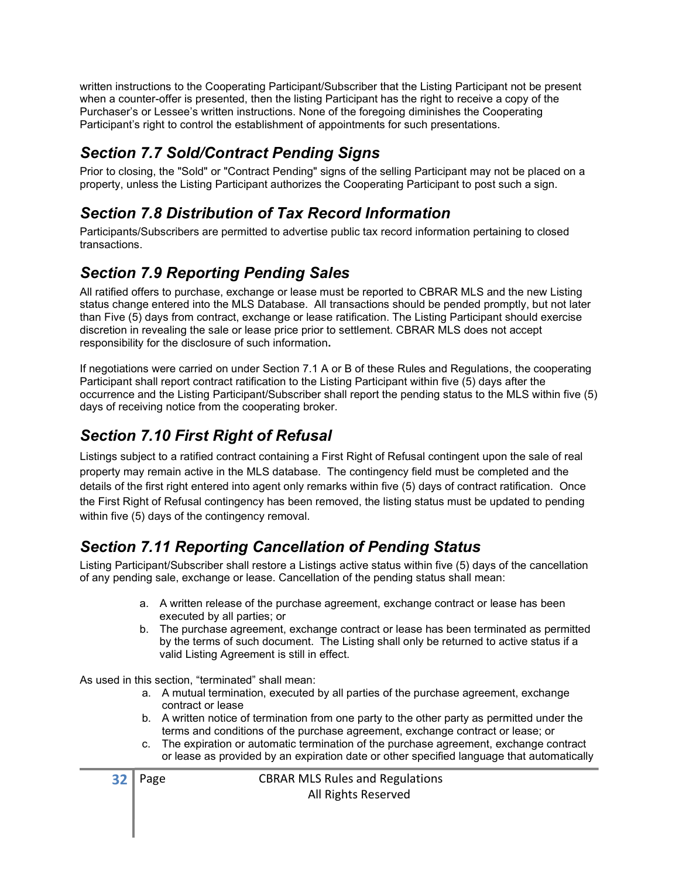written instructions to the Cooperating Participant/Subscriber that the Listing Participant not be present when a counter-offer is presented, then the listing Participant has the right to receive a copy of the Purchaser's or Lessee's written instructions. None of the foregoing diminishes the Cooperating Participant's right to control the establishment of appointments for such presentations.

## *Section 7.7 Sold/Contract Pending Signs*

Prior to closing, the "Sold" or "Contract Pending" signs of the selling Participant may not be placed on a property, unless the Listing Participant authorizes the Cooperating Participant to post such a sign.

## *Section 7.8 Distribution of Tax Record Information*

Participants/Subscribers are permitted to advertise public tax record information pertaining to closed transactions.

## *Section 7.9 Reporting Pending Sales*

All ratified offers to purchase, exchange or lease must be reported to CBRAR MLS and the new Listing status change entered into the MLS Database. All transactions should be pended promptly, but not later than Five (5) days from contract, exchange or lease ratification. The Listing Participant should exercise discretion in revealing the sale or lease price prior to settlement. CBRAR MLS does not accept responsibility for the disclosure of such information**.**

If negotiations were carried on under Section 7.1 A or B of these Rules and Regulations, the cooperating Participant shall report contract ratification to the Listing Participant within five (5) days after the occurrence and the Listing Participant/Subscriber shall report the pending status to the MLS within five (5) days of receiving notice from the cooperating broker.

## *Section 7.10 First Right of Refusal*

Listings subject to a ratified contract containing a First Right of Refusal contingent upon the sale of real property may remain active in the MLS database. The contingency field must be completed and the details of the first right entered into agent only remarks within five (5) days of contract ratification. Once the First Right of Refusal contingency has been removed, the listing status must be updated to pending within five (5) days of the contingency removal.

## *Section 7.11 Reporting Cancellation of Pending Status*

Listing Participant/Subscriber shall restore a Listings active status within five (5) days of the cancellation of any pending sale, exchange or lease. Cancellation of the pending status shall mean:

a. A written release of the purchase agreement, exchange contract or lease has been executed by all parties; or
b. The purchase agreement, exchange contract or lease has been terminated as permitted by the terms of such document. The Listing shall only be returned to active status if a valid Listing Agreement is still in effect.

As used in this section, "terminated" shall mean:

a. A mutual termination, executed by all parties of the purchase agreement, exchange contract or lease
b. A written notice of termination from one party to the other party as permitted under the terms and conditions of the purchase agreement, exchange contract or lease; or
c. The expiration or automatic termination of the purchase agreement, exchange contract or lease as provided by an expiration date or other specified language that automatically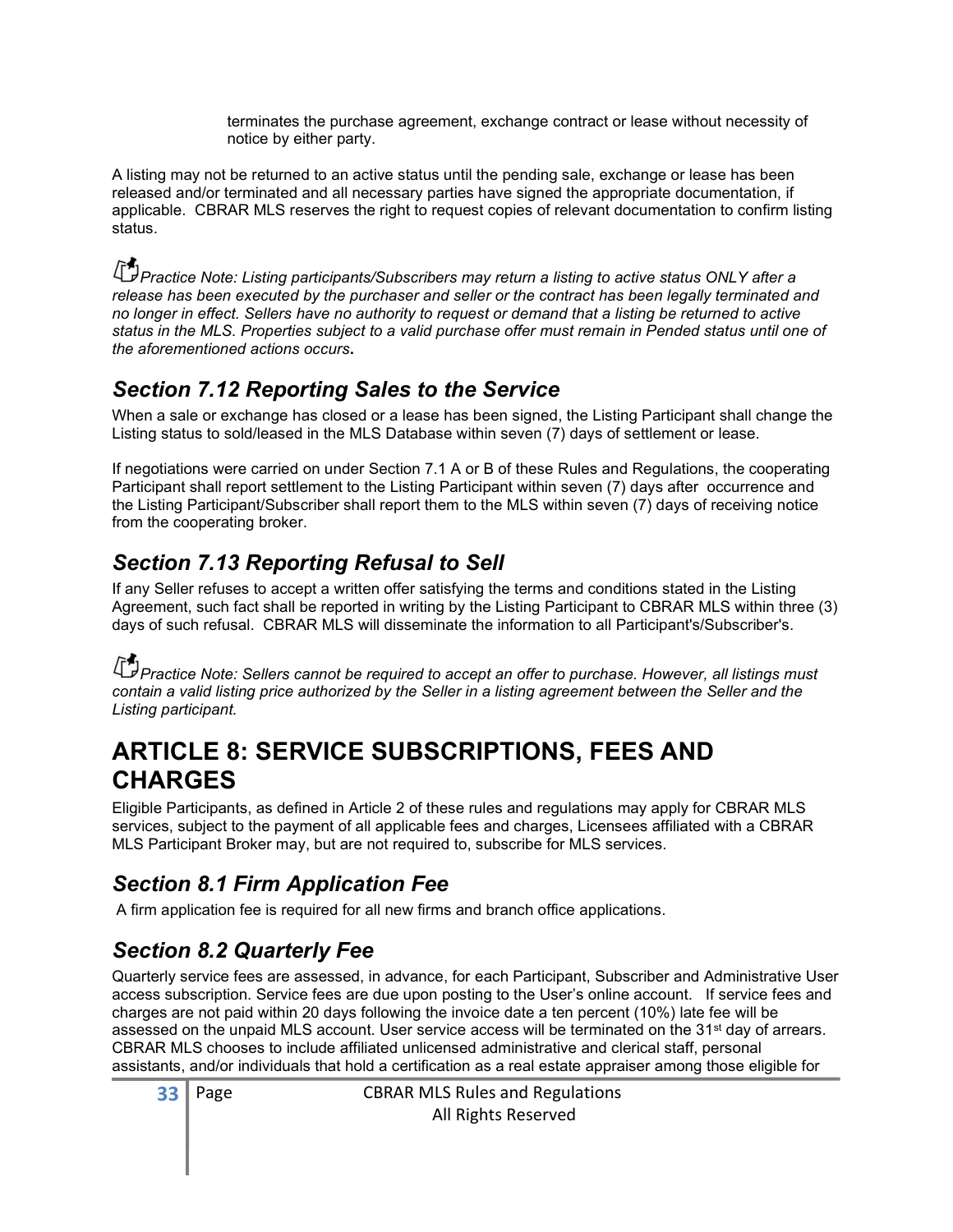terminates the purchase agreement, exchange contract or lease without necessity of notice by either party.

A listing may not be returned to an active status until the pending sale, exchange or lease has been released and/or terminated and all necessary parties have signed the appropriate documentation, if applicable. CBRAR MLS reserves the right to request copies of relevant documentation to confirm listing status.

*Practice Note: Listing participants/Subscribers may return a listing to active status ONLY after a release has been executed by the purchaser and seller or the contract has been legally terminated and no longer in effect. Sellers have no authority to request or demand that a listing be returned to active status in the MLS. Properties subject to a valid purchase offer must remain in Pended status until one of the aforementioned actions occurs.*

## *Section 7.12 Reporting Sales to the Service*

When a sale or exchange has closed or a lease has been signed, the Listing Participant shall change the Listing status to sold/leased in the MLS Database within seven (7) days of settlement or lease.

If negotiations were carried on under Section 7.1 A or B of these Rules and Regulations, the cooperating Participant shall report settlement to the Listing Participant within seven (7) days after occurrence and the Listing Participant/Subscriber shall report them to the MLS within seven (7) days of receiving notice from the cooperating broker.

## *Section 7.13 Reporting Refusal to Sell*

If any Seller refuses to accept a written offer satisfying the terms and conditions stated in the Listing Agreement, such fact shall be reported in writing by the Listing Participant to CBRAR MLS within three (3) days of such refusal. CBRAR MLS will disseminate the information to all Participant's/Subscriber's.

*Practice Note: Sellers cannot be required to accept an offer to purchase. However, all listings must contain a valid listing price authorized by the Seller in a listing agreement between the Seller and the Listing participant.*

# ARTICLE 8: SERVICE SUBSCRIPTIONS, FEES AND CHARGES

Eligible Participants, as defined in Article 2 of these rules and regulations may apply for CBRAR MLS services, subject to the payment of all applicable fees and charges, Licensees affiliated with a CBRAR MLS Participant Broker may, but are not required to, subscribe for MLS services.

## *Section 8.1 Firm Application Fee*

A firm application fee is required for all new firms and branch office applications.

## *Section 8.2 Quarterly Fee*

Quarterly service fees are assessed, in advance, for each Participant, Subscriber and Administrative User access subscription. Service fees are due upon posting to the User's online account. If service fees and charges are not paid within 20 days following the invoice date a ten percent (10%) late fee will be assessed on the unpaid MLS account. User service access will be terminated on the 31st day of arrears. CBRAR MLS chooses to include affiliated unlicensed administrative and clerical staff, personal assistants, and/or individuals that hold a certification as a real estate appraiser among those eligible for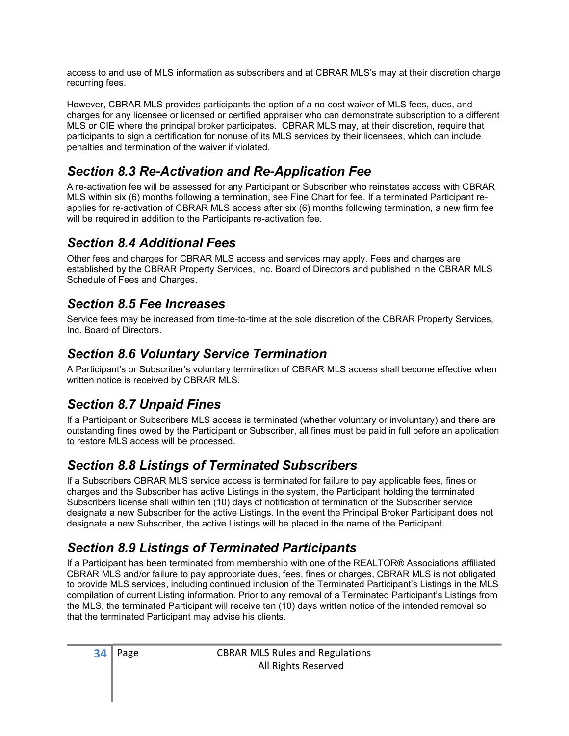access to and use of MLS information as subscribers and at CBRAR MLS's may at their discretion charge recurring fees.

However, CBRAR MLS provides participants the option of a no-cost waiver of MLS fees, dues, and charges for any licensee or licensed or certified appraiser who can demonstrate subscription to a different MLS or CIE where the principal broker participates. CBRAR MLS may, at their discretion, require that participants to sign a certification for nonuse of its MLS services by their licensees, which can include penalties and termination of the waiver if violated.

## *Section 8.3 Re-Activation and Re-Application Fee*

A re-activation fee will be assessed for any Participant or Subscriber who reinstates access with CBRAR MLS within six (6) months following a termination, see Fine Chart for fee. If a terminated Participant re-applies for re-activation of CBRAR MLS access after six (6) months following termination, a new firm fee will be required in addition to the Participants re-activation fee.

## *Section 8.4 Additional Fees*

Other fees and charges for CBRAR MLS access and services may apply. Fees and charges are established by the CBRAR Property Services, Inc. Board of Directors and published in the CBRAR MLS Schedule of Fees and Charges.

## *Section 8.5 Fee Increases*

Service fees may be increased from time-to-time at the sole discretion of the CBRAR Property Services, Inc. Board of Directors.

## *Section 8.6 Voluntary Service Termination*

A Participant's or Subscriber's voluntary termination of CBRAR MLS access shall become effective when written notice is received by CBRAR MLS.

## *Section 8.7 Unpaid Fines*

If a Participant or Subscribers MLS access is terminated (whether voluntary or involuntary) and there are outstanding fines owed by the Participant or Subscriber, all fines must be paid in full before an application to restore MLS access will be processed.

## *Section 8.8 Listings of Terminated Subscribers*

If a Subscribers CBRAR MLS service access is terminated for failure to pay applicable fees, fines or charges and the Subscriber has active Listings in the system, the Participant holding the terminated Subscribers license shall within ten (10) days of notification of termination of the Subscriber service designate a new Subscriber for the active Listings. In the event the Principal Broker Participant does not designate a new Subscriber, the active Listings will be placed in the name of the Participant.

## *Section 8.9 Listings of Terminated Participants*

If a Participant has been terminated from membership with one of the REALTOR® Associations affiliated CBRAR MLS and/or failure to pay appropriate dues, fees, fines or charges, CBRAR MLS is not obligated to provide MLS services, including continued inclusion of the Terminated Participant's Listings in the MLS compilation of current Listing information. Prior to any removal of a Terminated Participant's Listings from the MLS, the terminated Participant will receive ten (10) days written notice of the intended removal so that the terminated Participant may advise his clients.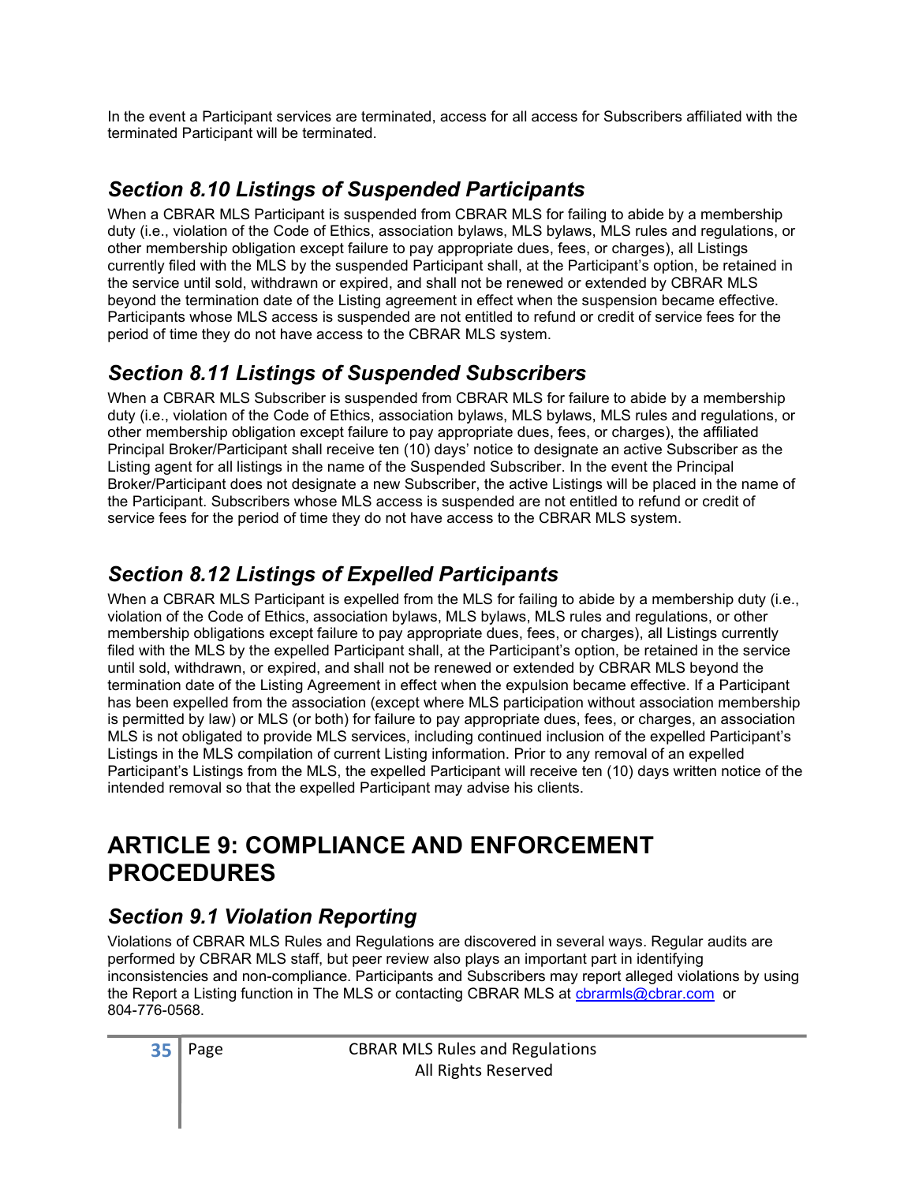In the event a Participant services are terminated, access for all access for Subscribers affiliated with the terminated Participant will be terminated.

## *Section 8.10 Listings of Suspended Participants*

When a CBRAR MLS Participant is suspended from CBRAR MLS for failing to abide by a membership duty (i.e., violation of the Code of Ethics, association bylaws, MLS bylaws, MLS rules and regulations, or other membership obligation except failure to pay appropriate dues, fees, or charges), all Listings currently filed with the MLS by the suspended Participant shall, at the Participant's option, be retained in the service until sold, withdrawn or expired, and shall not be renewed or extended by CBRAR MLS beyond the termination date of the Listing agreement in effect when the suspension became effective. Participants whose MLS access is suspended are not entitled to refund or credit of service fees for the period of time they do not have access to the CBRAR MLS system.

## *Section 8.11 Listings of Suspended Subscribers*

When a CBRAR MLS Subscriber is suspended from CBRAR MLS for failure to abide by a membership duty (i.e., violation of the Code of Ethics, association bylaws, MLS bylaws, MLS rules and regulations, or other membership obligation except failure to pay appropriate dues, fees, or charges), the affiliated Principal Broker/Participant shall receive ten (10) days' notice to designate an active Subscriber as the Listing agent for all listings in the name of the Suspended Subscriber. In the event the Principal Broker/Participant does not designate a new Subscriber, the active Listings will be placed in the name of the Participant. Subscribers whose MLS access is suspended are not entitled to refund or credit of service fees for the period of time they do not have access to the CBRAR MLS system.

## *Section 8.12 Listings of Expelled Participants*

When a CBRAR MLS Participant is expelled from the MLS for failing to abide by a membership duty (i.e., violation of the Code of Ethics, association bylaws, MLS bylaws, MLS rules and regulations, or other membership obligations except failure to pay appropriate dues, fees, or charges), all Listings currently filed with the MLS by the expelled Participant shall, at the Participant's option, be retained in the service until sold, withdrawn, or expired, and shall not be renewed or extended by CBRAR MLS beyond the termination date of the Listing Agreement in effect when the expulsion became effective. If a Participant has been expelled from the association (except where MLS participation without association membership is permitted by law) or MLS (or both) for failure to pay appropriate dues, fees, or charges, an association MLS is not obligated to provide MLS services, including continued inclusion of the expelled Participant's Listings in the MLS compilation of current Listing information. Prior to any removal of an expelled Participant's Listings from the MLS, the expelled Participant will receive ten (10) days written notice of the intended removal so that the expelled Participant may advise his clients.

# ARTICLE 9: COMPLIANCE AND ENFORCEMENT PROCEDURES

## *Section 9.1 Violation Reporting*

Violations of CBRAR MLS Rules and Regulations are discovered in several ways. Regular audits are performed by CBRAR MLS staff, but peer review also plays an important part in identifying inconsistencies and non-compliance. Participants and Subscribers may report alleged violations by using the Report a Listing function in The MLS or contacting CBRAR MLS at cbrarmls@cbrar.com or 804-776-0568.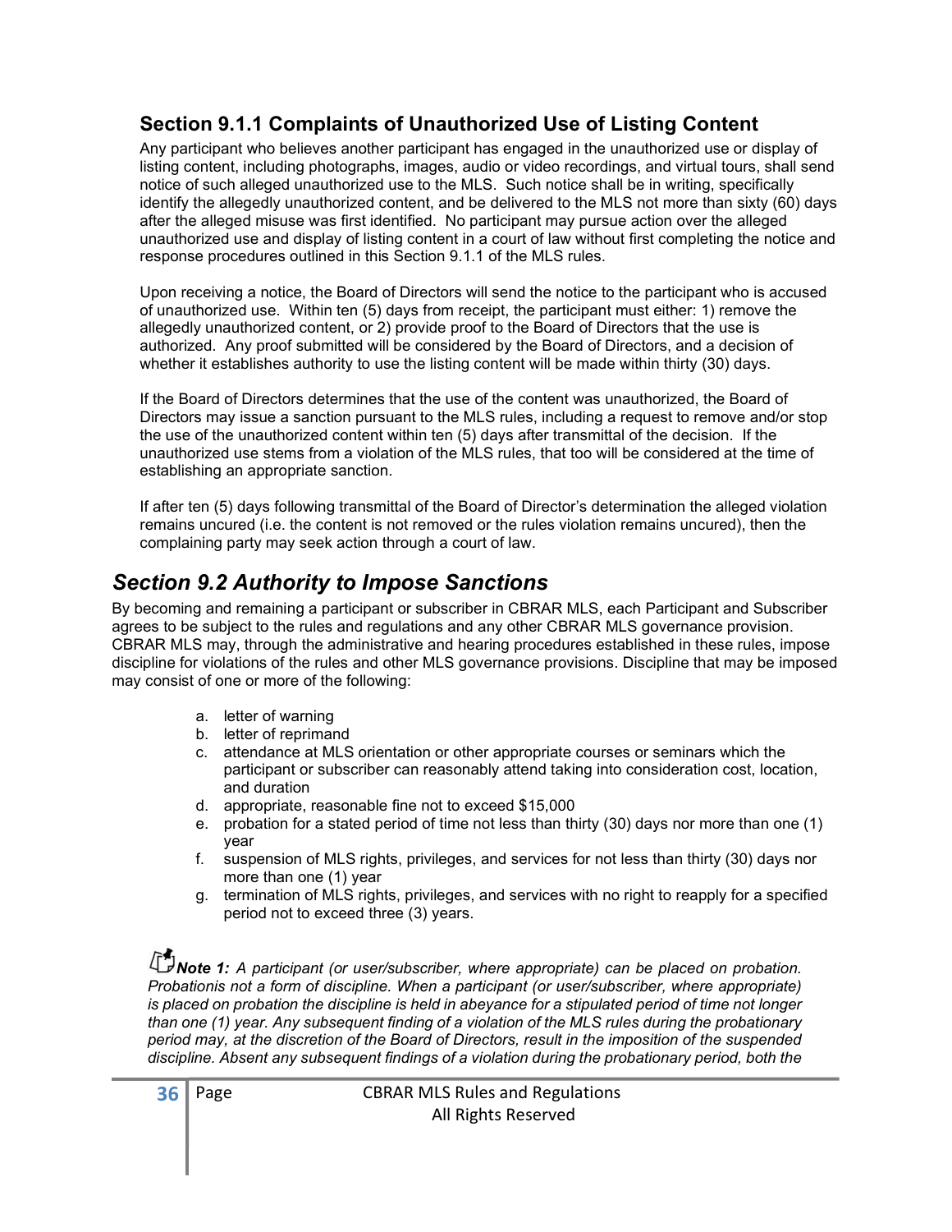### Section 9.1.1 Complaints of Unauthorized Use of Listing Content

Any participant who believes another participant has engaged in the unauthorized use or display of listing content, including photographs, images, audio or video recordings, and virtual tours, shall send notice of such alleged unauthorized use to the MLS. Such notice shall be in writing, specifically identify the allegedly unauthorized content, and be delivered to the MLS not more than sixty (60) days after the alleged misuse was first identified. No participant may pursue action over the alleged unauthorized use and display of listing content in a court of law without first completing the notice and response procedures outlined in this Section 9.1.1 of the MLS rules.

Upon receiving a notice, the Board of Directors will send the notice to the participant who is accused of unauthorized use. Within ten (5) days from receipt, the participant must either: 1) remove the allegedly unauthorized content, or 2) provide proof to the Board of Directors that the use is authorized. Any proof submitted will be considered by the Board of Directors, and a decision of whether it establishes authority to use the listing content will be made within thirty (30) days.

If the Board of Directors determines that the use of the content was unauthorized, the Board of Directors may issue a sanction pursuant to the MLS rules, including a request to remove and/or stop the use of the unauthorized content within ten (5) days after transmittal of the decision. If the unauthorized use stems from a violation of the MLS rules, that too will be considered at the time of establishing an appropriate sanction.

If after ten (5) days following transmittal of the Board of Director's determination the alleged violation remains uncured (i.e. the content is not removed or the rules violation remains uncured), then the complaining party may seek action through a court of law.

## *Section 9.2 Authority to Impose Sanctions*

By becoming and remaining a participant or subscriber in CBRAR MLS, each Participant and Subscriber agrees to be subject to the rules and regulations and any other CBRAR MLS governance provision. CBRAR MLS may, through the administrative and hearing procedures established in these rules, impose discipline for violations of the rules and other MLS governance provisions. Discipline that may be imposed may consist of one or more of the following:

a. letter of warning
b. letter of reprimand
c. attendance at MLS orientation or other appropriate courses or seminars which the participant or subscriber can reasonably attend taking into consideration cost, location, and duration
d. appropriate, reasonable fine not to exceed $15,000
e. probation for a stated period of time not less than thirty (30) days nor more than one (1) year
f. suspension of MLS rights, privileges, and services for not less than thirty (30) days nor more than one (1) year
g. termination of MLS rights, privileges, and services with no right to reapply for a specified period not to exceed three (3) years.

***Note 1:*** *A participant (or user/subscriber, where appropriate) can be placed on probation. Probationis not a form of discipline. When a participant (or user/subscriber, where appropriate) is placed on probation the discipline is held in abeyance for a stipulated period of time not longer than one (1) year. Any subsequent finding of a violation of the MLS rules during the probationary period may, at the discretion of the Board of Directors, result in the imposition of the suspended discipline. Absent any subsequent findings of a violation during the probationary period, both the*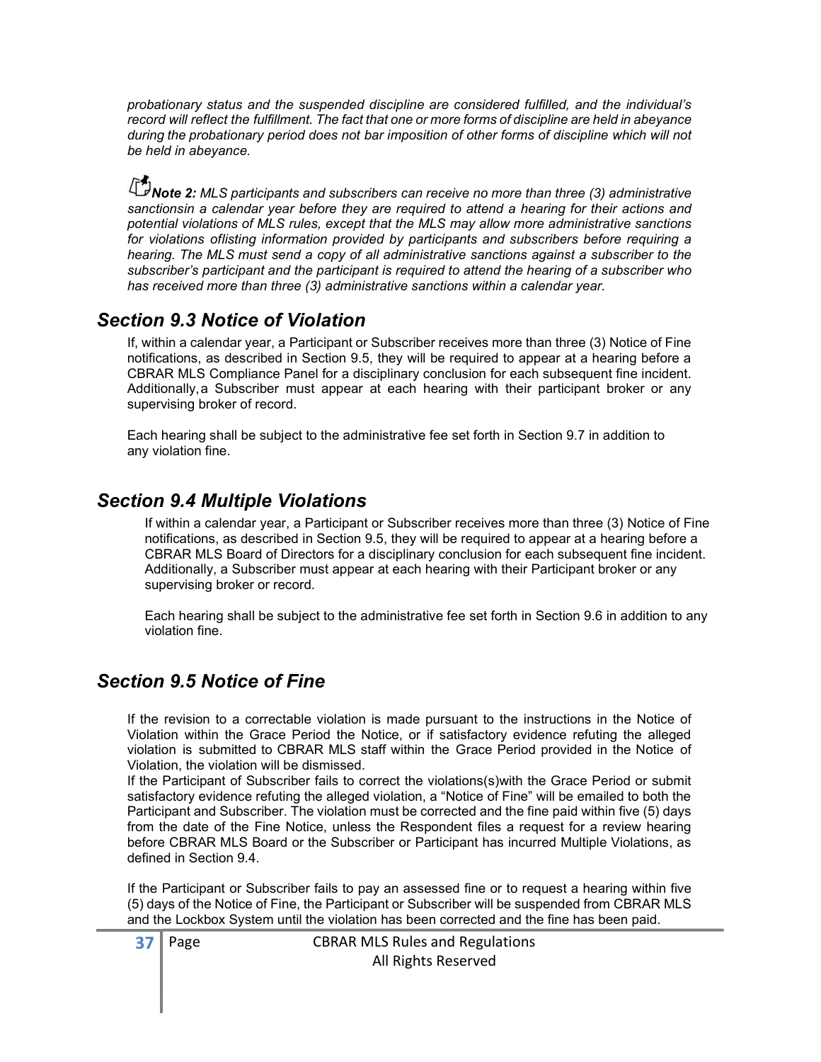*probationary status and the suspended discipline are considered fulfilled, and the individual's record will reflect the fulfillment. The fact that one or more forms of discipline are held in abeyance during the probationary period does not bar imposition of other forms of discipline which will not be held in abeyance.*

***Note 2:*** *MLS participants and subscribers can receive no more than three (3) administrative sanctionsin a calendar year before they are required to attend a hearing for their actions and potential violations of MLS rules, except that the MLS may allow more administrative sanctions for violations oflisting information provided by participants and subscribers before requiring a hearing. The MLS must send a copy of all administrative sanctions against a subscriber to the subscriber's participant and the participant is required to attend the hearing of a subscriber who has received more than three (3) administrative sanctions within a calendar year.*

## *Section 9.3 Notice of Violation*

If, within a calendar year, a Participant or Subscriber receives more than three (3) Notice of Fine notifications, as described in Section 9.5, they will be required to appear at a hearing before a CBRAR MLS Compliance Panel for a disciplinary conclusion for each subsequent fine incident. Additionally, a Subscriber must appear at each hearing with their participant broker or any supervising broker of record.

Each hearing shall be subject to the administrative fee set forth in Section 9.7 in addition to any violation fine.

## *Section 9.4 Multiple Violations*

If within a calendar year, a Participant or Subscriber receives more than three (3) Notice of Fine notifications, as described in Section 9.5, they will be required to appear at a hearing before a CBRAR MLS Board of Directors for a disciplinary conclusion for each subsequent fine incident. Additionally, a Subscriber must appear at each hearing with their Participant broker or any supervising broker or record.

Each hearing shall be subject to the administrative fee set forth in Section 9.6 in addition to any violation fine.

## *Section 9.5 Notice of Fine*

If the revision to a correctable violation is made pursuant to the instructions in the Notice of Violation within the Grace Period the Notice, or if satisfactory evidence refuting the alleged violation is submitted to CBRAR MLS staff within the Grace Period provided in the Notice of Violation, the violation will be dismissed.

If the Participant of Subscriber fails to correct the violations(s)with the Grace Period or submit satisfactory evidence refuting the alleged violation, a "Notice of Fine" will be emailed to both the Participant and Subscriber. The violation must be corrected and the fine paid within five (5) days from the date of the Fine Notice, unless the Respondent files a request for a review hearing before CBRAR MLS Board or the Subscriber or Participant has incurred Multiple Violations, as defined in Section 9.4.

If the Participant or Subscriber fails to pay an assessed fine or to request a hearing within five (5) days of the Notice of Fine, the Participant or Subscriber will be suspended from CBRAR MLS and the Lockbox System until the violation has been corrected and the fine has been paid.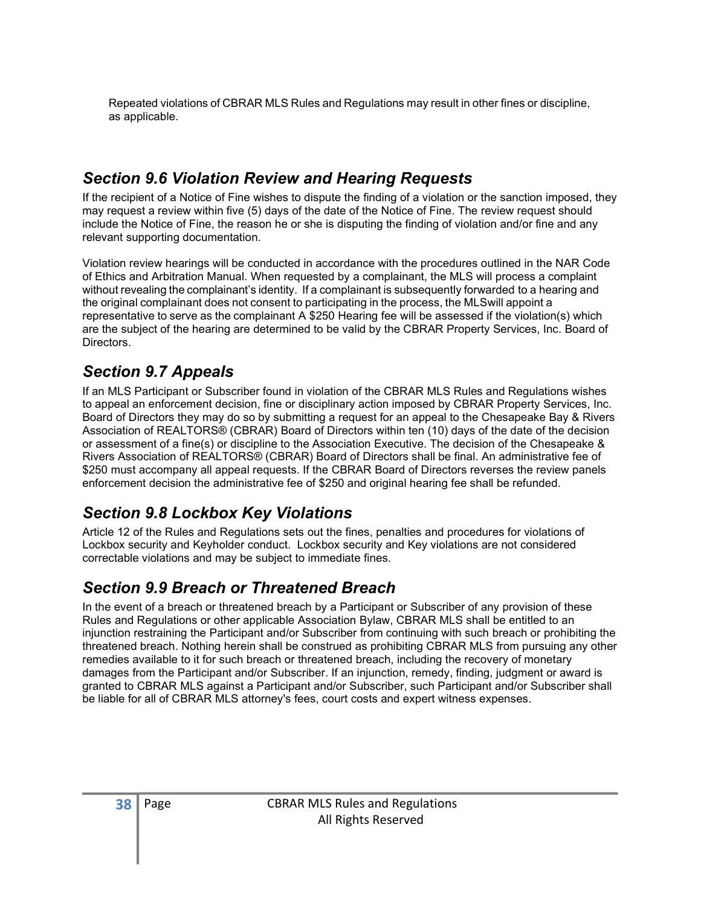Repeated violations of CBRAR MLS Rules and Regulations may result in other fines or discipline, as applicable.

## *Section 9.6 Violation Review and Hearing Requests*

If the recipient of a Notice of Fine wishes to dispute the finding of a violation or the sanction imposed, they may request a review within five (5) days of the date of the Notice of Fine. The review request should include the Notice of Fine, the reason he or she is disputing the finding of violation and/or fine and any relevant supporting documentation.

Violation review hearings will be conducted in accordance with the procedures outlined in the NAR Code of Ethics and Arbitration Manual. When requested by a complainant, the MLS will process a complaint without revealing the complainant's identity. If a complainant is subsequently forwarded to a hearing and the original complainant does not consent to participating in the process, the MLSwill appoint a representative to serve as the complainant A $250 Hearing fee will be assessed if the violation(s) which are the subject of the hearing are determined to be valid by the CBRAR Property Services, Inc. Board of Directors.

## *Section 9.7 Appeals*

If an MLS Participant or Subscriber found in violation of the CBRAR MLS Rules and Regulations wishes to appeal an enforcement decision, fine or disciplinary action imposed by CBRAR Property Services, Inc. Board of Directors they may do so by submitting a request for an appeal to the Chesapeake Bay & Rivers Association of REALTORS® (CBRAR) Board of Directors within ten (10) days of the date of the decision or assessment of a fine(s) or discipline to the Association Executive. The decision of the Chesapeake & Rivers Association of REALTORS® (CBRAR) Board of Directors shall be final. An administrative fee of $250 must accompany all appeal requests. If the CBRAR Board of Directors reverses the review panels enforcement decision the administrative fee of $250 and original hearing fee shall be refunded.

## *Section 9.8 Lockbox Key Violations*

Article 12 of the Rules and Regulations sets out the fines, penalties and procedures for violations of Lockbox security and Keyholder conduct. Lockbox security and Key violations are not considered correctable violations and may be subject to immediate fines.

## *Section 9.9 Breach or Threatened Breach*

In the event of a breach or threatened breach by a Participant or Subscriber of any provision of these Rules and Regulations or other applicable Association Bylaw, CBRAR MLS shall be entitled to an injunction restraining the Participant and/or Subscriber from continuing with such breach or prohibiting the threatened breach. Nothing herein shall be construed as prohibiting CBRAR MLS from pursuing any other remedies available to it for such breach or threatened breach, including the recovery of monetary damages from the Participant and/or Subscriber. If an injunction, remedy, finding, judgment or award is granted to CBRAR MLS against a Participant and/or Subscriber, such Participant and/or Subscriber shall be liable for all of CBRAR MLS attorney's fees, court costs and expert witness expenses.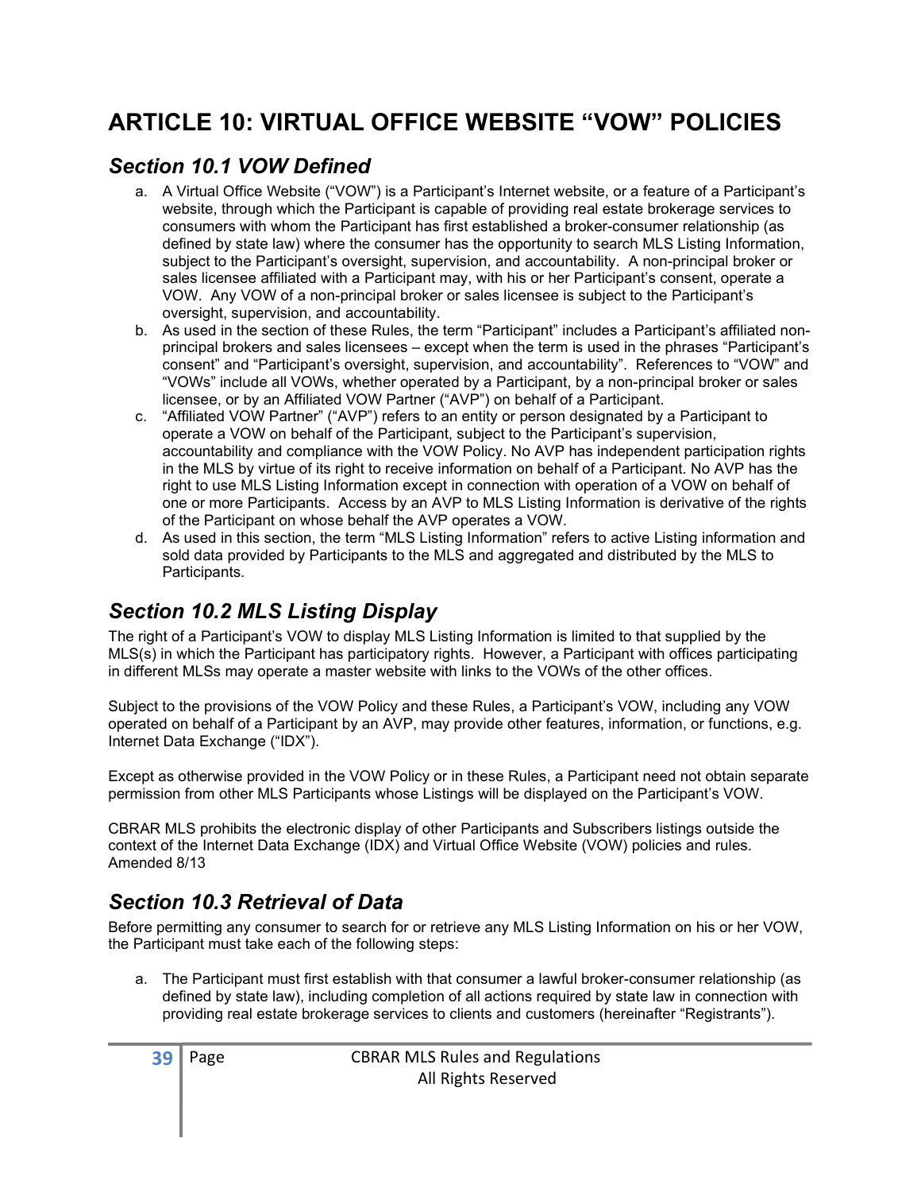# ARTICLE 10: VIRTUAL OFFICE WEBSITE "VOW" POLICIES

## *Section 10.1 VOW Defined*

a. A Virtual Office Website ("VOW") is a Participant's Internet website, or a feature of a Participant's website, through which the Participant is capable of providing real estate brokerage services to consumers with whom the Participant has first established a broker-consumer relationship (as defined by state law) where the consumer has the opportunity to search MLS Listing Information, subject to the Participant's oversight, supervision, and accountability. A non-principal broker or sales licensee affiliated with a Participant may, with his or her Participant's consent, operate a VOW. Any VOW of a non-principal broker or sales licensee is subject to the Participant's oversight, supervision, and accountability.

b. As used in the section of these Rules, the term "Participant" includes a Participant's affiliated non-principal brokers and sales licensees – except when the term is used in the phrases "Participant's consent" and "Participant's oversight, supervision, and accountability". References to "VOW" and "VOWs" include all VOWs, whether operated by a Participant, by a non-principal broker or sales licensee, or by an Affiliated VOW Partner ("AVP") on behalf of a Participant.

c. "Affiliated VOW Partner" ("AVP") refers to an entity or person designated by a Participant to operate a VOW on behalf of the Participant, subject to the Participant's supervision, accountability and compliance with the VOW Policy. No AVP has independent participation rights in the MLS by virtue of its right to receive information on behalf of a Participant. No AVP has the right to use MLS Listing Information except in connection with operation of a VOW on behalf of one or more Participants. Access by an AVP to MLS Listing Information is derivative of the rights of the Participant on whose behalf the AVP operates a VOW.

d. As used in this section, the term "MLS Listing Information" refers to active Listing information and sold data provided by Participants to the MLS and aggregated and distributed by the MLS to Participants.

## *Section 10.2 MLS Listing Display*

The right of a Participant's VOW to display MLS Listing Information is limited to that supplied by the MLS(s) in which the Participant has participatory rights. However, a Participant with offices participating in different MLSs may operate a master website with links to the VOWs of the other offices.

Subject to the provisions of the VOW Policy and these Rules, a Participant's VOW, including any VOW operated on behalf of a Participant by an AVP, may provide other features, information, or functions, e.g. Internet Data Exchange ("IDX").

Except as otherwise provided in the VOW Policy or in these Rules, a Participant need not obtain separate permission from other MLS Participants whose Listings will be displayed on the Participant's VOW.

CBRAR MLS prohibits the electronic display of other Participants and Subscribers listings outside the context of the Internet Data Exchange (IDX) and Virtual Office Website (VOW) policies and rules.
Amended 8/13

## *Section 10.3 Retrieval of Data*

Before permitting any consumer to search for or retrieve any MLS Listing Information on his or her VOW, the Participant must take each of the following steps:

a. The Participant must first establish with that consumer a lawful broker-consumer relationship (as defined by state law), including completion of all actions required by state law in connection with providing real estate brokerage services to clients and customers (hereinafter "Registrants").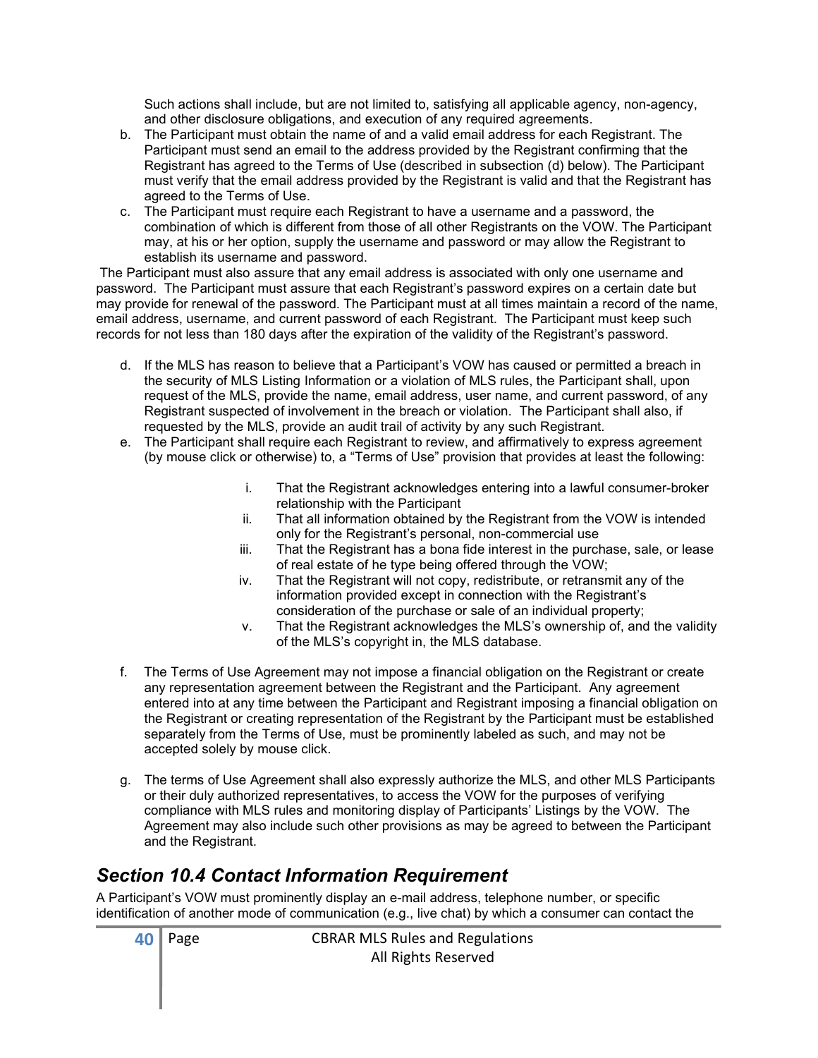Such actions shall include, but are not limited to, satisfying all applicable agency, non-agency, and other disclosure obligations, and execution of any required agreements.

b. The Participant must obtain the name of and a valid email address for each Registrant. The Participant must send an email to the address provided by the Registrant confirming that the Registrant has agreed to the Terms of Use (described in subsection (d) below). The Participant must verify that the email address provided by the Registrant is valid and that the Registrant has agreed to the Terms of Use.

c. The Participant must require each Registrant to have a username and a password, the combination of which is different from those of all other Registrants on the VOW. The Participant may, at his or her option, supply the username and password or may allow the Registrant to establish its username and password.

The Participant must also assure that any email address is associated with only one username and password. The Participant must assure that each Registrant's password expires on a certain date but may provide for renewal of the password. The Participant must at all times maintain a record of the name, email address, username, and current password of each Registrant. The Participant must keep such records for not less than 180 days after the expiration of the validity of the Registrant's password.

d. If the MLS has reason to believe that a Participant's VOW has caused or permitted a breach in the security of MLS Listing Information or a violation of MLS rules, the Participant shall, upon request of the MLS, provide the name, email address, user name, and current password, of any Registrant suspected of involvement in the breach or violation. The Participant shall also, if requested by the MLS, provide an audit trail of activity by any such Registrant.

e. The Participant shall require each Registrant to review, and affirmatively to express agreement (by mouse click or otherwise) to, a "Terms of Use" provision that provides at least the following:

   i. That the Registrant acknowledges entering into a lawful consumer-broker relationship with the Participant
   ii. That all information obtained by the Registrant from the VOW is intended only for the Registrant's personal, non-commercial use
   iii. That the Registrant has a bona fide interest in the purchase, sale, or lease of real estate of he type being offered through the VOW;
   iv. That the Registrant will not copy, redistribute, or retransmit any of the information provided except in connection with the Registrant's consideration of the purchase or sale of an individual property;
   v. That the Registrant acknowledges the MLS's ownership of, and the validity of the MLS's copyright in, the MLS database.

f. The Terms of Use Agreement may not impose a financial obligation on the Registrant or create any representation agreement between the Registrant and the Participant. Any agreement entered into at any time between the Participant and Registrant imposing a financial obligation on the Registrant or creating representation of the Registrant by the Participant must be established separately from the Terms of Use, must be prominently labeled as such, and may not be accepted solely by mouse click.

g. The terms of Use Agreement shall also expressly authorize the MLS, and other MLS Participants or their duly authorized representatives, to access the VOW for the purposes of verifying compliance with MLS rules and monitoring display of Participants' Listings by the VOW. The Agreement may also include such other provisions as may be agreed to between the Participant and the Registrant.

## *Section 10.4 Contact Information Requirement*

A Participant's VOW must prominently display an e-mail address, telephone number, or specific identification of another mode of communication (e.g., live chat) by which a consumer can contact the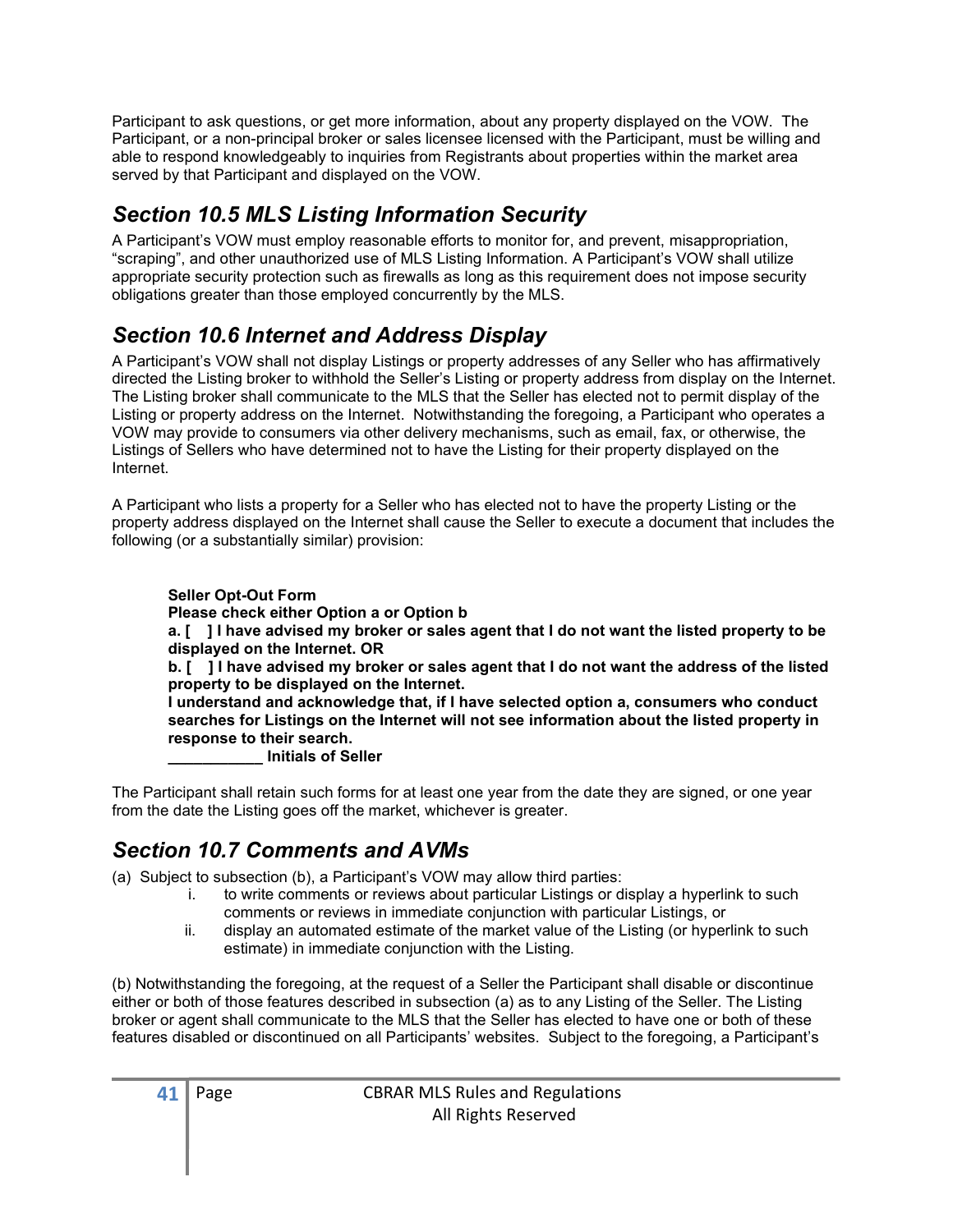Participant to ask questions, or get more information, about any property displayed on the VOW. The Participant, or a non-principal broker or sales licensee licensed with the Participant, must be willing and able to respond knowledgeably to inquiries from Registrants about properties within the market area served by that Participant and displayed on the VOW.

## *Section 10.5 MLS Listing Information Security*

A Participant's VOW must employ reasonable efforts to monitor for, and prevent, misappropriation, "scraping", and other unauthorized use of MLS Listing Information. A Participant's VOW shall utilize appropriate security protection such as firewalls as long as this requirement does not impose security obligations greater than those employed concurrently by the MLS.

## *Section 10.6 Internet and Address Display*

A Participant's VOW shall not display Listings or property addresses of any Seller who has affirmatively directed the Listing broker to withhold the Seller's Listing or property address from display on the Internet. The Listing broker shall communicate to the MLS that the Seller has elected not to permit display of the Listing or property address on the Internet. Notwithstanding the foregoing, a Participant who operates a VOW may provide to consumers via other delivery mechanisms, such as email, fax, or otherwise, the Listings of Sellers who have determined not to have the Listing for their property displayed on the Internet.

A Participant who lists a property for a Seller who has elected not to have the property Listing or the property address displayed on the Internet shall cause the Seller to execute a document that includes the following (or a substantially similar) provision:

> **Seller Opt-Out Form**
> **Please check either Option a or Option b**
> **a. [ ] I have advised my broker or sales agent that I do not want the listed property to be displayed on the Internet. OR**
> **b. [ ] I have advised my broker or sales agent that I do not want the address of the listed property to be displayed on the Internet.**
> **I understand and acknowledge that, if I have selected option a, consumers who conduct searches for Listings on the Internet will not see information about the listed property in response to their search.**
> **___________ Initials of Seller**

The Participant shall retain such forms for at least one year from the date they are signed, or one year from the date the Listing goes off the market, whichever is greater.

## *Section 10.7 Comments and AVMs*

(a) Subject to subsection (b), a Participant's VOW may allow third parties:

i. to write comments or reviews about particular Listings or display a hyperlink to such comments or reviews in immediate conjunction with particular Listings, or

ii. display an automated estimate of the market value of the Listing (or hyperlink to such estimate) in immediate conjunction with the Listing.

(b) Notwithstanding the foregoing, at the request of a Seller the Participant shall disable or discontinue either or both of those features described in subsection (a) as to any Listing of the Seller. The Listing broker or agent shall communicate to the MLS that the Seller has elected to have one or both of these features disabled or discontinued on all Participants' websites. Subject to the foregoing, a Participant's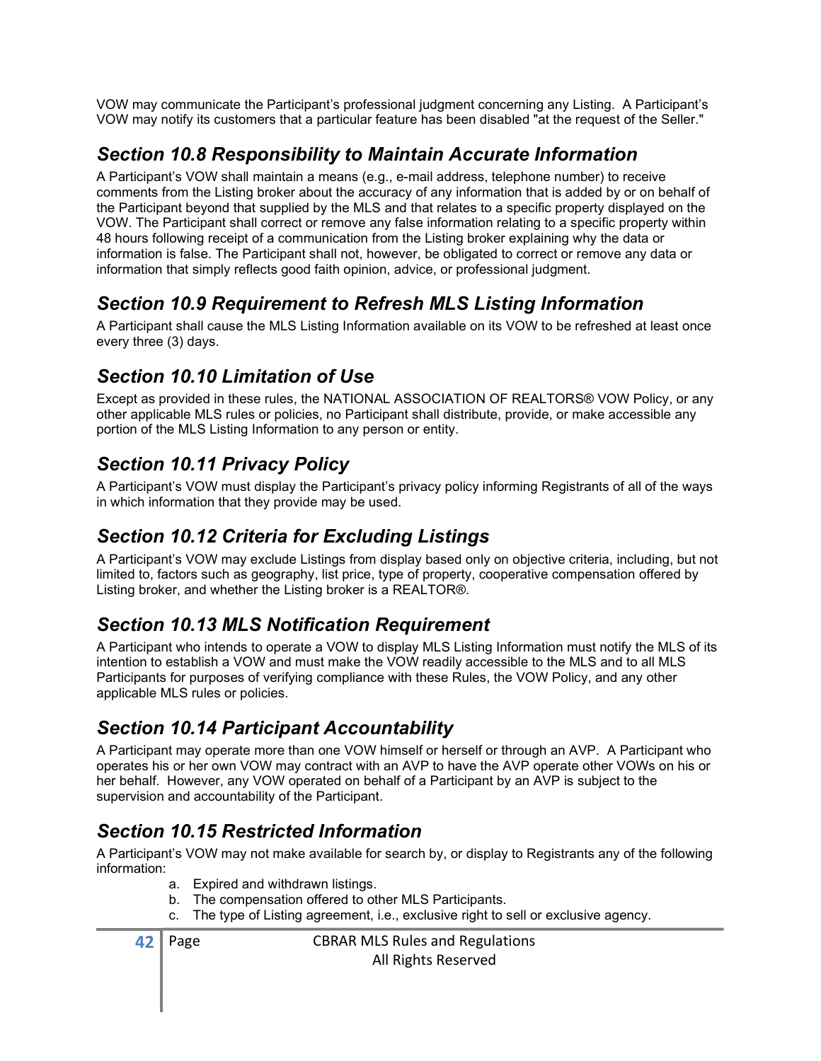VOW may communicate the Participant's professional judgment concerning any Listing. A Participant's VOW may notify its customers that a particular feature has been disabled "at the request of the Seller."

## *Section 10.8 Responsibility to Maintain Accurate Information*

A Participant's VOW shall maintain a means (e.g., e-mail address, telephone number) to receive comments from the Listing broker about the accuracy of any information that is added by or on behalf of the Participant beyond that supplied by the MLS and that relates to a specific property displayed on the VOW. The Participant shall correct or remove any false information relating to a specific property within 48 hours following receipt of a communication from the Listing broker explaining why the data or information is false. The Participant shall not, however, be obligated to correct or remove any data or information that simply reflects good faith opinion, advice, or professional judgment.

## *Section 10.9 Requirement to Refresh MLS Listing Information*

A Participant shall cause the MLS Listing Information available on its VOW to be refreshed at least once every three (3) days.

## *Section 10.10 Limitation of Use*

Except as provided in these rules, the NATIONAL ASSOCIATION OF REALTORS® VOW Policy, or any other applicable MLS rules or policies, no Participant shall distribute, provide, or make accessible any portion of the MLS Listing Information to any person or entity.

## *Section 10.11 Privacy Policy*

A Participant's VOW must display the Participant's privacy policy informing Registrants of all of the ways in which information that they provide may be used.

## *Section 10.12 Criteria for Excluding Listings*

A Participant's VOW may exclude Listings from display based only on objective criteria, including, but not limited to, factors such as geography, list price, type of property, cooperative compensation offered by Listing broker, and whether the Listing broker is a REALTOR®.

## *Section 10.13 MLS Notification Requirement*

A Participant who intends to operate a VOW to display MLS Listing Information must notify the MLS of its intention to establish a VOW and must make the VOW readily accessible to the MLS and to all MLS Participants for purposes of verifying compliance with these Rules, the VOW Policy, and any other applicable MLS rules or policies.

## *Section 10.14 Participant Accountability*

A Participant may operate more than one VOW himself or herself or through an AVP. A Participant who operates his or her own VOW may contract with an AVP to have the AVP operate other VOWs on his or her behalf. However, any VOW operated on behalf of a Participant by an AVP is subject to the supervision and accountability of the Participant.

## *Section 10.15 Restricted Information*

A Participant's VOW may not make available for search by, or display to Registrants any of the following information:

a. Expired and withdrawn listings.
b. The compensation offered to other MLS Participants.
c. The type of Listing agreement, i.e., exclusive right to sell or exclusive agency.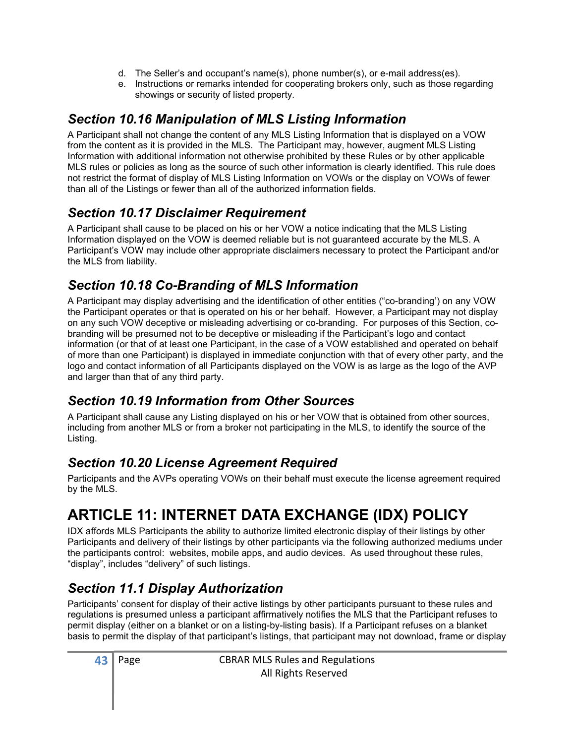d. The Seller's and occupant's name(s), phone number(s), or e-mail address(es).
e. Instructions or remarks intended for cooperating brokers only, such as those regarding showings or security of listed property.

## *Section 10.16 Manipulation of MLS Listing Information*

A Participant shall not change the content of any MLS Listing Information that is displayed on a VOW from the content as it is provided in the MLS. The Participant may, however, augment MLS Listing Information with additional information not otherwise prohibited by these Rules or by other applicable MLS rules or policies as long as the source of such other information is clearly identified. This rule does not restrict the format of display of MLS Listing Information on VOWs or the display on VOWs of fewer than all of the Listings or fewer than all of the authorized information fields.

## *Section 10.17 Disclaimer Requirement*

A Participant shall cause to be placed on his or her VOW a notice indicating that the MLS Listing Information displayed on the VOW is deemed reliable but is not guaranteed accurate by the MLS. A Participant's VOW may include other appropriate disclaimers necessary to protect the Participant and/or the MLS from liability.

## *Section 10.18 Co-Branding of MLS Information*

A Participant may display advertising and the identification of other entities ("co-branding') on any VOW the Participant operates or that is operated on his or her behalf. However, a Participant may not display on any such VOW deceptive or misleading advertising or co-branding. For purposes of this Section, co-branding will be presumed not to be deceptive or misleading if the Participant's logo and contact information (or that of at least one Participant, in the case of a VOW established and operated on behalf of more than one Participant) is displayed in immediate conjunction with that of every other party, and the logo and contact information of all Participants displayed on the VOW is as large as the logo of the AVP and larger than that of any third party.

## *Section 10.19 Information from Other Sources*

A Participant shall cause any Listing displayed on his or her VOW that is obtained from other sources, including from another MLS or from a broker not participating in the MLS, to identify the source of the Listing.

## *Section 10.20 License Agreement Required*

Participants and the AVPs operating VOWs on their behalf must execute the license agreement required by the MLS.

# ARTICLE 11: INTERNET DATA EXCHANGE (IDX) POLICY

IDX affords MLS Participants the ability to authorize limited electronic display of their listings by other Participants and delivery of their listings by other participants via the following authorized mediums under the participants control: websites, mobile apps, and audio devices. As used throughout these rules, "display", includes "delivery" of such listings.

## *Section 11.1 Display Authorization*

Participants' consent for display of their active listings by other participants pursuant to these rules and regulations is presumed unless a participant affirmatively notifies the MLS that the Participant refuses to permit display (either on a blanket or on a listing-by-listing basis). If a Participant refuses on a blanket basis to permit the display of that participant's listings, that participant may not download, frame or display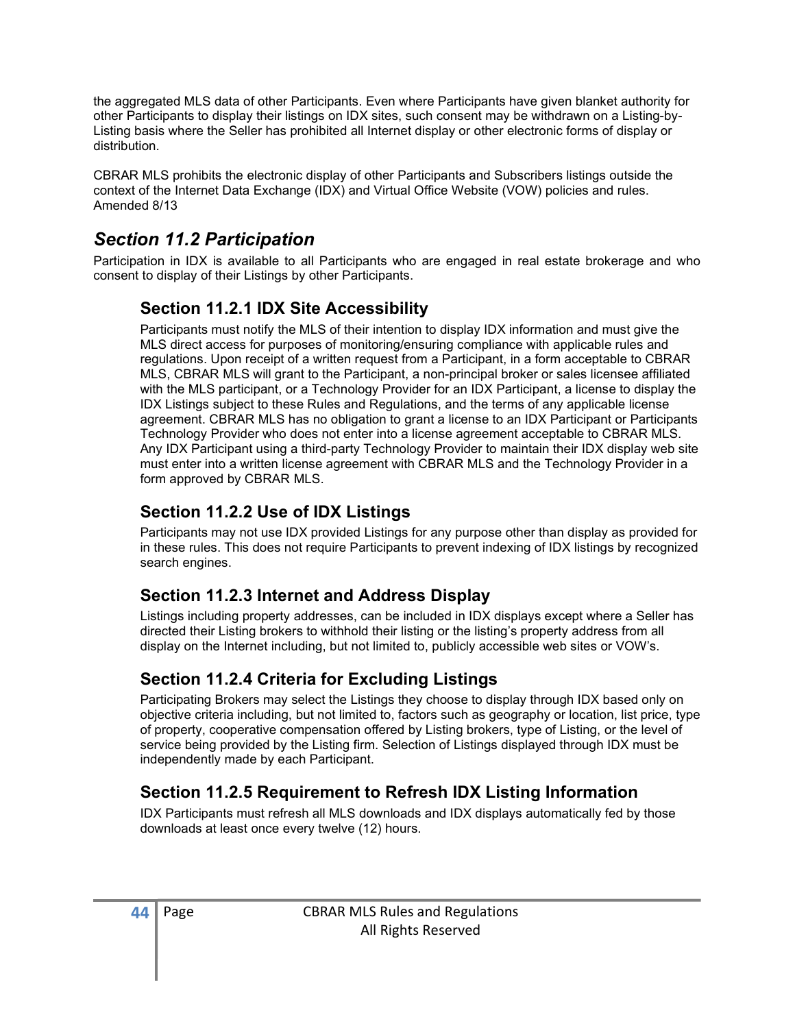the aggregated MLS data of other Participants. Even where Participants have given blanket authority for other Participants to display their listings on IDX sites, such consent may be withdrawn on a Listing-by-Listing basis where the Seller has prohibited all Internet display or other electronic forms of display or distribution.

CBRAR MLS prohibits the electronic display of other Participants and Subscribers listings outside the context of the Internet Data Exchange (IDX) and Virtual Office Website (VOW) policies and rules. Amended 8/13

## *Section 11.2 Participation*

Participation in IDX is available to all Participants who are engaged in real estate brokerage and who consent to display of their Listings by other Participants.

### Section 11.2.1 IDX Site Accessibility

Participants must notify the MLS of their intention to display IDX information and must give the MLS direct access for purposes of monitoring/ensuring compliance with applicable rules and regulations. Upon receipt of a written request from a Participant, in a form acceptable to CBRAR MLS, CBRAR MLS will grant to the Participant, a non-principal broker or sales licensee affiliated with the MLS participant, or a Technology Provider for an IDX Participant, a license to display the IDX Listings subject to these Rules and Regulations, and the terms of any applicable license agreement. CBRAR MLS has no obligation to grant a license to an IDX Participant or Participants Technology Provider who does not enter into a license agreement acceptable to CBRAR MLS. Any IDX Participant using a third-party Technology Provider to maintain their IDX display web site must enter into a written license agreement with CBRAR MLS and the Technology Provider in a form approved by CBRAR MLS.

### Section 11.2.2 Use of IDX Listings

Participants may not use IDX provided Listings for any purpose other than display as provided for in these rules. This does not require Participants to prevent indexing of IDX listings by recognized search engines.

### Section 11.2.3 Internet and Address Display

Listings including property addresses, can be included in IDX displays except where a Seller has directed their Listing brokers to withhold their listing or the listing's property address from all display on the Internet including, but not limited to, publicly accessible web sites or VOW's.

### Section 11.2.4 Criteria for Excluding Listings

Participating Brokers may select the Listings they choose to display through IDX based only on objective criteria including, but not limited to, factors such as geography or location, list price, type of property, cooperative compensation offered by Listing brokers, type of Listing, or the level of service being provided by the Listing firm. Selection of Listings displayed through IDX must be independently made by each Participant.

### Section 11.2.5 Requirement to Refresh IDX Listing Information

IDX Participants must refresh all MLS downloads and IDX displays automatically fed by those downloads at least once every twelve (12) hours.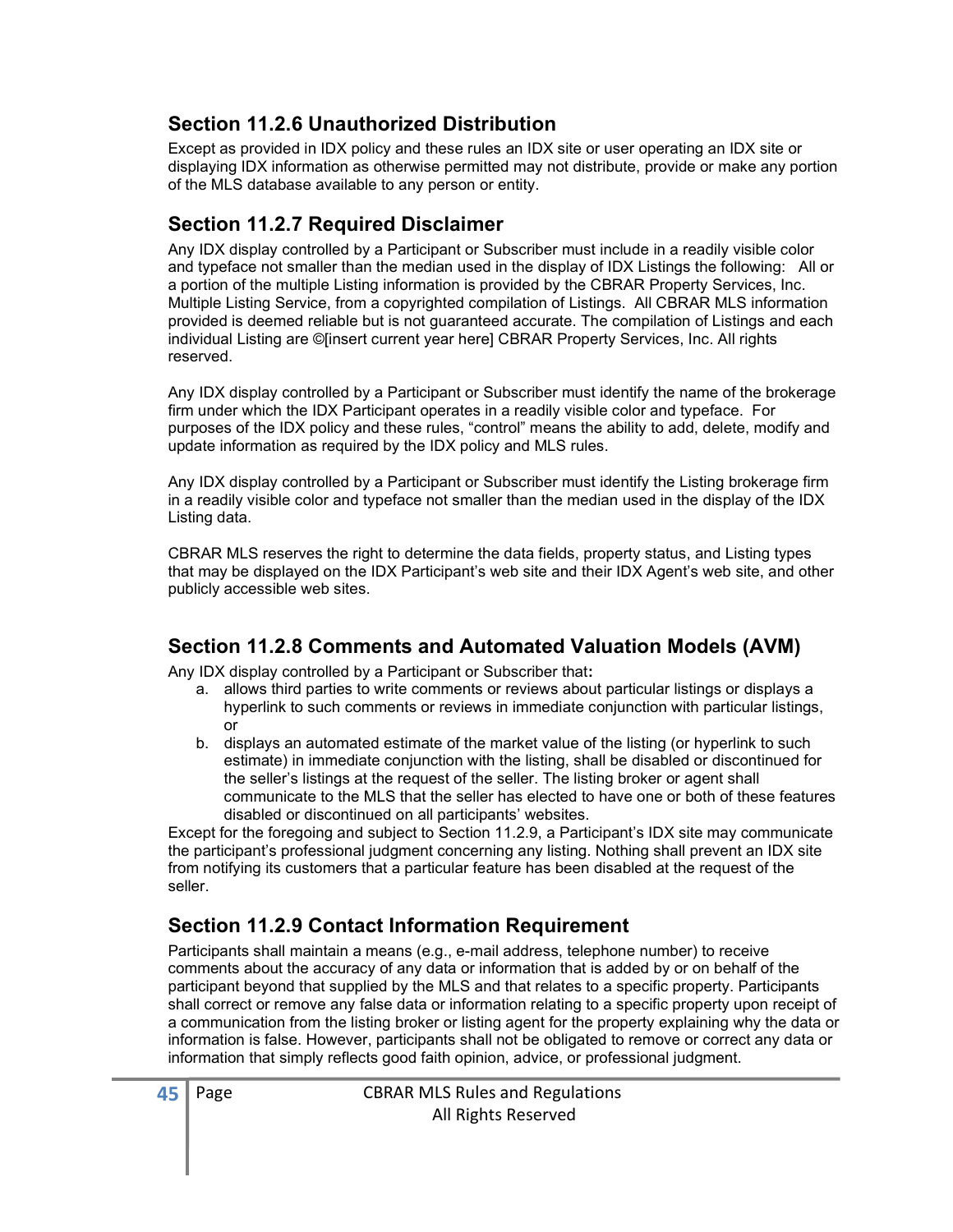## Section 11.2.6 Unauthorized Distribution

Except as provided in IDX policy and these rules an IDX site or user operating an IDX site or displaying IDX information as otherwise permitted may not distribute, provide or make any portion of the MLS database available to any person or entity.

## Section 11.2.7 Required Disclaimer

Any IDX display controlled by a Participant or Subscriber must include in a readily visible color and typeface not smaller than the median used in the display of IDX Listings the following: All or a portion of the multiple Listing information is provided by the CBRAR Property Services, Inc. Multiple Listing Service, from a copyrighted compilation of Listings. All CBRAR MLS information provided is deemed reliable but is not guaranteed accurate. The compilation of Listings and each individual Listing are ©[insert current year here] CBRAR Property Services, Inc. All rights reserved.

Any IDX display controlled by a Participant or Subscriber must identify the name of the brokerage firm under which the IDX Participant operates in a readily visible color and typeface. For purposes of the IDX policy and these rules, "control" means the ability to add, delete, modify and update information as required by the IDX policy and MLS rules.

Any IDX display controlled by a Participant or Subscriber must identify the Listing brokerage firm in a readily visible color and typeface not smaller than the median used in the display of the IDX Listing data.

CBRAR MLS reserves the right to determine the data fields, property status, and Listing types that may be displayed on the IDX Participant's web site and their IDX Agent's web site, and other publicly accessible web sites.

## Section 11.2.8 Comments and Automated Valuation Models (AVM)

Any IDX display controlled by a Participant or Subscriber that**:**

a. allows third parties to write comments or reviews about particular listings or displays a hyperlink to such comments or reviews in immediate conjunction with particular listings, or
b. displays an automated estimate of the market value of the listing (or hyperlink to such estimate) in immediate conjunction with the listing, shall be disabled or discontinued for the seller's listings at the request of the seller. The listing broker or agent shall communicate to the MLS that the seller has elected to have one or both of these features disabled or discontinued on all participants' websites.

Except for the foregoing and subject to Section 11.2.9, a Participant's IDX site may communicate the participant's professional judgment concerning any listing. Nothing shall prevent an IDX site from notifying its customers that a particular feature has been disabled at the request of the seller.

## Section 11.2.9 Contact Information Requirement

Participants shall maintain a means (e.g., e-mail address, telephone number) to receive comments about the accuracy of any data or information that is added by or on behalf of the participant beyond that supplied by the MLS and that relates to a specific property. Participants shall correct or remove any false data or information relating to a specific property upon receipt of a communication from the listing broker or listing agent for the property explaining why the data or information is false. However, participants shall not be obligated to remove or correct any data or information that simply reflects good faith opinion, advice, or professional judgment.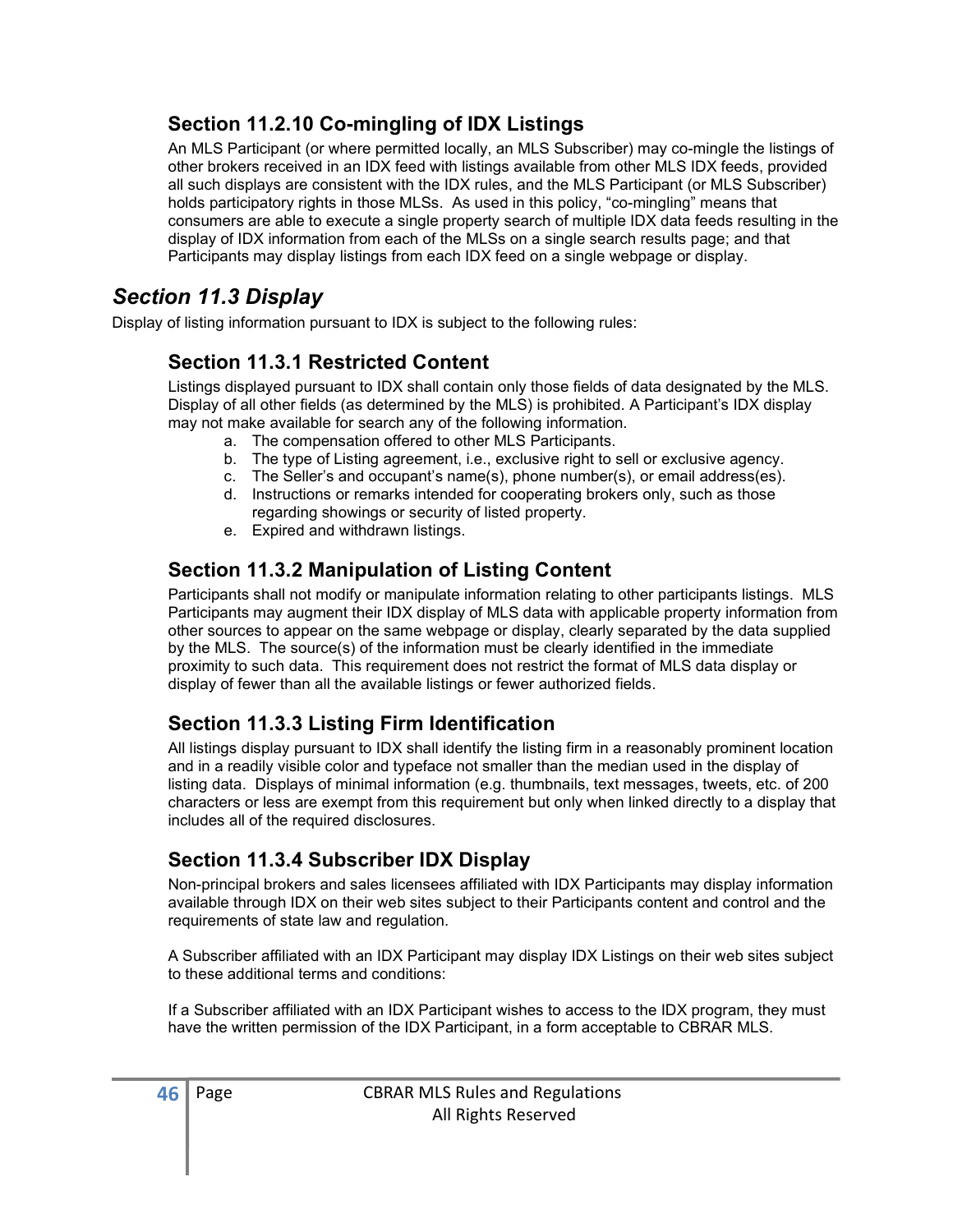### Section 11.2.10 Co-mingling of IDX Listings

An MLS Participant (or where permitted locally, an MLS Subscriber) may co-mingle the listings of other brokers received in an IDX feed with listings available from other MLS IDX feeds, provided all such displays are consistent with the IDX rules, and the MLS Participant (or MLS Subscriber) holds participatory rights in those MLSs. As used in this policy, "co-mingling" means that consumers are able to execute a single property search of multiple IDX data feeds resulting in the display of IDX information from each of the MLSs on a single search results page; and that Participants may display listings from each IDX feed on a single webpage or display.

## *Section 11.3 Display*

Display of listing information pursuant to IDX is subject to the following rules:

### Section 11.3.1 Restricted Content

Listings displayed pursuant to IDX shall contain only those fields of data designated by the MLS. Display of all other fields (as determined by the MLS) is prohibited. A Participant's IDX display may not make available for search any of the following information.

a. The compensation offered to other MLS Participants.
b. The type of Listing agreement, i.e., exclusive right to sell or exclusive agency.
c. The Seller's and occupant's name(s), phone number(s), or email address(es).
d. Instructions or remarks intended for cooperating brokers only, such as those regarding showings or security of listed property.
e. Expired and withdrawn listings.

### Section 11.3.2 Manipulation of Listing Content

Participants shall not modify or manipulate information relating to other participants listings. MLS Participants may augment their IDX display of MLS data with applicable property information from other sources to appear on the same webpage or display, clearly separated by the data supplied by the MLS. The source(s) of the information must be clearly identified in the immediate proximity to such data. This requirement does not restrict the format of MLS data display or display of fewer than all the available listings or fewer authorized fields.

### Section 11.3.3 Listing Firm Identification

All listings display pursuant to IDX shall identify the listing firm in a reasonably prominent location and in a readily visible color and typeface not smaller than the median used in the display of listing data. Displays of minimal information (e.g. thumbnails, text messages, tweets, etc. of 200 characters or less are exempt from this requirement but only when linked directly to a display that includes all of the required disclosures.

### Section 11.3.4 Subscriber IDX Display

Non-principal brokers and sales licensees affiliated with IDX Participants may display information available through IDX on their web sites subject to their Participants content and control and the requirements of state law and regulation.

A Subscriber affiliated with an IDX Participant may display IDX Listings on their web sites subject to these additional terms and conditions:

If a Subscriber affiliated with an IDX Participant wishes to access to the IDX program, they must have the written permission of the IDX Participant, in a form acceptable to CBRAR MLS.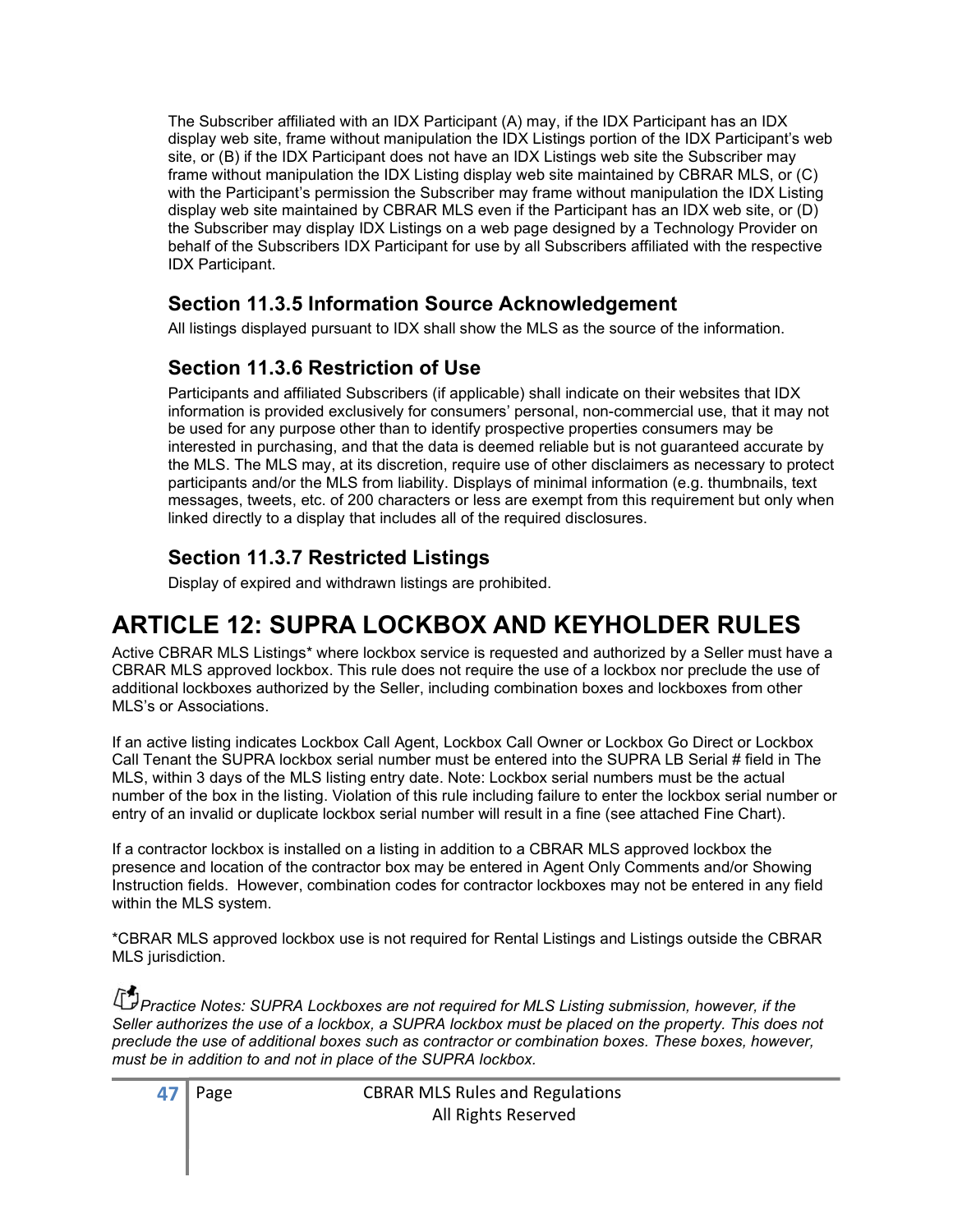The Subscriber affiliated with an IDX Participant (A) may, if the IDX Participant has an IDX display web site, frame without manipulation the IDX Listings portion of the IDX Participant's web site, or (B) if the IDX Participant does not have an IDX Listings web site the Subscriber may frame without manipulation the IDX Listing display web site maintained by CBRAR MLS, or (C) with the Participant's permission the Subscriber may frame without manipulation the IDX Listing display web site maintained by CBRAR MLS even if the Participant has an IDX web site, or (D) the Subscriber may display IDX Listings on a web page designed by a Technology Provider on behalf of the Subscribers IDX Participant for use by all Subscribers affiliated with the respective IDX Participant.

### Section 11.3.5 Information Source Acknowledgement

All listings displayed pursuant to IDX shall show the MLS as the source of the information.

### Section 11.3.6 Restriction of Use

Participants and affiliated Subscribers (if applicable) shall indicate on their websites that IDX information is provided exclusively for consumers' personal, non-commercial use, that it may not be used for any purpose other than to identify prospective properties consumers may be interested in purchasing, and that the data is deemed reliable but is not guaranteed accurate by the MLS. The MLS may, at its discretion, require use of other disclaimers as necessary to protect participants and/or the MLS from liability. Displays of minimal information (e.g. thumbnails, text messages, tweets, etc. of 200 characters or less are exempt from this requirement but only when linked directly to a display that includes all of the required disclosures.

### Section 11.3.7 Restricted Listings

Display of expired and withdrawn listings are prohibited.

# ARTICLE 12: SUPRA LOCKBOX AND KEYHOLDER RULES

Active CBRAR MLS Listings* where lockbox service is requested and authorized by a Seller must have a CBRAR MLS approved lockbox. This rule does not require the use of a lockbox nor preclude the use of additional lockboxes authorized by the Seller, including combination boxes and lockboxes from other MLS's or Associations.

If an active listing indicates Lockbox Call Agent, Lockbox Call Owner or Lockbox Go Direct or Lockbox Call Tenant the SUPRA lockbox serial number must be entered into the SUPRA LB Serial # field in The MLS, within 3 days of the MLS listing entry date. Note: Lockbox serial numbers must be the actual number of the box in the listing. Violation of this rule including failure to enter the lockbox serial number or entry of an invalid or duplicate lockbox serial number will result in a fine (see attached Fine Chart).

If a contractor lockbox is installed on a listing in addition to a CBRAR MLS approved lockbox the presence and location of the contractor box may be entered in Agent Only Comments and/or Showing Instruction fields. However, combination codes for contractor lockboxes may not be entered in any field within the MLS system.

*CBRAR MLS approved lockbox use is not required for Rental Listings and Listings outside the CBRAR MLS jurisdiction.

*Practice Notes: SUPRA Lockboxes are not required for MLS Listing submission, however, if the Seller authorizes the use of a lockbox, a SUPRA lockbox must be placed on the property. This does not preclude the use of additional boxes such as contractor or combination boxes. These boxes, however, must be in addition to and not in place of the SUPRA lockbox.*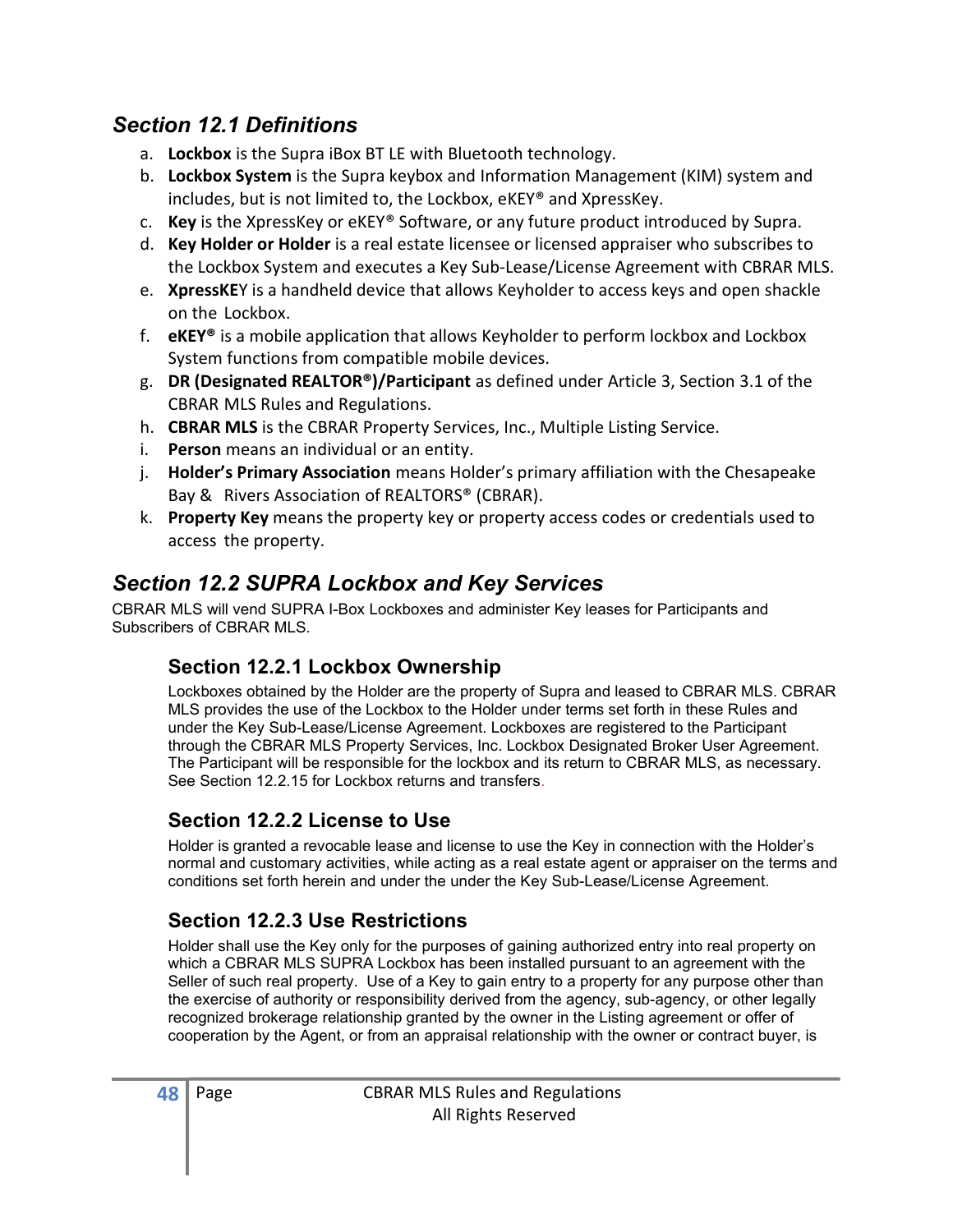## *Section 12.1 Definitions*

a. **Lockbox** is the Supra iBox BT LE with Bluetooth technology.
b. **Lockbox System** is the Supra keybox and Information Management (KIM) system and includes, but is not limited to, the Lockbox, eKEY® and XpressKey.
c. **Key** is the XpressKey or eKEY® Software, or any future product introduced by Supra.
d. **Key Holder or Holder** is a real estate licensee or licensed appraiser who subscribes to the Lockbox System and executes a Key Sub-Lease/License Agreement with CBRAR MLS.
e. **XpressKE**Y is a handheld device that allows Keyholder to access keys and open shackle on the Lockbox.
f. **eKEY®** is a mobile application that allows Keyholder to perform lockbox and Lockbox System functions from compatible mobile devices.
g. **DR (Designated REALTOR®)/Participant** as defined under Article 3, Section 3.1 of the CBRAR MLS Rules and Regulations.
h. **CBRAR MLS** is the CBRAR Property Services, Inc., Multiple Listing Service.
i. **Person** means an individual or an entity.
j. **Holder's Primary Association** means Holder's primary affiliation with the Chesapeake Bay & Rivers Association of REALTORS® (CBRAR).
k. **Property Key** means the property key or property access codes or credentials used to access the property.

## *Section 12.2 SUPRA Lockbox and Key Services*

CBRAR MLS will vend SUPRA I-Box Lockboxes and administer Key leases for Participants and Subscribers of CBRAR MLS.

### Section 12.2.1 Lockbox Ownership

Lockboxes obtained by the Holder are the property of Supra and leased to CBRAR MLS. CBRAR MLS provides the use of the Lockbox to the Holder under terms set forth in these Rules and under the Key Sub-Lease/License Agreement. Lockboxes are registered to the Participant through the CBRAR MLS Property Services, Inc. Lockbox Designated Broker User Agreement. The Participant will be responsible for the lockbox and its return to CBRAR MLS, as necessary. See Section 12.2.15 for Lockbox returns and transfers.

### Section 12.2.2 License to Use

Holder is granted a revocable lease and license to use the Key in connection with the Holder's normal and customary activities, while acting as a real estate agent or appraiser on the terms and conditions set forth herein and under the under the Key Sub-Lease/License Agreement.

### Section 12.2.3 Use Restrictions

Holder shall use the Key only for the purposes of gaining authorized entry into real property on which a CBRAR MLS SUPRA Lockbox has been installed pursuant to an agreement with the Seller of such real property. Use of a Key to gain entry to a property for any purpose other than the exercise of authority or responsibility derived from the agency, sub-agency, or other legally recognized brokerage relationship granted by the owner in the Listing agreement or offer of cooperation by the Agent, or from an appraisal relationship with the owner or contract buyer, is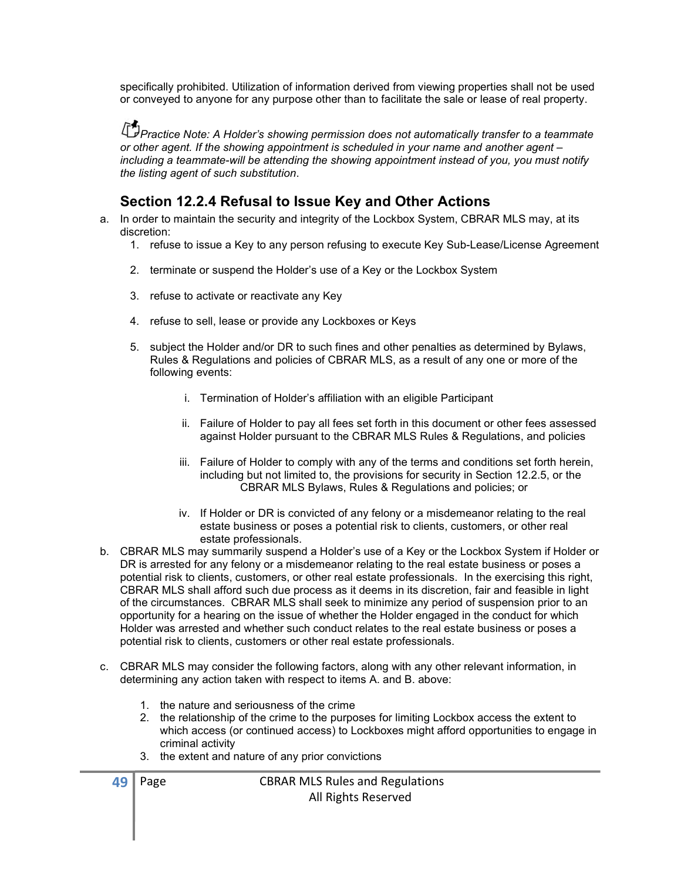specifically prohibited. Utilization of information derived from viewing properties shall not be used or conveyed to anyone for any purpose other than to facilitate the sale or lease of real property.

*Practice Note: A Holder's showing permission does not automatically transfer to a teammate or other agent. If the showing appointment is scheduled in your name and another agent – including a teammate-will be attending the showing appointment instead of you, you must notify the listing agent of such substitution*.

## Section 12.2.4 Refusal to Issue Key and Other Actions

a. In order to maintain the security and integrity of the Lockbox System, CBRAR MLS may, at its discretion:
   1. refuse to issue a Key to any person refusing to execute Key Sub-Lease/License Agreement
   2. terminate or suspend the Holder's use of a Key or the Lockbox System
   3. refuse to activate or reactivate any Key
   4. refuse to sell, lease or provide any Lockboxes or Keys
   5. subject the Holder and/or DR to such fines and other penalties as determined by Bylaws, Rules & Regulations and policies of CBRAR MLS, as a result of any one or more of the following events:
      i. Termination of Holder's affiliation with an eligible Participant
      ii. Failure of Holder to pay all fees set forth in this document or other fees assessed against Holder pursuant to the CBRAR MLS Rules & Regulations, and policies
      iii. Failure of Holder to comply with any of the terms and conditions set forth herein, including but not limited to, the provisions for security in Section 12.2.5, or the CBRAR MLS Bylaws, Rules & Regulations and policies; or
      iv. If Holder or DR is convicted of any felony or a misdemeanor relating to the real estate business or poses a potential risk to clients, customers, or other real estate professionals.

b. CBRAR MLS may summarily suspend a Holder's use of a Key or the Lockbox System if Holder or DR is arrested for any felony or a misdemeanor relating to the real estate business or poses a potential risk to clients, customers, or other real estate professionals. In the exercising this right, CBRAR MLS shall afford such due process as it deems in its discretion, fair and feasible in light of the circumstances. CBRAR MLS shall seek to minimize any period of suspension prior to an opportunity for a hearing on the issue of whether the Holder engaged in the conduct for which Holder was arrested and whether such conduct relates to the real estate business or poses a potential risk to clients, customers or other real estate professionals.

c. CBRAR MLS may consider the following factors, along with any other relevant information, in determining any action taken with respect to items A. and B. above:
   1. the nature and seriousness of the crime
   2. the relationship of the crime to the purposes for limiting Lockbox access the extent to which access (or continued access) to Lockboxes might afford opportunities to engage in criminal activity
   3. the extent and nature of any prior convictions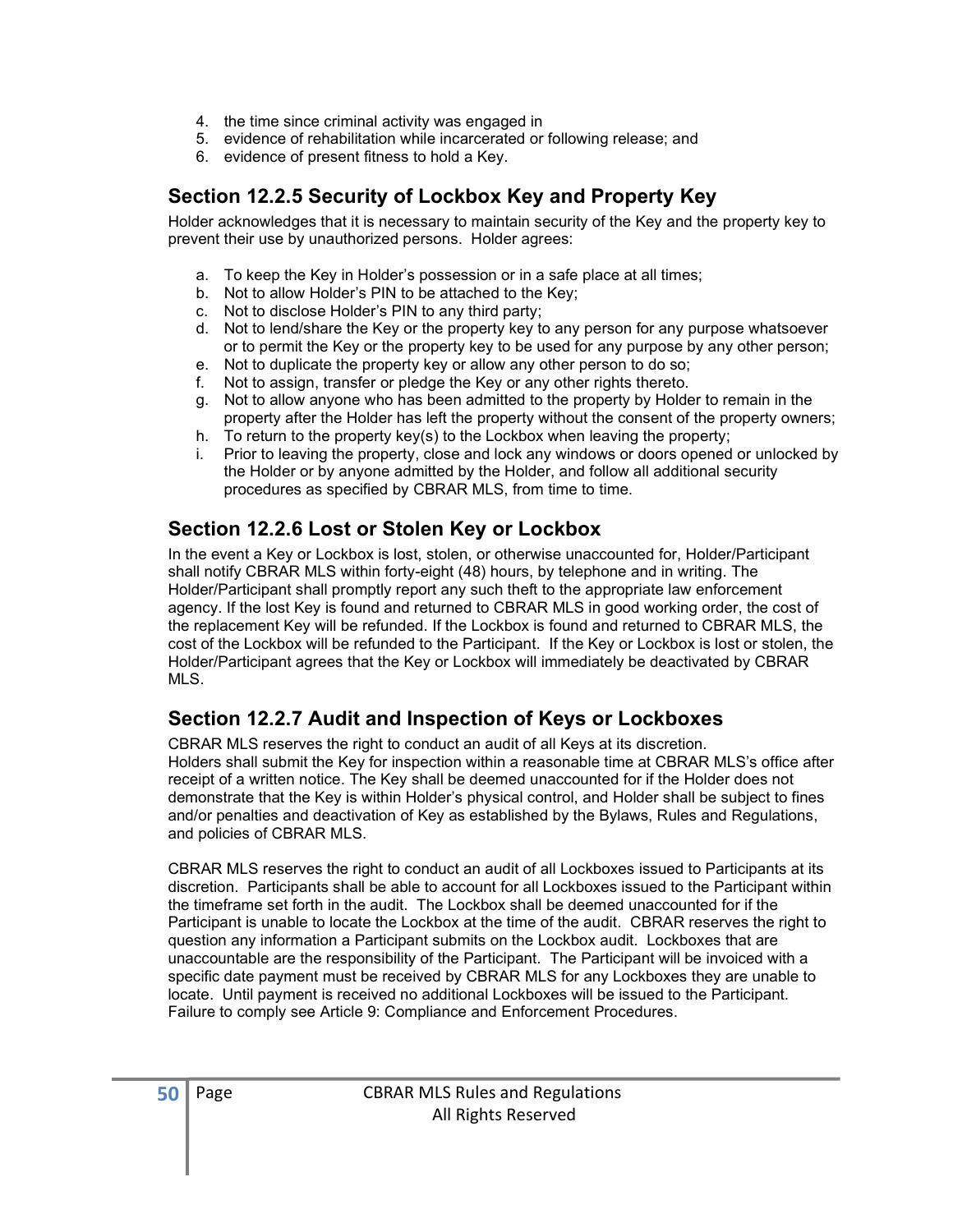4. the time since criminal activity was engaged in
5. evidence of rehabilitation while incarcerated or following release; and
6. evidence of present fitness to hold a Key.

## Section 12.2.5 Security of Lockbox Key and Property Key

Holder acknowledges that it is necessary to maintain security of the Key and the property key to prevent their use by unauthorized persons. Holder agrees:

a. To keep the Key in Holder's possession or in a safe place at all times;
b. Not to allow Holder's PIN to be attached to the Key;
c. Not to disclose Holder's PIN to any third party;
d. Not to lend/share the Key or the property key to any person for any purpose whatsoever or to permit the Key or the property key to be used for any purpose by any other person;
e. Not to duplicate the property key or allow any other person to do so;
f. Not to assign, transfer or pledge the Key or any other rights thereto.
g. Not to allow anyone who has been admitted to the property by Holder to remain in the property after the Holder has left the property without the consent of the property owners;
h. To return to the property key(s) to the Lockbox when leaving the property;
i. Prior to leaving the property, close and lock any windows or doors opened or unlocked by the Holder or by anyone admitted by the Holder, and follow all additional security procedures as specified by CBRAR MLS, from time to time.

## Section 12.2.6 Lost or Stolen Key or Lockbox

In the event a Key or Lockbox is lost, stolen, or otherwise unaccounted for, Holder/Participant shall notify CBRAR MLS within forty-eight (48) hours, by telephone and in writing. The Holder/Participant shall promptly report any such theft to the appropriate law enforcement agency. If the lost Key is found and returned to CBRAR MLS in good working order, the cost of the replacement Key will be refunded. If the Lockbox is found and returned to CBRAR MLS, the cost of the Lockbox will be refunded to the Participant. If the Key or Lockbox is lost or stolen, the Holder/Participant agrees that the Key or Lockbox will immediately be deactivated by CBRAR MLS.

## Section 12.2.7 Audit and Inspection of Keys or Lockboxes

CBRAR MLS reserves the right to conduct an audit of all Keys at its discretion. Holders shall submit the Key for inspection within a reasonable time at CBRAR MLS's office after receipt of a written notice. The Key shall be deemed unaccounted for if the Holder does not demonstrate that the Key is within Holder's physical control, and Holder shall be subject to fines and/or penalties and deactivation of Key as established by the Bylaws, Rules and Regulations, and policies of CBRAR MLS.

CBRAR MLS reserves the right to conduct an audit of all Lockboxes issued to Participants at its discretion. Participants shall be able to account for all Lockboxes issued to the Participant within the timeframe set forth in the audit. The Lockbox shall be deemed unaccounted for if the Participant is unable to locate the Lockbox at the time of the audit. CBRAR reserves the right to question any information a Participant submits on the Lockbox audit. Lockboxes that are unaccountable are the responsibility of the Participant. The Participant will be invoiced with a specific date payment must be received by CBRAR MLS for any Lockboxes they are unable to locate. Until payment is received no additional Lockboxes will be issued to the Participant. Failure to comply see Article 9: Compliance and Enforcement Procedures.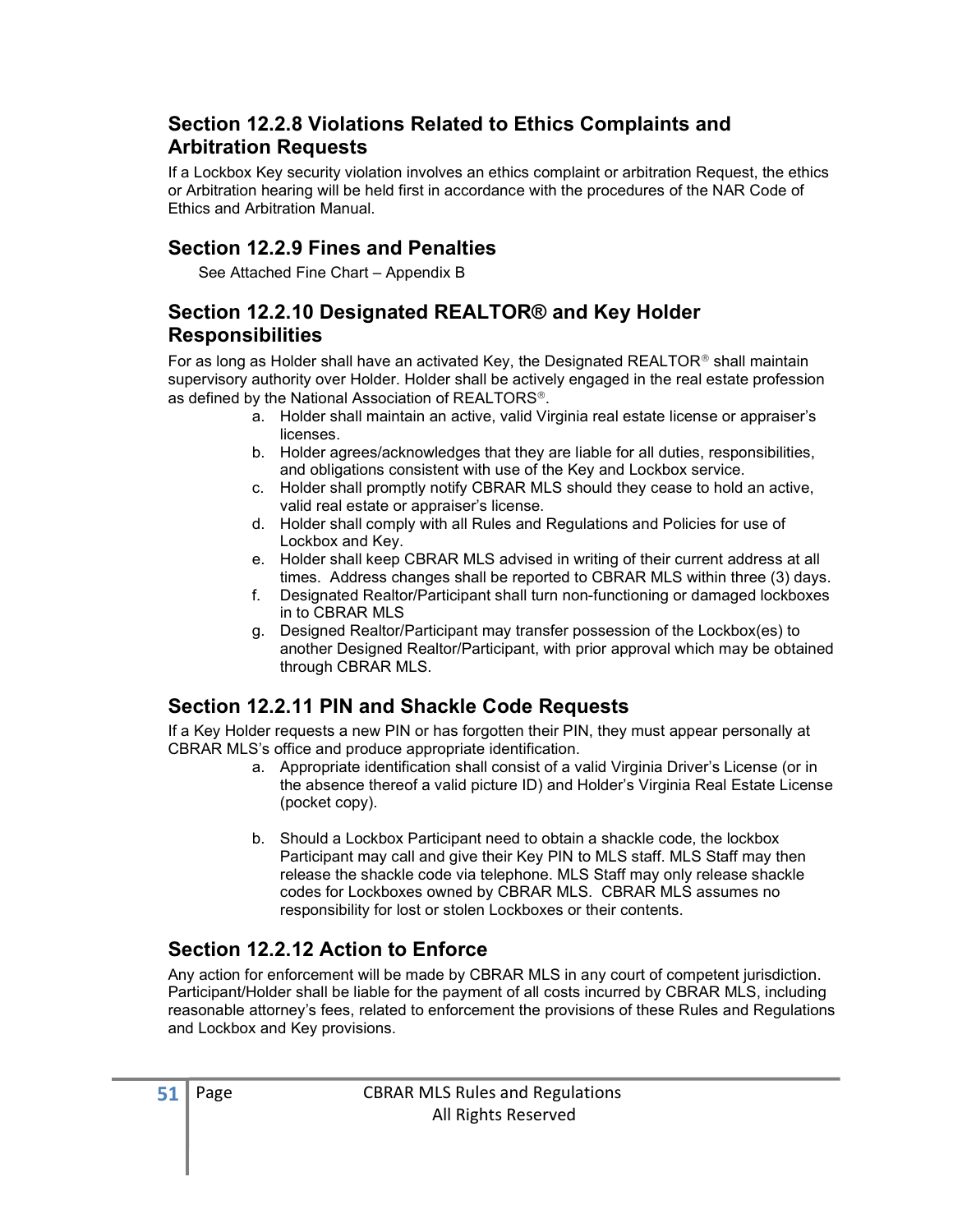## Section 12.2.8 Violations Related to Ethics Complaints and Arbitration Requests

If a Lockbox Key security violation involves an ethics complaint or arbitration Request, the ethics or Arbitration hearing will be held first in accordance with the procedures of the NAR Code of Ethics and Arbitration Manual.

## Section 12.2.9 Fines and Penalties

See Attached Fine Chart – Appendix B

## Section 12.2.10 Designated REALTOR® and Key Holder Responsibilities

For as long as Holder shall have an activated Key, the Designated REALTOR® shall maintain supervisory authority over Holder. Holder shall be actively engaged in the real estate profession as defined by the National Association of REALTORS®.

a. Holder shall maintain an active, valid Virginia real estate license or appraiser's licenses.
b. Holder agrees/acknowledges that they are liable for all duties, responsibilities, and obligations consistent with use of the Key and Lockbox service.
c. Holder shall promptly notify CBRAR MLS should they cease to hold an active, valid real estate or appraiser's license.
d. Holder shall comply with all Rules and Regulations and Policies for use of Lockbox and Key.
e. Holder shall keep CBRAR MLS advised in writing of their current address at all times. Address changes shall be reported to CBRAR MLS within three (3) days.
f. Designated Realtor/Participant shall turn non-functioning or damaged lockboxes in to CBRAR MLS
g. Designed Realtor/Participant may transfer possession of the Lockbox(es) to another Designed Realtor/Participant, with prior approval which may be obtained through CBRAR MLS.

## Section 12.2.11 PIN and Shackle Code Requests

If a Key Holder requests a new PIN or has forgotten their PIN, they must appear personally at CBRAR MLS's office and produce appropriate identification.

a. Appropriate identification shall consist of a valid Virginia Driver's License (or in the absence thereof a valid picture ID) and Holder's Virginia Real Estate License (pocket copy).

b. Should a Lockbox Participant need to obtain a shackle code, the lockbox Participant may call and give their Key PIN to MLS staff. MLS Staff may then release the shackle code via telephone. MLS Staff may only release shackle codes for Lockboxes owned by CBRAR MLS. CBRAR MLS assumes no responsibility for lost or stolen Lockboxes or their contents.

## Section 12.2.12 Action to Enforce

Any action for enforcement will be made by CBRAR MLS in any court of competent jurisdiction. Participant/Holder shall be liable for the payment of all costs incurred by CBRAR MLS, including reasonable attorney's fees, related to enforcement the provisions of these Rules and Regulations and Lockbox and Key provisions.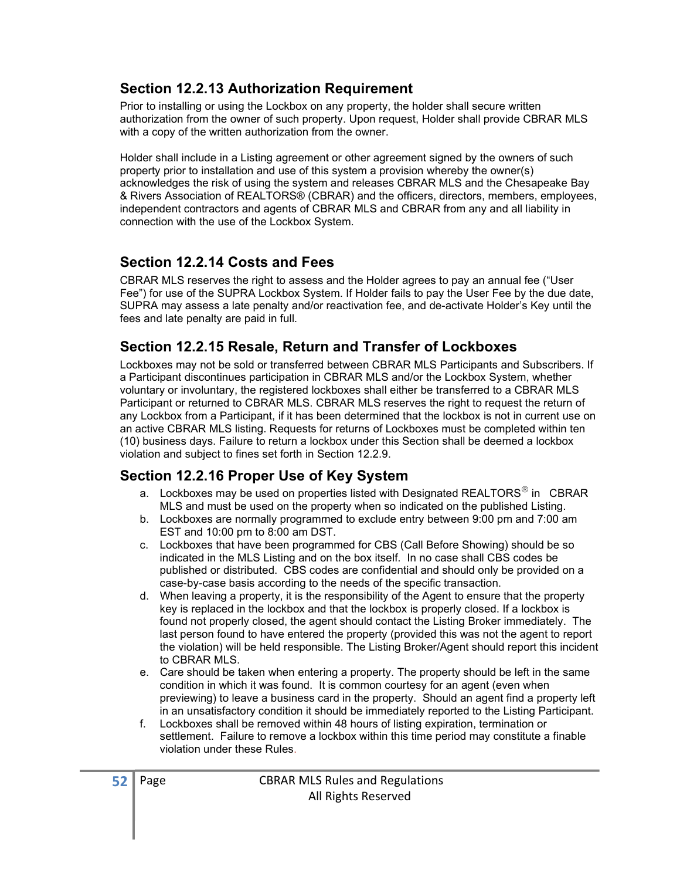## Section 12.2.13 Authorization Requirement

Prior to installing or using the Lockbox on any property, the holder shall secure written authorization from the owner of such property. Upon request, Holder shall provide CBRAR MLS with a copy of the written authorization from the owner.

Holder shall include in a Listing agreement or other agreement signed by the owners of such property prior to installation and use of this system a provision whereby the owner(s) acknowledges the risk of using the system and releases CBRAR MLS and the Chesapeake Bay & Rivers Association of REALTORS® (CBRAR) and the officers, directors, members, employees, independent contractors and agents of CBRAR MLS and CBRAR from any and all liability in connection with the use of the Lockbox System.

## Section 12.2.14 Costs and Fees

CBRAR MLS reserves the right to assess and the Holder agrees to pay an annual fee ("User Fee") for use of the SUPRA Lockbox System. If Holder fails to pay the User Fee by the due date, SUPRA may assess a late penalty and/or reactivation fee, and de-activate Holder's Key until the fees and late penalty are paid in full.

## Section 12.2.15 Resale, Return and Transfer of Lockboxes

Lockboxes may not be sold or transferred between CBRAR MLS Participants and Subscribers. If a Participant discontinues participation in CBRAR MLS and/or the Lockbox System, whether voluntary or involuntary, the registered lockboxes shall either be transferred to a CBRAR MLS Participant or returned to CBRAR MLS. CBRAR MLS reserves the right to request the return of any Lockbox from a Participant, if it has been determined that the lockbox is not in current use on an active CBRAR MLS listing. Requests for returns of Lockboxes must be completed within ten (10) business days. Failure to return a lockbox under this Section shall be deemed a lockbox violation and subject to fines set forth in Section 12.2.9.

## Section 12.2.16 Proper Use of Key System

a. Lockboxes may be used on properties listed with Designated REALTORS® in CBRAR MLS and must be used on the property when so indicated on the published Listing.
b. Lockboxes are normally programmed to exclude entry between 9:00 pm and 7:00 am EST and 10:00 pm to 8:00 am DST.
c. Lockboxes that have been programmed for CBS (Call Before Showing) should be so indicated in the MLS Listing and on the box itself. In no case shall CBS codes be published or distributed. CBS codes are confidential and should only be provided on a case-by-case basis according to the needs of the specific transaction.
d. When leaving a property, it is the responsibility of the Agent to ensure that the property key is replaced in the lockbox and that the lockbox is properly closed. If a lockbox is found not properly closed, the agent should contact the Listing Broker immediately. The last person found to have entered the property (provided this was not the agent to report the violation) will be held responsible. The Listing Broker/Agent should report this incident to CBRAR MLS.
e. Care should be taken when entering a property. The property should be left in the same condition in which it was found. It is common courtesy for an agent (even when previewing) to leave a business card in the property. Should an agent find a property left in an unsatisfactory condition it should be immediately reported to the Listing Participant.
f. Lockboxes shall be removed within 48 hours of listing expiration, termination or settlement. Failure to remove a lockbox within this time period may constitute a finable violation under these Rules.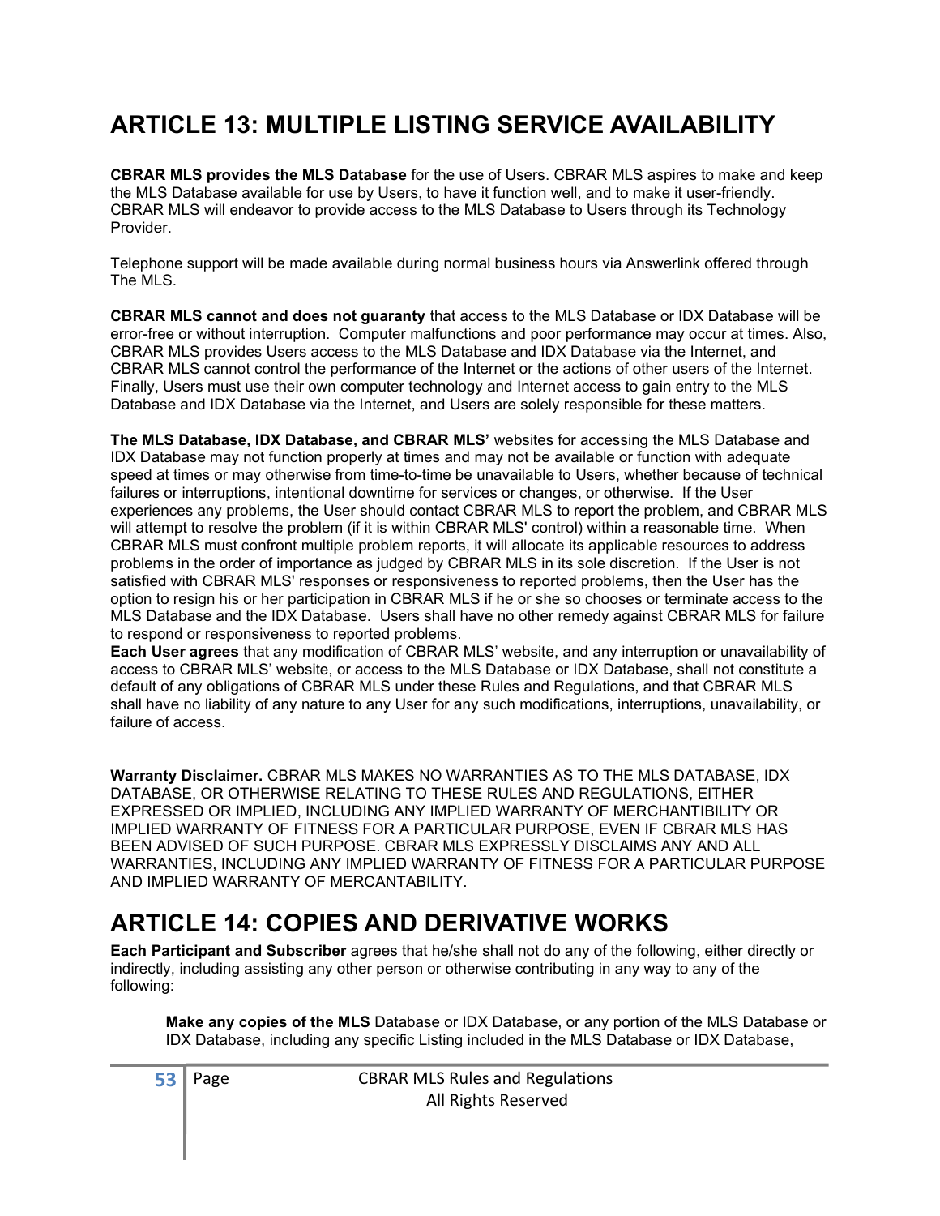## ARTICLE 13: MULTIPLE LISTING SERVICE AVAILABILITY

**CBRAR MLS provides the MLS Database** for the use of Users. CBRAR MLS aspires to make and keep the MLS Database available for use by Users, to have it function well, and to make it user-friendly. CBRAR MLS will endeavor to provide access to the MLS Database to Users through its Technology Provider.

Telephone support will be made available during normal business hours via Answerlink offered through The MLS.

**CBRAR MLS cannot and does not guaranty** that access to the MLS Database or IDX Database will be error-free or without interruption. Computer malfunctions and poor performance may occur at times. Also, CBRAR MLS provides Users access to the MLS Database and IDX Database via the Internet, and CBRAR MLS cannot control the performance of the Internet or the actions of other users of the Internet. Finally, Users must use their own computer technology and Internet access to gain entry to the MLS Database and IDX Database via the Internet, and Users are solely responsible for these matters.

**The MLS Database, IDX Database, and CBRAR MLS'** websites for accessing the MLS Database and IDX Database may not function properly at times and may not be available or function with adequate speed at times or may otherwise from time-to-time be unavailable to Users, whether because of technical failures or interruptions, intentional downtime for services or changes, or otherwise. If the User experiences any problems, the User should contact CBRAR MLS to report the problem, and CBRAR MLS will attempt to resolve the problem (if it is within CBRAR MLS' control) within a reasonable time. When CBRAR MLS must confront multiple problem reports, it will allocate its applicable resources to address problems in the order of importance as judged by CBRAR MLS in its sole discretion. If the User is not satisfied with CBRAR MLS' responses or responsiveness to reported problems, then the User has the option to resign his or her participation in CBRAR MLS if he or she so chooses or terminate access to the MLS Database and the IDX Database. Users shall have no other remedy against CBRAR MLS for failure to respond or responsiveness to reported problems.

**Each User agrees** that any modification of CBRAR MLS' website, and any interruption or unavailability of access to CBRAR MLS' website, or access to the MLS Database or IDX Database, shall not constitute a default of any obligations of CBRAR MLS under these Rules and Regulations, and that CBRAR MLS shall have no liability of any nature to any User for any such modifications, interruptions, unavailability, or failure of access.

**Warranty Disclaimer.** CBRAR MLS MAKES NO WARRANTIES AS TO THE MLS DATABASE, IDX DATABASE, OR OTHERWISE RELATING TO THESE RULES AND REGULATIONS, EITHER EXPRESSED OR IMPLIED, INCLUDING ANY IMPLIED WARRANTY OF MERCHANTIBILITY OR IMPLIED WARRANTY OF FITNESS FOR A PARTICULAR PURPOSE, EVEN IF CBRAR MLS HAS BEEN ADVISED OF SUCH PURPOSE. CBRAR MLS EXPRESSLY DISCLAIMS ANY AND ALL WARRANTIES, INCLUDING ANY IMPLIED WARRANTY OF FITNESS FOR A PARTICULAR PURPOSE AND IMPLIED WARRANTY OF MERCANTABILITY.

## ARTICLE 14: COPIES AND DERIVATIVE WORKS

**Each Participant and Subscriber** agrees that he/she shall not do any of the following, either directly or indirectly, including assisting any other person or otherwise contributing in any way to any of the following:

**Make any copies of the MLS** Database or IDX Database, or any portion of the MLS Database or IDX Database, including any specific Listing included in the MLS Database or IDX Database,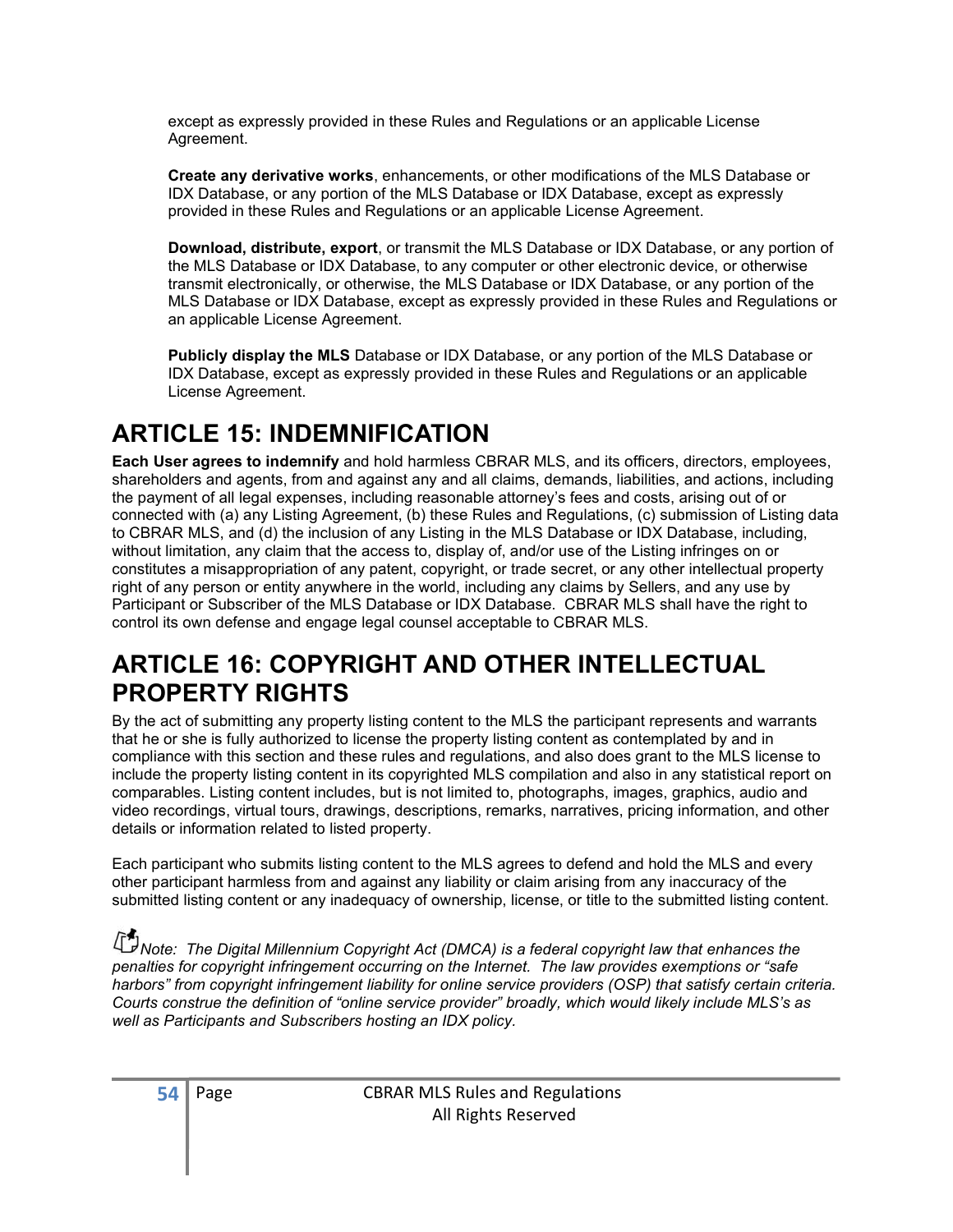except as expressly provided in these Rules and Regulations or an applicable License Agreement.

**Create any derivative works**, enhancements, or other modifications of the MLS Database or IDX Database, or any portion of the MLS Database or IDX Database, except as expressly provided in these Rules and Regulations or an applicable License Agreement.

**Download, distribute, export**, or transmit the MLS Database or IDX Database, or any portion of the MLS Database or IDX Database, to any computer or other electronic device, or otherwise transmit electronically, or otherwise, the MLS Database or IDX Database, or any portion of the MLS Database or IDX Database, except as expressly provided in these Rules and Regulations or an applicable License Agreement.

**Publicly display the MLS** Database or IDX Database, or any portion of the MLS Database or IDX Database, except as expressly provided in these Rules and Regulations or an applicable License Agreement.

# ARTICLE 15: INDEMNIFICATION

**Each User agrees to indemnify** and hold harmless CBRAR MLS, and its officers, directors, employees, shareholders and agents, from and against any and all claims, demands, liabilities, and actions, including the payment of all legal expenses, including reasonable attorney's fees and costs, arising out of or connected with (a) any Listing Agreement, (b) these Rules and Regulations, (c) submission of Listing data to CBRAR MLS, and (d) the inclusion of any Listing in the MLS Database or IDX Database, including, without limitation, any claim that the access to, display of, and/or use of the Listing infringes on or constitutes a misappropriation of any patent, copyright, or trade secret, or any other intellectual property right of any person or entity anywhere in the world, including any claims by Sellers, and any use by Participant or Subscriber of the MLS Database or IDX Database. CBRAR MLS shall have the right to control its own defense and engage legal counsel acceptable to CBRAR MLS.

# ARTICLE 16: COPYRIGHT AND OTHER INTELLECTUAL PROPERTY RIGHTS

By the act of submitting any property listing content to the MLS the participant represents and warrants that he or she is fully authorized to license the property listing content as contemplated by and in compliance with this section and these rules and regulations, and also does grant to the MLS license to include the property listing content in its copyrighted MLS compilation and also in any statistical report on comparables. Listing content includes, but is not limited to, photographs, images, graphics, audio and video recordings, virtual tours, drawings, descriptions, remarks, narratives, pricing information, and other details or information related to listed property.

Each participant who submits listing content to the MLS agrees to defend and hold the MLS and every other participant harmless from and against any liability or claim arising from any inaccuracy of the submitted listing content or any inadequacy of ownership, license, or title to the submitted listing content.

*Note: The Digital Millennium Copyright Act (DMCA) is a federal copyright law that enhances the penalties for copyright infringement occurring on the Internet. The law provides exemptions or "safe harbors" from copyright infringement liability for online service providers (OSP) that satisfy certain criteria. Courts construe the definition of "online service provider" broadly, which would likely include MLS's as well as Participants and Subscribers hosting an IDX policy.*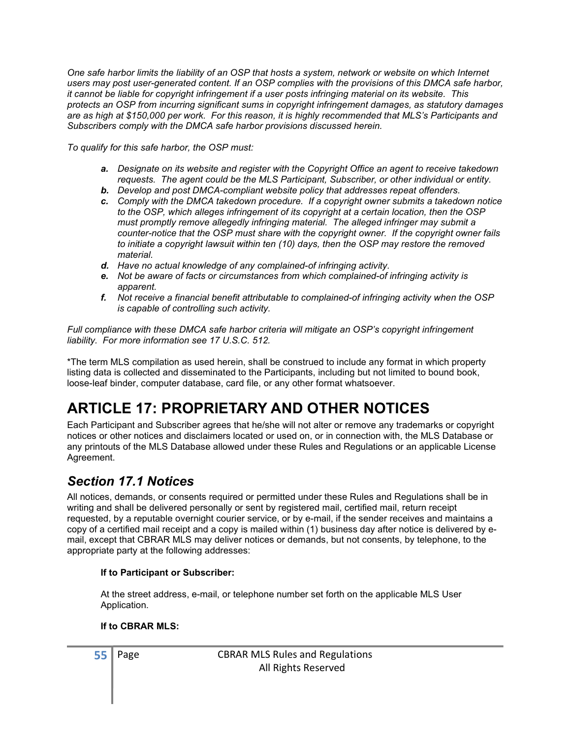*One safe harbor limits the liability of an OSP that hosts a system, network or website on which Internet users may post user-generated content. If an OSP complies with the provisions of this DMCA safe harbor, it cannot be liable for copyright infringement if a user posts infringing material on its website. This protects an OSP from incurring significant sums in copyright infringement damages, as statutory damages are as high at $150,000 per work. For this reason, it is highly recommended that MLS's Participants and Subscribers comply with the DMCA safe harbor provisions discussed herein.*

*To qualify for this safe harbor, the OSP must:*

- ***a.*** *Designate on its website and register with the Copyright Office an agent to receive takedown requests. The agent could be the MLS Participant, Subscriber, or other individual or entity.*
- ***b.*** *Develop and post DMCA-compliant website policy that addresses repeat offenders.*
- ***c.*** *Comply with the DMCA takedown procedure. If a copyright owner submits a takedown notice to the OSP, which alleges infringement of its copyright at a certain location, then the OSP must promptly remove allegedly infringing material. The alleged infringer may submit a counter-notice that the OSP must share with the copyright owner. If the copyright owner fails to initiate a copyright lawsuit within ten (10) days, then the OSP may restore the removed material.*
- ***d.*** *Have no actual knowledge of any complained-of infringing activity.*
- ***e.*** *Not be aware of facts or circumstances from which complained-of infringing activity is apparent.*
- ***f.*** *Not receive a financial benefit attributable to complained-of infringing activity when the OSP is capable of controlling such activity.*

*Full compliance with these DMCA safe harbor criteria will mitigate an OSP's copyright infringement liability. For more information see 17 U.S.C. 512.*

*The term MLS compilation as used herein, shall be construed to include any format in which property listing data is collected and disseminated to the Participants, including but not limited to bound book, loose-leaf binder, computer database, card file, or any other format whatsoever.

# ARTICLE 17: PROPRIETARY AND OTHER NOTICES

Each Participant and Subscriber agrees that he/she will not alter or remove any trademarks or copyright notices or other notices and disclaimers located or used on, or in connection with, the MLS Database or any printouts of the MLS Database allowed under these Rules and Regulations or an applicable License Agreement.

## *Section 17.1 Notices*

All notices, demands, or consents required or permitted under these Rules and Regulations shall be in writing and shall be delivered personally or sent by registered mail, certified mail, return receipt requested, by a reputable overnight courier service, or by e-mail, if the sender receives and maintains a copy of a certified mail receipt and a copy is mailed within (1) business day after notice is delivered by e-mail, except that CBRAR MLS may deliver notices or demands, but not consents, by telephone, to the appropriate party at the following addresses:

**If to Participant or Subscriber:**

At the street address, e-mail, or telephone number set forth on the applicable MLS User Application.

**If to CBRAR MLS:**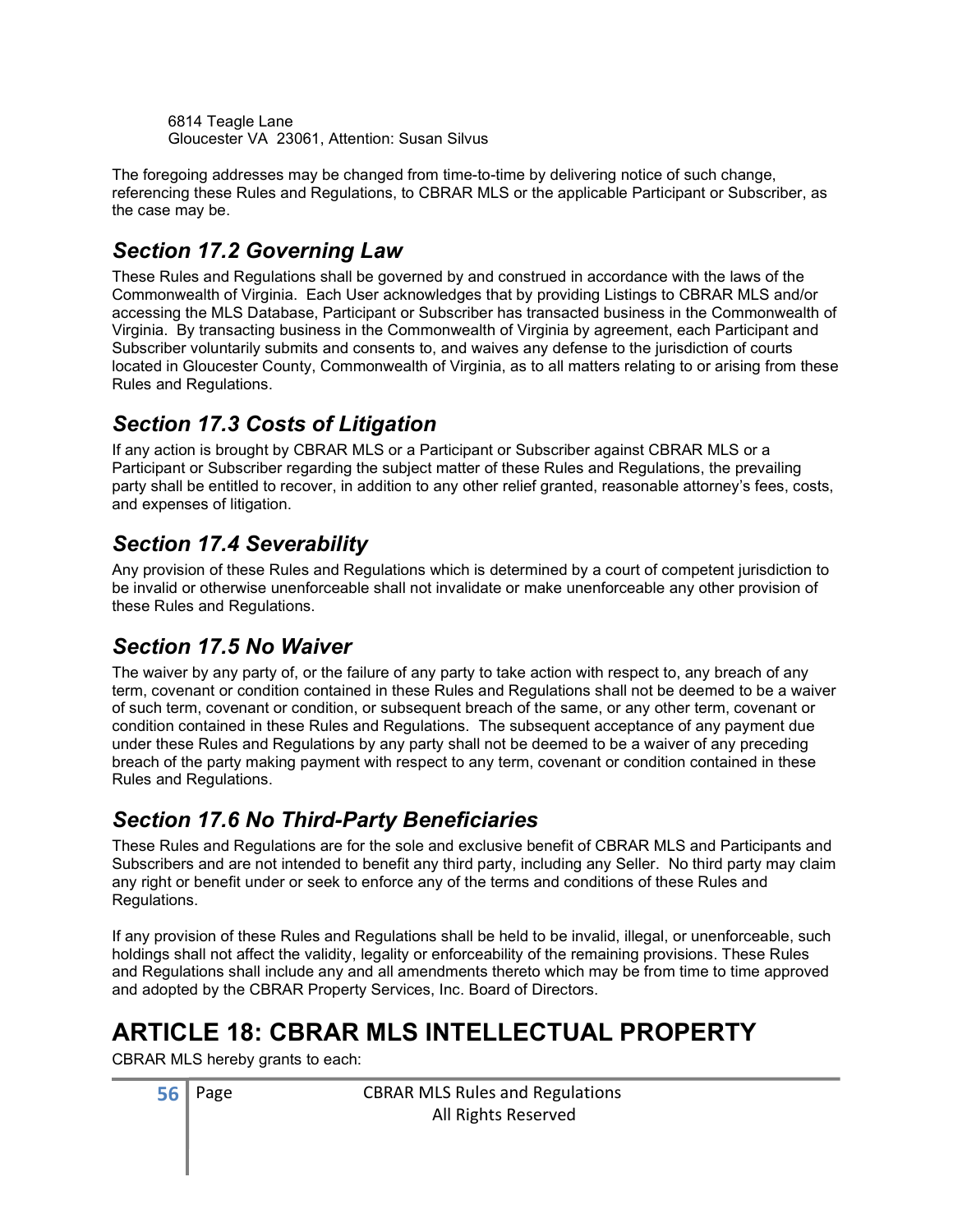6814 Teagle Lane
Gloucester VA 23061, Attention: Susan Silvus

The foregoing addresses may be changed from time-to-time by delivering notice of such change, referencing these Rules and Regulations, to CBRAR MLS or the applicable Participant or Subscriber, as the case may be.

## *Section 17.2 Governing Law*

These Rules and Regulations shall be governed by and construed in accordance with the laws of the Commonwealth of Virginia. Each User acknowledges that by providing Listings to CBRAR MLS and/or accessing the MLS Database, Participant or Subscriber has transacted business in the Commonwealth of Virginia. By transacting business in the Commonwealth of Virginia by agreement, each Participant and Subscriber voluntarily submits and consents to, and waives any defense to the jurisdiction of courts located in Gloucester County, Commonwealth of Virginia, as to all matters relating to or arising from these Rules and Regulations.

## *Section 17.3 Costs of Litigation*

If any action is brought by CBRAR MLS or a Participant or Subscriber against CBRAR MLS or a Participant or Subscriber regarding the subject matter of these Rules and Regulations, the prevailing party shall be entitled to recover, in addition to any other relief granted, reasonable attorney's fees, costs, and expenses of litigation.

## *Section 17.4 Severability*

Any provision of these Rules and Regulations which is determined by a court of competent jurisdiction to be invalid or otherwise unenforceable shall not invalidate or make unenforceable any other provision of these Rules and Regulations.

## *Section 17.5 No Waiver*

The waiver by any party of, or the failure of any party to take action with respect to, any breach of any term, covenant or condition contained in these Rules and Regulations shall not be deemed to be a waiver of such term, covenant or condition, or subsequent breach of the same, or any other term, covenant or condition contained in these Rules and Regulations. The subsequent acceptance of any payment due under these Rules and Regulations by any party shall not be deemed to be a waiver of any preceding breach of the party making payment with respect to any term, covenant or condition contained in these Rules and Regulations.

## *Section 17.6 No Third-Party Beneficiaries*

These Rules and Regulations are for the sole and exclusive benefit of CBRAR MLS and Participants and Subscribers and are not intended to benefit any third party, including any Seller. No third party may claim any right or benefit under or seek to enforce any of the terms and conditions of these Rules and Regulations.

If any provision of these Rules and Regulations shall be held to be invalid, illegal, or unenforceable, such holdings shall not affect the validity, legality or enforceability of the remaining provisions. These Rules and Regulations shall include any and all amendments thereto which may be from time to time approved and adopted by the CBRAR Property Services, Inc. Board of Directors.

# ARTICLE 18: CBRAR MLS INTELLECTUAL PROPERTY

CBRAR MLS hereby grants to each: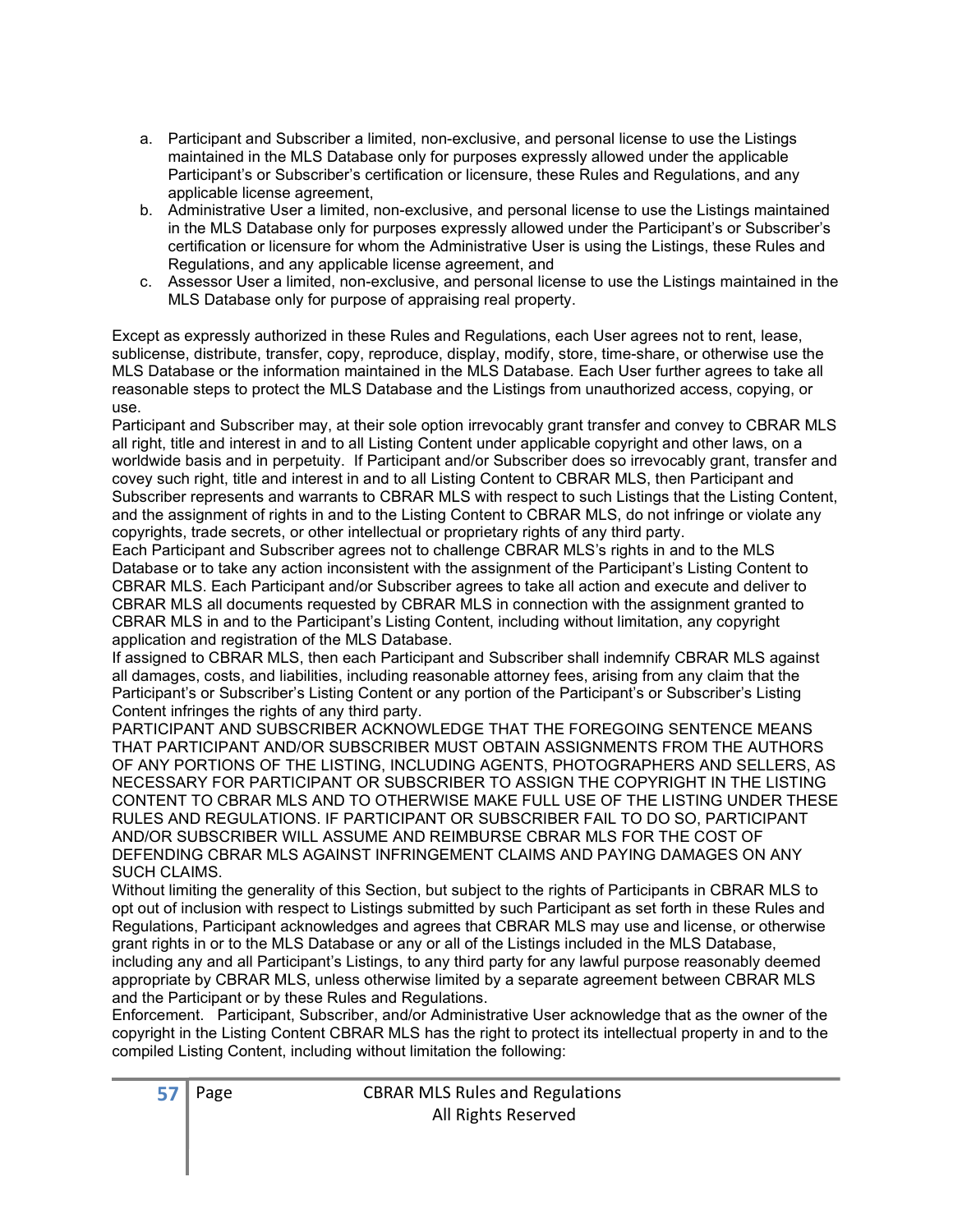a. Participant and Subscriber a limited, non-exclusive, and personal license to use the Listings maintained in the MLS Database only for purposes expressly allowed under the applicable Participant's or Subscriber's certification or licensure, these Rules and Regulations, and any applicable license agreement,
b. Administrative User a limited, non-exclusive, and personal license to use the Listings maintained in the MLS Database only for purposes expressly allowed under the Participant's or Subscriber's certification or licensure for whom the Administrative User is using the Listings, these Rules and Regulations, and any applicable license agreement, and
c. Assessor User a limited, non-exclusive, and personal license to use the Listings maintained in the MLS Database only for purpose of appraising real property.

Except as expressly authorized in these Rules and Regulations, each User agrees not to rent, lease, sublicense, distribute, transfer, copy, reproduce, display, modify, store, time-share, or otherwise use the MLS Database or the information maintained in the MLS Database. Each User further agrees to take all reasonable steps to protect the MLS Database and the Listings from unauthorized access, copying, or use.

Participant and Subscriber may, at their sole option irrevocably grant transfer and convey to CBRAR MLS all right, title and interest in and to all Listing Content under applicable copyright and other laws, on a worldwide basis and in perpetuity. If Participant and/or Subscriber does so irrevocably grant, transfer and covey such right, title and interest in and to all Listing Content to CBRAR MLS, then Participant and Subscriber represents and warrants to CBRAR MLS with respect to such Listings that the Listing Content, and the assignment of rights in and to the Listing Content to CBRAR MLS, do not infringe or violate any copyrights, trade secrets, or other intellectual or proprietary rights of any third party.

Each Participant and Subscriber agrees not to challenge CBRAR MLS's rights in and to the MLS Database or to take any action inconsistent with the assignment of the Participant's Listing Content to CBRAR MLS. Each Participant and/or Subscriber agrees to take all action and execute and deliver to CBRAR MLS all documents requested by CBRAR MLS in connection with the assignment granted to CBRAR MLS in and to the Participant's Listing Content, including without limitation, any copyright application and registration of the MLS Database.

If assigned to CBRAR MLS, then each Participant and Subscriber shall indemnify CBRAR MLS against all damages, costs, and liabilities, including reasonable attorney fees, arising from any claim that the Participant's or Subscriber's Listing Content or any portion of the Participant's or Subscriber's Listing Content infringes the rights of any third party.

PARTICIPANT AND SUBSCRIBER ACKNOWLEDGE THAT THE FOREGOING SENTENCE MEANS THAT PARTICIPANT AND/OR SUBSCRIBER MUST OBTAIN ASSIGNMENTS FROM THE AUTHORS OF ANY PORTIONS OF THE LISTING, INCLUDING AGENTS, PHOTOGRAPHERS AND SELLERS, AS NECESSARY FOR PARTICIPANT OR SUBSCRIBER TO ASSIGN THE COPYRIGHT IN THE LISTING CONTENT TO CBRAR MLS AND TO OTHERWISE MAKE FULL USE OF THE LISTING UNDER THESE RULES AND REGULATIONS. IF PARTICIPANT OR SUBSCRIBER FAIL TO DO SO, PARTICIPANT AND/OR SUBSCRIBER WILL ASSUME AND REIMBURSE CBRAR MLS FOR THE COST OF DEFENDING CBRAR MLS AGAINST INFRINGEMENT CLAIMS AND PAYING DAMAGES ON ANY SUCH CLAIMS.

Without limiting the generality of this Section, but subject to the rights of Participants in CBRAR MLS to opt out of inclusion with respect to Listings submitted by such Participant as set forth in these Rules and Regulations, Participant acknowledges and agrees that CBRAR MLS may use and license, or otherwise grant rights in or to the MLS Database or any or all of the Listings included in the MLS Database, including any and all Participant's Listings, to any third party for any lawful purpose reasonably deemed appropriate by CBRAR MLS, unless otherwise limited by a separate agreement between CBRAR MLS and the Participant or by these Rules and Regulations.

Enforcement. Participant, Subscriber, and/or Administrative User acknowledge that as the owner of the copyright in the Listing Content CBRAR MLS has the right to protect its intellectual property in and to the compiled Listing Content, including without limitation the following: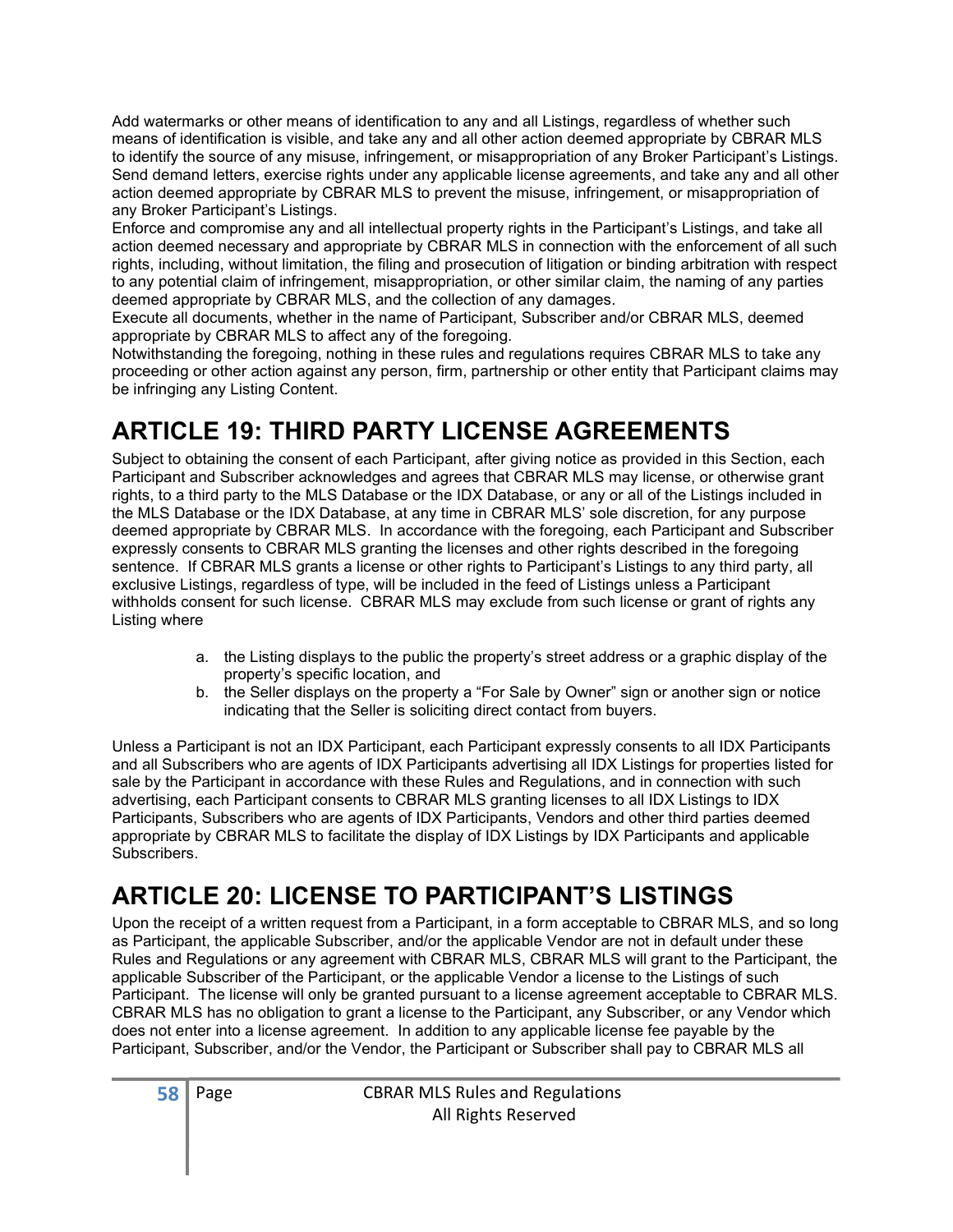Add watermarks or other means of identification to any and all Listings, regardless of whether such means of identification is visible, and take any and all other action deemed appropriate by CBRAR MLS to identify the source of any misuse, infringement, or misappropriation of any Broker Participant's Listings. Send demand letters, exercise rights under any applicable license agreements, and take any and all other action deemed appropriate by CBRAR MLS to prevent the misuse, infringement, or misappropriation of any Broker Participant's Listings.
Enforce and compromise any and all intellectual property rights in the Participant's Listings, and take all action deemed necessary and appropriate by CBRAR MLS in connection with the enforcement of all such rights, including, without limitation, the filing and prosecution of litigation or binding arbitration with respect to any potential claim of infringement, misappropriation, or other similar claim, the naming of any parties deemed appropriate by CBRAR MLS, and the collection of any damages.
Execute all documents, whether in the name of Participant, Subscriber and/or CBRAR MLS, deemed appropriate by CBRAR MLS to affect any of the foregoing.
Notwithstanding the foregoing, nothing in these rules and regulations requires CBRAR MLS to take any proceeding or other action against any person, firm, partnership or other entity that Participant claims may be infringing any Listing Content.

# ARTICLE 19: THIRD PARTY LICENSE AGREEMENTS

Subject to obtaining the consent of each Participant, after giving notice as provided in this Section, each Participant and Subscriber acknowledges and agrees that CBRAR MLS may license, or otherwise grant rights, to a third party to the MLS Database or the IDX Database, or any or all of the Listings included in the MLS Database or the IDX Database, at any time in CBRAR MLS' sole discretion, for any purpose deemed appropriate by CBRAR MLS. In accordance with the foregoing, each Participant and Subscriber expressly consents to CBRAR MLS granting the licenses and other rights described in the foregoing sentence. If CBRAR MLS grants a license or other rights to Participant's Listings to any third party, all exclusive Listings, regardless of type, will be included in the feed of Listings unless a Participant withholds consent for such license. CBRAR MLS may exclude from such license or grant of rights any Listing where

a. the Listing displays to the public the property's street address or a graphic display of the property's specific location, and
b. the Seller displays on the property a "For Sale by Owner" sign or another sign or notice indicating that the Seller is soliciting direct contact from buyers.

Unless a Participant is not an IDX Participant, each Participant expressly consents to all IDX Participants and all Subscribers who are agents of IDX Participants advertising all IDX Listings for properties listed for sale by the Participant in accordance with these Rules and Regulations, and in connection with such advertising, each Participant consents to CBRAR MLS granting licenses to all IDX Listings to IDX Participants, Subscribers who are agents of IDX Participants, Vendors and other third parties deemed appropriate by CBRAR MLS to facilitate the display of IDX Listings by IDX Participants and applicable Subscribers.

# ARTICLE 20: LICENSE TO PARTICIPANT'S LISTINGS

Upon the receipt of a written request from a Participant, in a form acceptable to CBRAR MLS, and so long as Participant, the applicable Subscriber, and/or the applicable Vendor are not in default under these Rules and Regulations or any agreement with CBRAR MLS, CBRAR MLS will grant to the Participant, the applicable Subscriber of the Participant, or the applicable Vendor a license to the Listings of such Participant. The license will only be granted pursuant to a license agreement acceptable to CBRAR MLS. CBRAR MLS has no obligation to grant a license to the Participant, any Subscriber, or any Vendor which does not enter into a license agreement. In addition to any applicable license fee payable by the Participant, Subscriber, and/or the Vendor, the Participant or Subscriber shall pay to CBRAR MLS all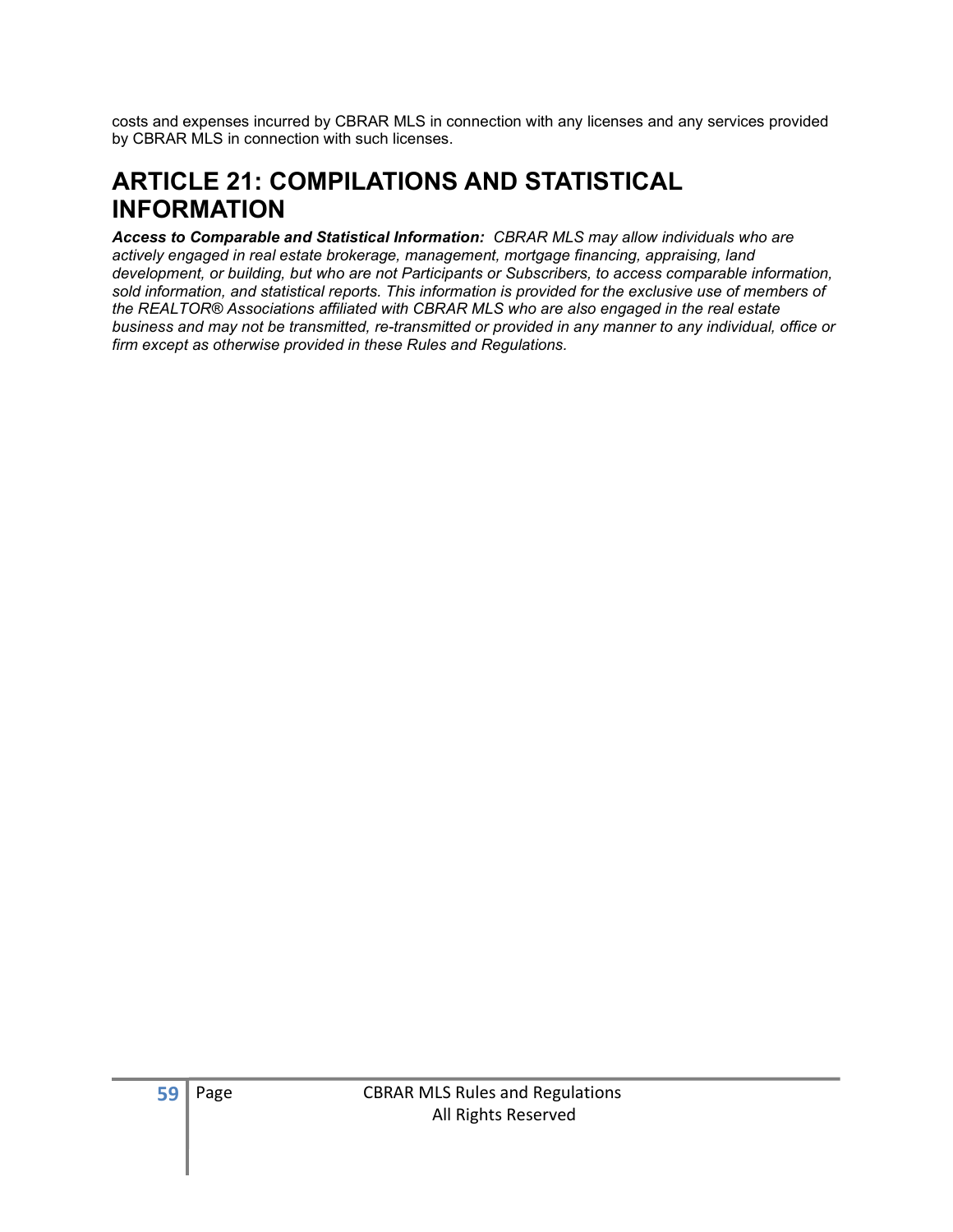costs and expenses incurred by CBRAR MLS in connection with any licenses and any services provided by CBRAR MLS in connection with such licenses.

# ARTICLE 21: COMPILATIONS AND STATISTICAL INFORMATION

***Access to Comparable and Statistical Information:*** *CBRAR MLS may allow individuals who are actively engaged in real estate brokerage, management, mortgage financing, appraising, land development, or building, but who are not Participants or Subscribers, to access comparable information, sold information, and statistical reports. This information is provided for the exclusive use of members of the REALTOR® Associations affiliated with CBRAR MLS who are also engaged in the real estate business and may not be transmitted, re-transmitted or provided in any manner to any individual, office or firm except as otherwise provided in these Rules and Regulations.*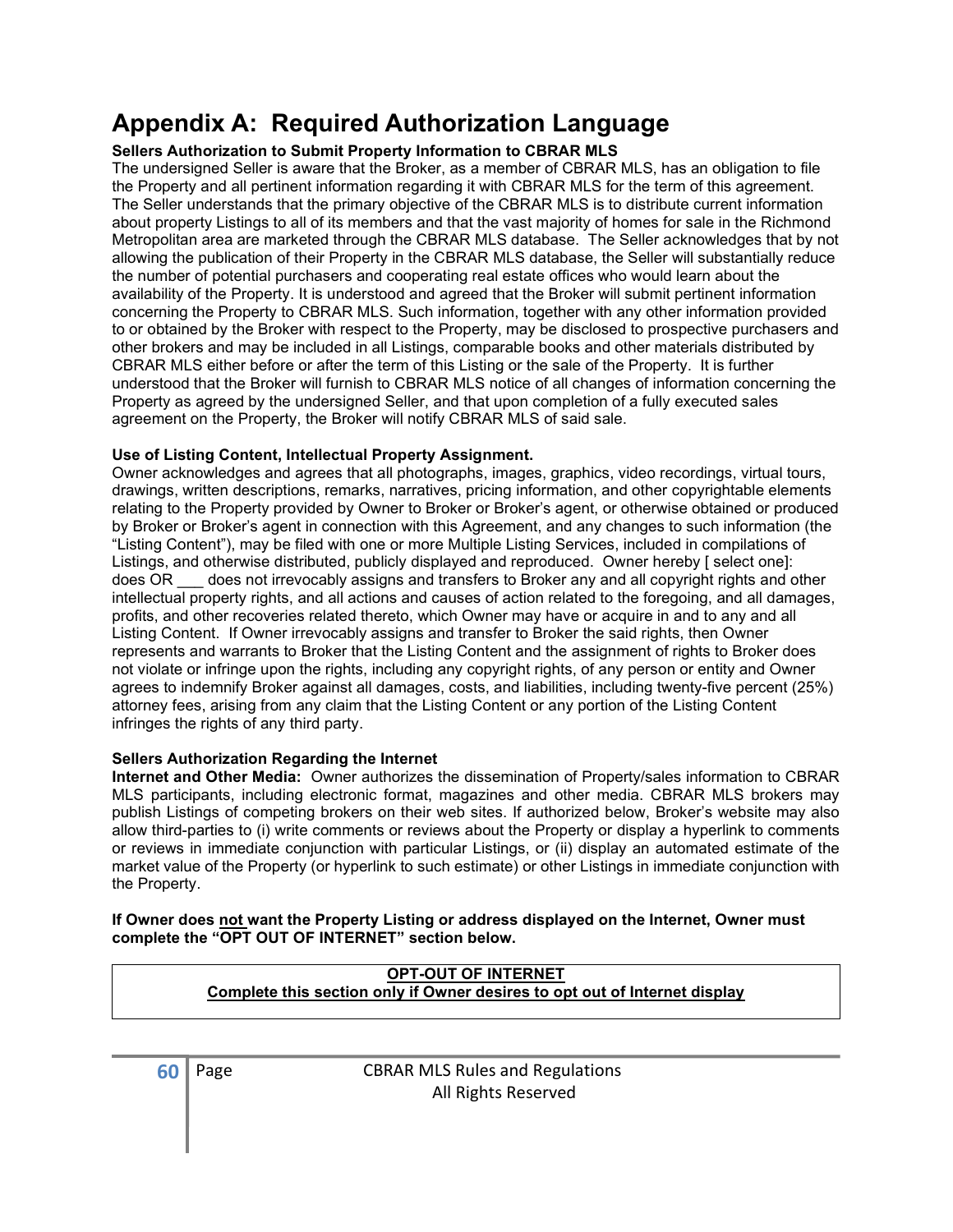# Appendix A: Required Authorization Language

**Sellers Authorization to Submit Property Information to CBRAR MLS**

The undersigned Seller is aware that the Broker, as a member of CBRAR MLS, has an obligation to file the Property and all pertinent information regarding it with CBRAR MLS for the term of this agreement. The Seller understands that the primary objective of the CBRAR MLS is to distribute current information about property Listings to all of its members and that the vast majority of homes for sale in the Richmond Metropolitan area are marketed through the CBRAR MLS database. The Seller acknowledges that by not allowing the publication of their Property in the CBRAR MLS database, the Seller will substantially reduce the number of potential purchasers and cooperating real estate offices who would learn about the availability of the Property. It is understood and agreed that the Broker will submit pertinent information concerning the Property to CBRAR MLS. Such information, together with any other information provided to or obtained by the Broker with respect to the Property, may be disclosed to prospective purchasers and other brokers and may be included in all Listings, comparable books and other materials distributed by CBRAR MLS either before or after the term of this Listing or the sale of the Property. It is further understood that the Broker will furnish to CBRAR MLS notice of all changes of information concerning the Property as agreed by the undersigned Seller, and that upon completion of a fully executed sales agreement on the Property, the Broker will notify CBRAR MLS of said sale.

**Use of Listing Content, Intellectual Property Assignment.**

Owner acknowledges and agrees that all photographs, images, graphics, video recordings, virtual tours, drawings, written descriptions, remarks, narratives, pricing information, and other copyrightable elements relating to the Property provided by Owner to Broker or Broker's agent, or otherwise obtained or produced by Broker or Broker's agent in connection with this Agreement, and any changes to such information (the "Listing Content"), may be filed with one or more Multiple Listing Services, included in compilations of Listings, and otherwise distributed, publicly displayed and reproduced. Owner hereby [ select one]: does OR ___ does not irrevocably assigns and transfers to Broker any and all copyright rights and other intellectual property rights, and all actions and causes of action related to the foregoing, and all damages, profits, and other recoveries related thereto, which Owner may have or acquire in and to any and all Listing Content. If Owner irrevocably assigns and transfer to Broker the said rights, then Owner represents and warrants to Broker that the Listing Content and the assignment of rights to Broker does not violate or infringe upon the rights, including any copyright rights, of any person or entity and Owner agrees to indemnify Broker against all damages, costs, and liabilities, including twenty-five percent (25%) attorney fees, arising from any claim that the Listing Content or any portion of the Listing Content infringes the rights of any third party.

**Sellers Authorization Regarding the Internet**

**Internet and Other Media:** Owner authorizes the dissemination of Property/sales information to CBRAR MLS participants, including electronic format, magazines and other media. CBRAR MLS brokers may publish Listings of competing brokers on their web sites. If authorized below, Broker's website may also allow third-parties to (i) write comments or reviews about the Property or display a hyperlink to comments or reviews in immediate conjunction with particular Listings, or (ii) display an automated estimate of the market value of the Property (or hyperlink to such estimate) or other Listings in immediate conjunction with the Property.

**If Owner does not want the Property Listing or address displayed on the Internet, Owner must complete the "OPT OUT OF INTERNET" section below.**

**OPT-OUT OF INTERNET**

**Complete this section only if Owner desires to opt out of Internet display**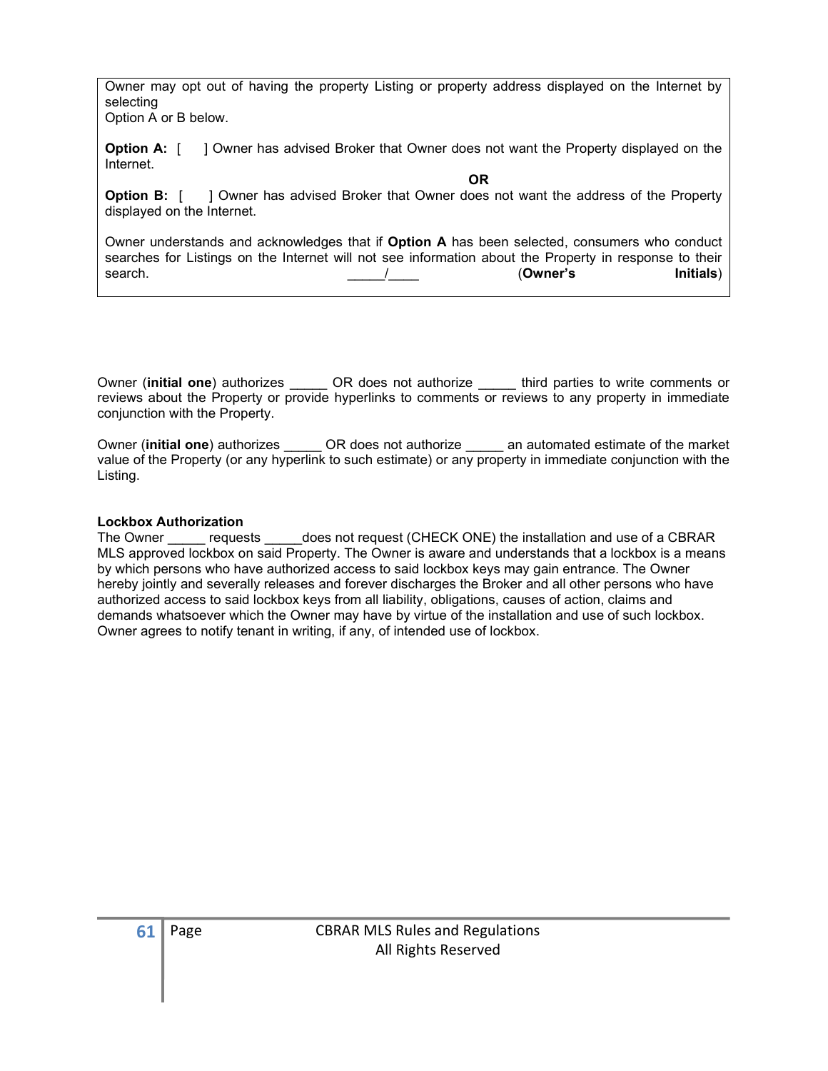Owner may opt out of having the property Listing or property address displayed on the Internet by selecting
Option A or B below.

**Option A:** [ ] Owner has advised Broker that Owner does not want the Property displayed on the Internet.

**OR**

**Option B:** [ ] Owner has advised Broker that Owner does not want the address of the Property displayed on the Internet.

Owner understands and acknowledges that if **Option A** has been selected, consumers who conduct searches for Listings on the Internet will not see information about the Property in response to their search. _____/____ (**Owner's Initials**)

Owner (**initial one**) authorizes _____ OR does not authorize _____ third parties to write comments or reviews about the Property or provide hyperlinks to comments or reviews to any property in immediate conjunction with the Property.

Owner (**initial one**) authorizes _____ OR does not authorize _____ an automated estimate of the market value of the Property (or any hyperlink to such estimate) or any property in immediate conjunction with the Listing.

**Lockbox Authorization**

The Owner _____ requests _____does not request (CHECK ONE) the installation and use of a CBRAR MLS approved lockbox on said Property. The Owner is aware and understands that a lockbox is a means by which persons who have authorized access to said lockbox keys may gain entrance. The Owner hereby jointly and severally releases and forever discharges the Broker and all other persons who have authorized access to said lockbox keys from all liability, obligations, causes of action, claims and demands whatsoever which the Owner may have by virtue of the installation and use of such lockbox. Owner agrees to notify tenant in writing, if any, of intended use of lockbox.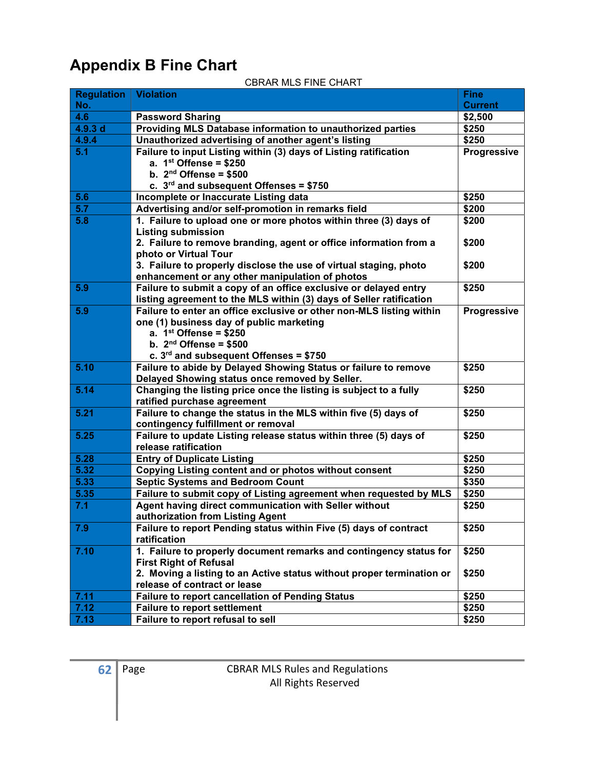# Appendix B Fine Chart

CBRAR MLS FINE CHART

| Regulation No. | Violation | Fine Current |
|---|---|---|
| 4.6 | Password Sharing | $2,500 |
| 4.9.3 d | Providing MLS Database information to unauthorized parties | $250 |
| 4.9.4 | Unauthorized advertising of another agent's listing | $250 |
| 5.1 | Failure to input Listing within (3) days of Listing ratification<br>a. 1st Offense = $250<br>b. 2nd Offense = $500<br>c. 3rd and subsequent Offenses = $750 | Progressive |
| 5.6 | Incomplete or Inaccurate Listing data | $250 |
| 5.7 | Advertising and/or self-promotion in remarks field | $200 |
| 5.8 | 1. Failure to upload one or more photos within three (3) days of Listing submission<br>2. Failure to remove branding, agent or office information from a photo or Virtual Tour<br>3. Failure to properly disclose the use of virtual staging, photo enhancement or any other manipulation of photos | $200<br>$200<br>$200 |
| 5.9 | Failure to submit a copy of an office exclusive or delayed entry listing agreement to the MLS within (3) days of Seller ratification | $250 |
| 5.9 | Failure to enter an office exclusive or other non-MLS listing within one (1) business day of public marketing<br>a. 1st Offense = $250<br>b. 2nd Offense = $500<br>c. 3rd and subsequent Offenses = $750 | Progressive |
| 5.10 | Failure to abide by Delayed Showing Status or failure to remove Delayed Showing status once removed by Seller. | $250 |
| 5.14 | Changing the listing price once the listing is subject to a fully ratified purchase agreement | $250 |
| 5.21 | Failure to change the status in the MLS within five (5) days of contingency fulfillment or removal | $250 |
| 5.25 | Failure to update Listing release status within three (5) days of release ratification | $250 |
| 5.28 | Entry of Duplicate Listing | $250 |
| 5.32 | Copying Listing content and or photos without consent | $250 |
| 5.33 | Septic Systems and Bedroom Count | $350 |
| 5.35 | Failure to submit copy of Listing agreement when requested by MLS | $250 |
| 7.1 | Agent having direct communication with Seller without authorization from Listing Agent | $250 |
| 7.9 | Failure to report Pending status within Five (5) days of contract ratification | $250 |
| 7.10 | 1. Failure to properly document remarks and contingency status for First Right of Refusal<br>2. Moving a listing to an Active status without proper termination or release of contract or lease | $250<br>$250 |
| 7.11 | Failure to report cancellation of Pending Status | $250 |
| 7.12 | Failure to report settlement | $250 |
| 7.13 | Failure to report refusal to sell | $250 |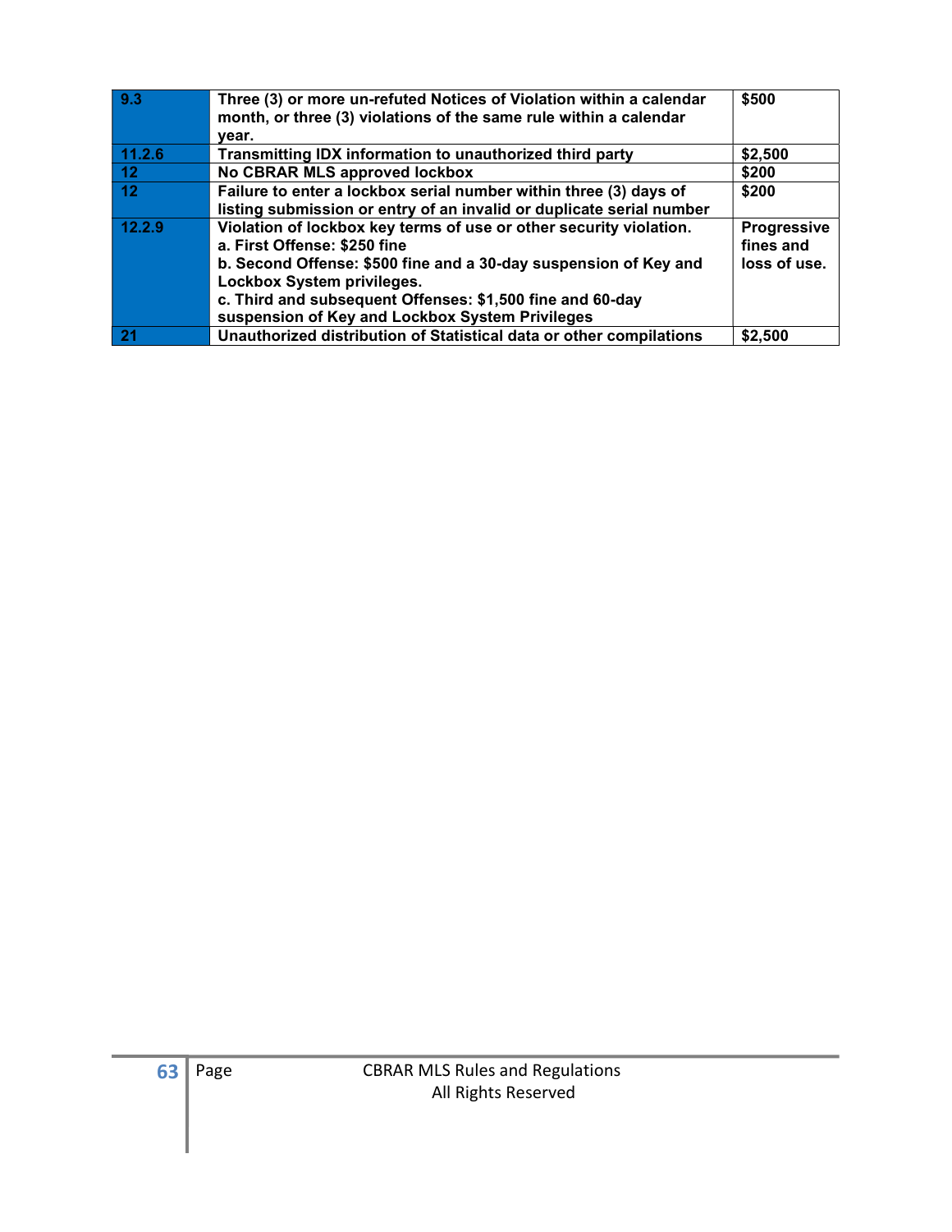| | | |
|---|---|---|
| 9.3 | Three (3) or more un-refuted Notices of Violation within a calendar month, or three (3) violations of the same rule within a calendar year. | $500 |
| 11.2.6 | Transmitting IDX information to unauthorized third party | $2,500 |
| 12 | No CBRAR MLS approved lockbox | $200 |
| 12 | Failure to enter a lockbox serial number within three (3) days of listing submission or entry of an invalid or duplicate serial number | $200 |
| 12.2.9 | Violation of lockbox key terms of use or other security violation.<br>a. First Offense: $250 fine<br>b. Second Offense: $500 fine and a 30-day suspension of Key and Lockbox System privileges.<br>c. Third and subsequent Offenses: $1,500 fine and 60-day suspension of Key and Lockbox System Privileges | Progressive fines and loss of use. |
| 21 | Unauthorized distribution of Statistical data or other compilations | $2,500 |